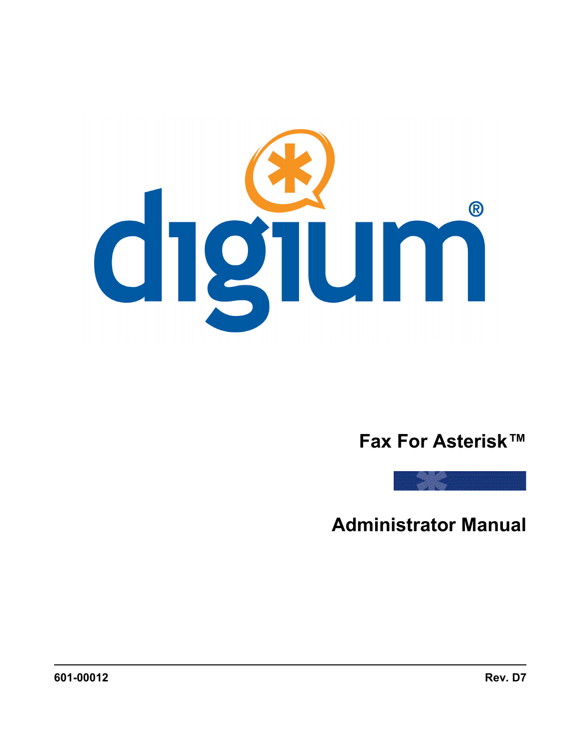# Fax For Asterisk™

# Administrator Manual

601-00012 Rev. D7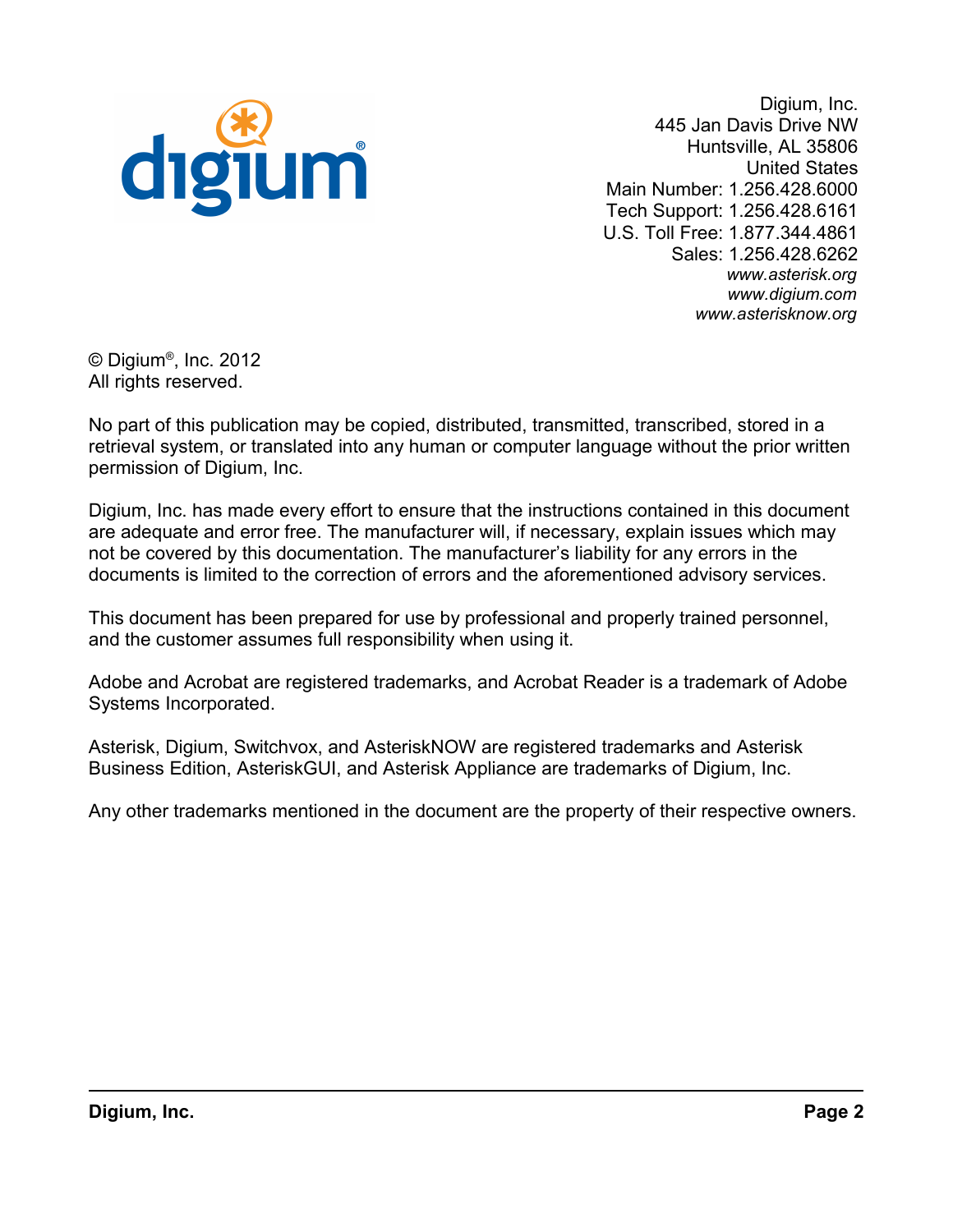Digium, Inc.
445 Jan Davis Drive NW
Huntsville, AL 35806
United States
Main Number: 1.256.428.6000
Tech Support: 1.256.428.6161
U.S. Toll Free: 1.877.344.4861
Sales: 1.256.428.6262
*www.asterisk.org*
*www.digium.com*
*www.asterisknow.org*

© Digium®, Inc. 2012
All rights reserved.

No part of this publication may be copied, distributed, transmitted, transcribed, stored in a retrieval system, or translated into any human or computer language without the prior written permission of Digium, Inc.

Digium, Inc. has made every effort to ensure that the instructions contained in this document are adequate and error free. The manufacturer will, if necessary, explain issues which may not be covered by this documentation. The manufacturer's liability for any errors in the documents is limited to the correction of errors and the aforementioned advisory services.

This document has been prepared for use by professional and properly trained personnel, and the customer assumes full responsibility when using it.

Adobe and Acrobat are registered trademarks, and Acrobat Reader is a trademark of Adobe Systems Incorporated.

Asterisk, Digium, Switchvox, and AsteriskNOW are registered trademarks and Asterisk Business Edition, AsteriskGUI, and Asterisk Appliance are trademarks of Digium, Inc.

Any other trademarks mentioned in the document are the property of their respective owners.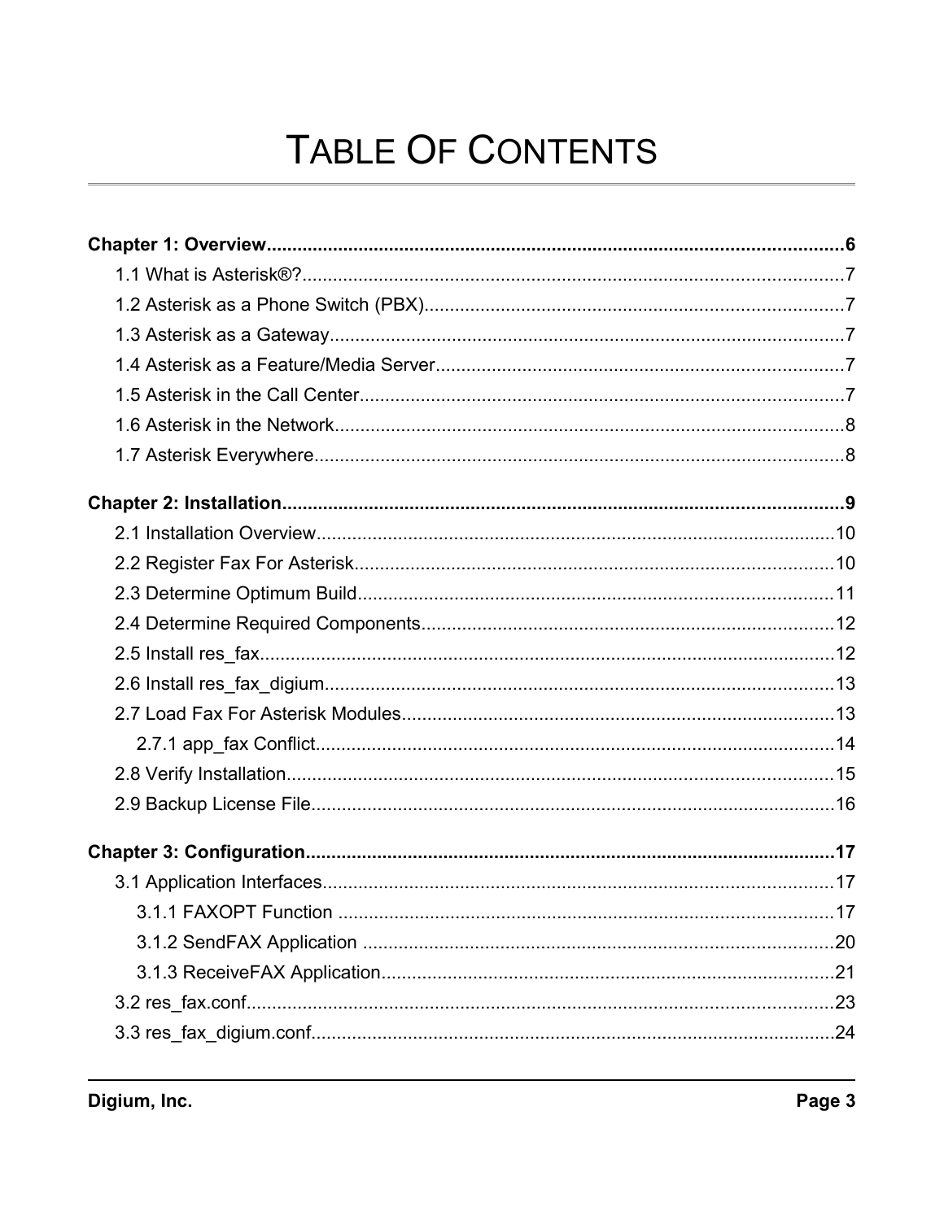# TABLE OF CONTENTS

**Chapter 1: Overview.................................................................6**

1.1 What is Asterisk®?.................................................................7

1.2 Asterisk as a Phone Switch (PBX).................................................................7

1.3 Asterisk as a Gateway.................................................................7

1.4 Asterisk as a Feature/Media Server.................................................................7

1.5 Asterisk in the Call Center.................................................................7

1.6 Asterisk in the Network.................................................................8

1.7 Asterisk Everywhere.................................................................8

**Chapter 2: Installation.................................................................9**

2.1 Installation Overview.................................................................10

2.2 Register Fax For Asterisk.................................................................10

2.3 Determine Optimum Build.................................................................11

2.4 Determine Required Components.................................................................12

2.5 Install res_fax.................................................................12

2.6 Install res_fax_digium.................................................................13

2.7 Load Fax For Asterisk Modules.................................................................13

2.7.1 app_fax Conflict.................................................................14

2.8 Verify Installation.................................................................15

2.9 Backup License File.................................................................16

**Chapter 3: Configuration.................................................................17**

3.1 Application Interfaces.................................................................17

3.1.1 FAXOPT Function.................................................................17

3.1.2 SendFAX Application.................................................................20

3.1.3 ReceiveFAX Application.................................................................21

3.2 res_fax.conf.................................................................23

3.3 res_fax_digium.conf.................................................................24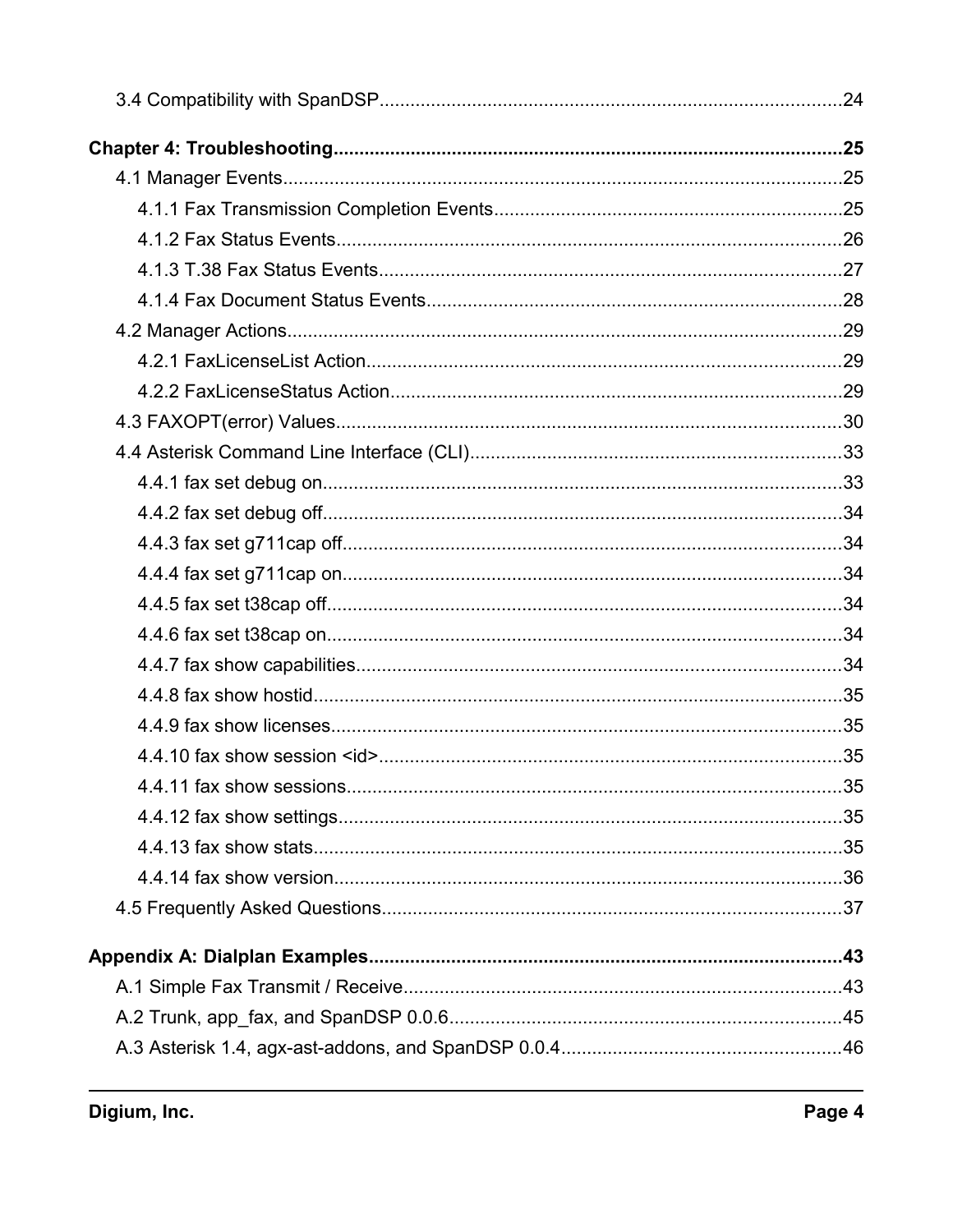3.4 Compatibility with SpanDSP.........................................................................................24

**Chapter 4: Troubleshooting..................................................................................................25**

4.1 Manager Events...........................................................................................................25

4.1.1 Fax Transmission Completion Events...................................................................25

4.1.2 Fax Status Events.................................................................................................26

4.1.3 T.38 Fax Status Events.........................................................................................27

4.1.4 Fax Document Status Events................................................................................28

4.2 Manager Actions...........................................................................................................29

4.2.1 FaxLicenseList Action............................................................................................29

4.2.2 FaxLicenseStatus Action.......................................................................................29

4.3 FAXOPT(error) Values.................................................................................................30

4.4 Asterisk Command Line Interface (CLI).......................................................................33

4.4.1 fax set debug on....................................................................................................33

4.4.2 fax set debug off....................................................................................................34

4.4.3 fax set g711cap off.................................................................................................34

4.4.4 fax set g711cap on.................................................................................................34

4.4.5 fax set t38cap off....................................................................................................34

4.4.6 fax set t38cap on....................................................................................................34

4.4.7 fax show capabilities..............................................................................................34

4.4.8 fax show hostid......................................................................................................35

4.4.9 fax show licenses...................................................................................................35

4.4.10 fax show session <id>.........................................................................................35

4.4.11 fax show sessions................................................................................................35

4.4.12 fax show settings.................................................................................................35

4.4.13 fax show stats......................................................................................................35

4.4.14 fax show version..................................................................................................36

4.5 Frequently Asked Questions.........................................................................................37

**Appendix A: Dialplan Examples...........................................................................................43**

A.1 Simple Fax Transmit / Receive.....................................................................................43

A.2 Trunk, app_fax, and SpanDSP 0.0.6............................................................................45

A.3 Asterisk 1.4, agx-ast-addons, and SpanDSP 0.0.4......................................................46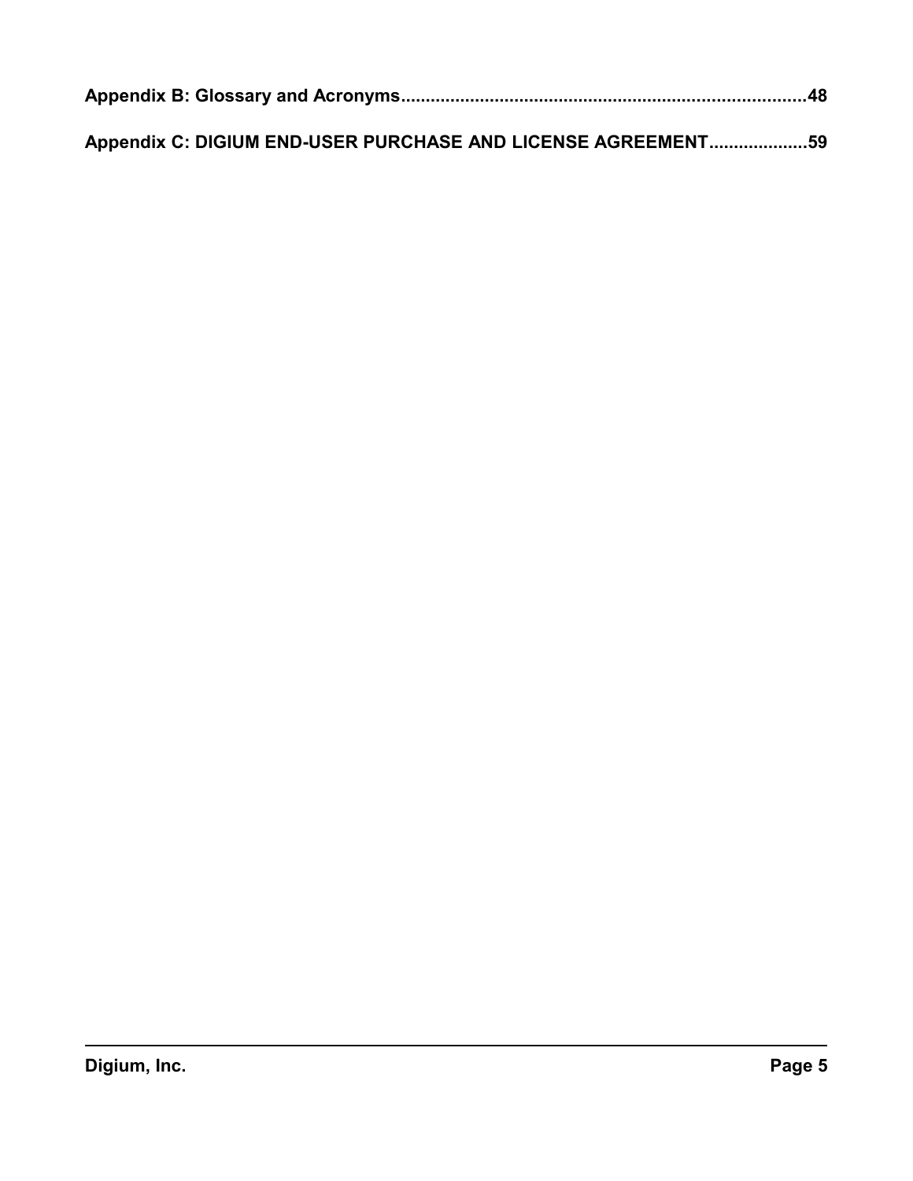**Appendix B: Glossary and Acronyms.................................................................................48**

**Appendix C: DIGIUM END-USER PURCHASE AND LICENSE AGREEMENT....................59**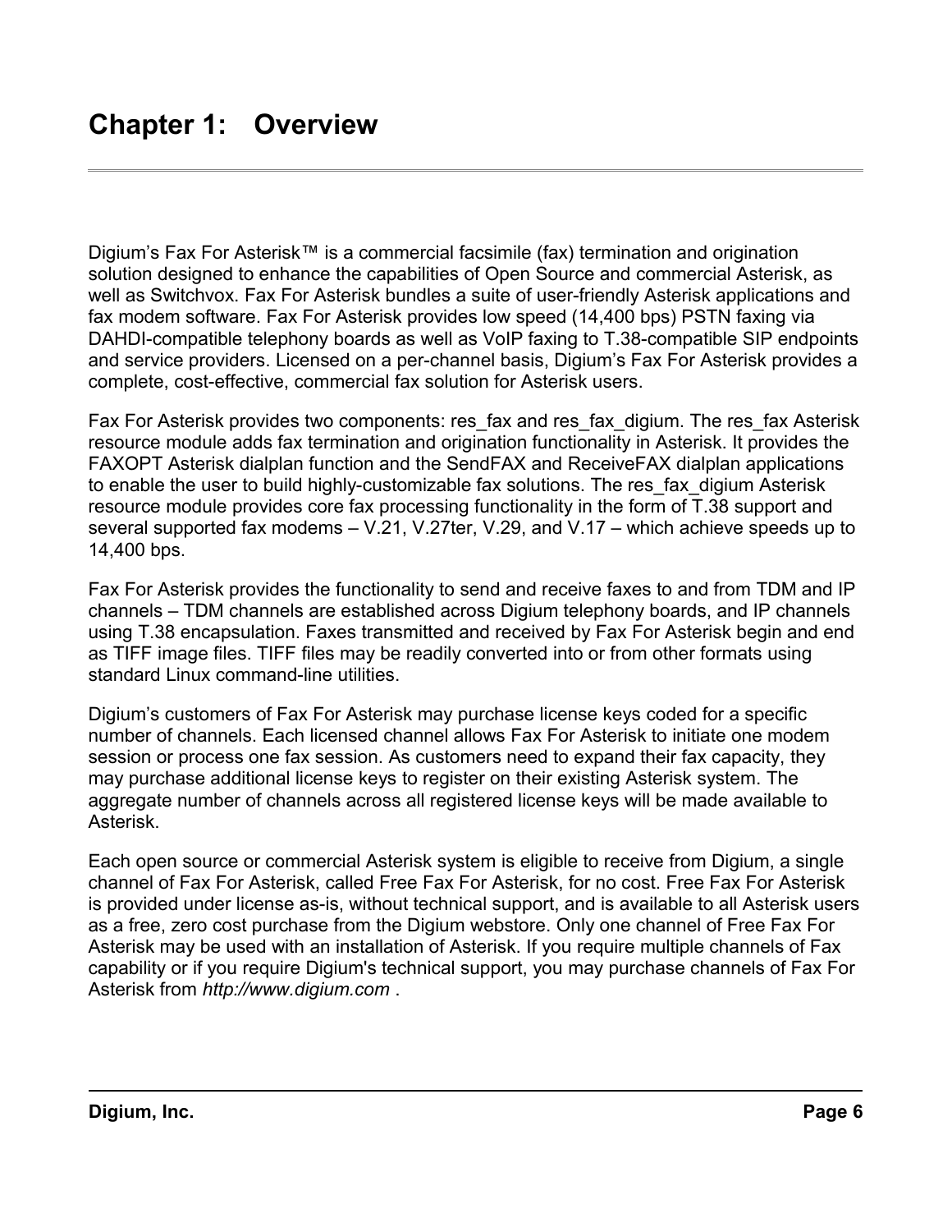# Chapter 1: Overview

Digium's Fax For Asterisk™ is a commercial facsimile (fax) termination and origination solution designed to enhance the capabilities of Open Source and commercial Asterisk, as well as Switchvox. Fax For Asterisk bundles a suite of user-friendly Asterisk applications and fax modem software. Fax For Asterisk provides low speed (14,400 bps) PSTN faxing via DAHDI-compatible telephony boards as well as VoIP faxing to T.38-compatible SIP endpoints and service providers. Licensed on a per-channel basis, Digium's Fax For Asterisk provides a complete, cost-effective, commercial fax solution for Asterisk users.

Fax For Asterisk provides two components: res_fax and res_fax_digium. The res_fax Asterisk resource module adds fax termination and origination functionality in Asterisk. It provides the FAXOPT Asterisk dialplan function and the SendFAX and ReceiveFAX dialplan applications to enable the user to build highly-customizable fax solutions. The res_fax_digium Asterisk resource module provides core fax processing functionality in the form of T.38 support and several supported fax modems – V.21, V.27ter, V.29, and V.17 – which achieve speeds up to 14,400 bps.

Fax For Asterisk provides the functionality to send and receive faxes to and from TDM and IP channels – TDM channels are established across Digium telephony boards, and IP channels using T.38 encapsulation. Faxes transmitted and received by Fax For Asterisk begin and end as TIFF image files. TIFF files may be readily converted into or from other formats using standard Linux command-line utilities.

Digium's customers of Fax For Asterisk may purchase license keys coded for a specific number of channels. Each licensed channel allows Fax For Asterisk to initiate one modem session or process one fax session. As customers need to expand their fax capacity, they may purchase additional license keys to register on their existing Asterisk system. The aggregate number of channels across all registered license keys will be made available to Asterisk.

Each open source or commercial Asterisk system is eligible to receive from Digium, a single channel of Fax For Asterisk, called Free Fax For Asterisk, for no cost. Free Fax For Asterisk is provided under license as-is, without technical support, and is available to all Asterisk users as a free, zero cost purchase from the Digium webstore. Only one channel of Free Fax For Asterisk may be used with an installation of Asterisk. If you require multiple channels of Fax capability or if you require Digium's technical support, you may purchase channels of Fax For Asterisk from *http://www.digium.com* .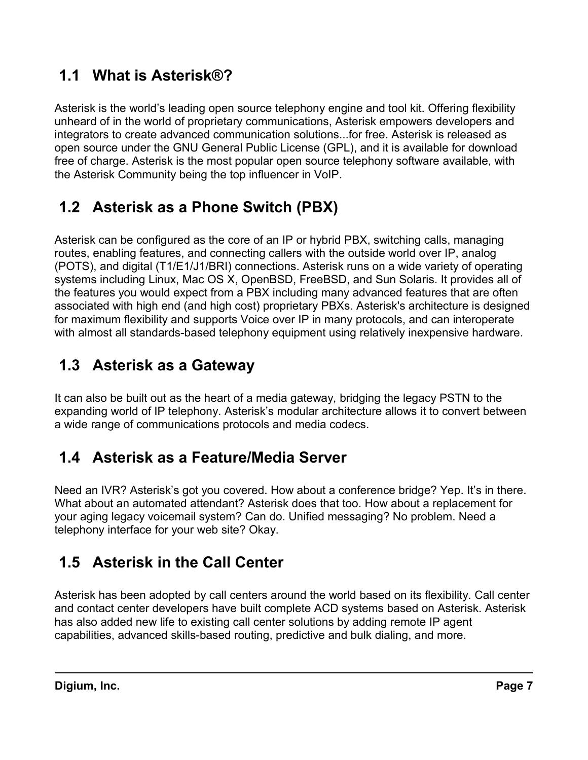## 1.1 What is Asterisk®?

Asterisk is the world's leading open source telephony engine and tool kit. Offering flexibility unheard of in the world of proprietary communications, Asterisk empowers developers and integrators to create advanced communication solutions...for free. Asterisk is released as open source under the GNU General Public License (GPL), and it is available for download free of charge. Asterisk is the most popular open source telephony software available, with the Asterisk Community being the top influencer in VoIP.

## 1.2 Asterisk as a Phone Switch (PBX)

Asterisk can be configured as the core of an IP or hybrid PBX, switching calls, managing routes, enabling features, and connecting callers with the outside world over IP, analog (POTS), and digital (T1/E1/J1/BRI) connections. Asterisk runs on a wide variety of operating systems including Linux, Mac OS X, OpenBSD, FreeBSD, and Sun Solaris. It provides all of the features you would expect from a PBX including many advanced features that are often associated with high end (and high cost) proprietary PBXs. Asterisk's architecture is designed for maximum flexibility and supports Voice over IP in many protocols, and can interoperate with almost all standards-based telephony equipment using relatively inexpensive hardware.

## 1.3 Asterisk as a Gateway

It can also be built out as the heart of a media gateway, bridging the legacy PSTN to the expanding world of IP telephony. Asterisk's modular architecture allows it to convert between a wide range of communications protocols and media codecs.

## 1.4 Asterisk as a Feature/Media Server

Need an IVR? Asterisk's got you covered. How about a conference bridge? Yep. It's in there. What about an automated attendant? Asterisk does that too. How about a replacement for your aging legacy voicemail system? Can do. Unified messaging? No problem. Need a telephony interface for your web site? Okay.

## 1.5 Asterisk in the Call Center

Asterisk has been adopted by call centers around the world based on its flexibility. Call center and contact center developers have built complete ACD systems based on Asterisk. Asterisk has also added new life to existing call center solutions by adding remote IP agent capabilities, advanced skills-based routing, predictive and bulk dialing, and more.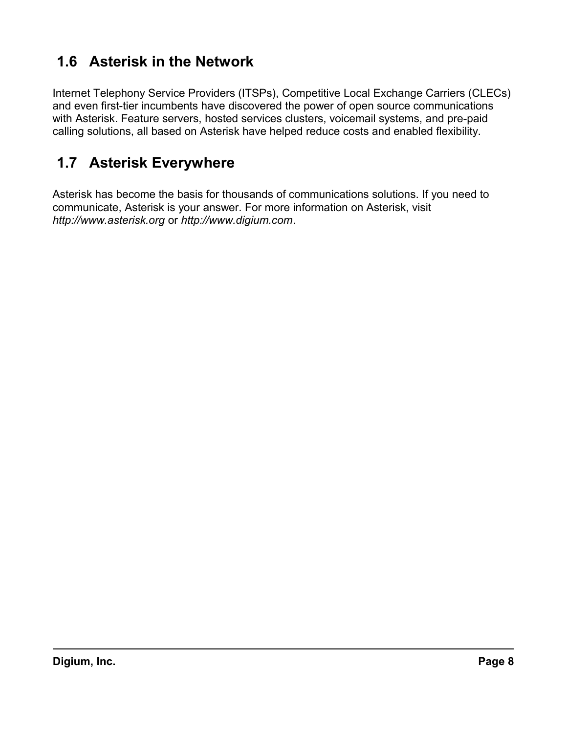## 1.6 Asterisk in the Network

Internet Telephony Service Providers (ITSPs), Competitive Local Exchange Carriers (CLECs) and even first-tier incumbents have discovered the power of open source communications with Asterisk. Feature servers, hosted services clusters, voicemail systems, and pre-paid calling solutions, all based on Asterisk have helped reduce costs and enabled flexibility.

## 1.7 Asterisk Everywhere

Asterisk has become the basis for thousands of communications solutions. If you need to communicate, Asterisk is your answer. For more information on Asterisk, visit *http://www.asterisk.org* or *http://www.digium.com*.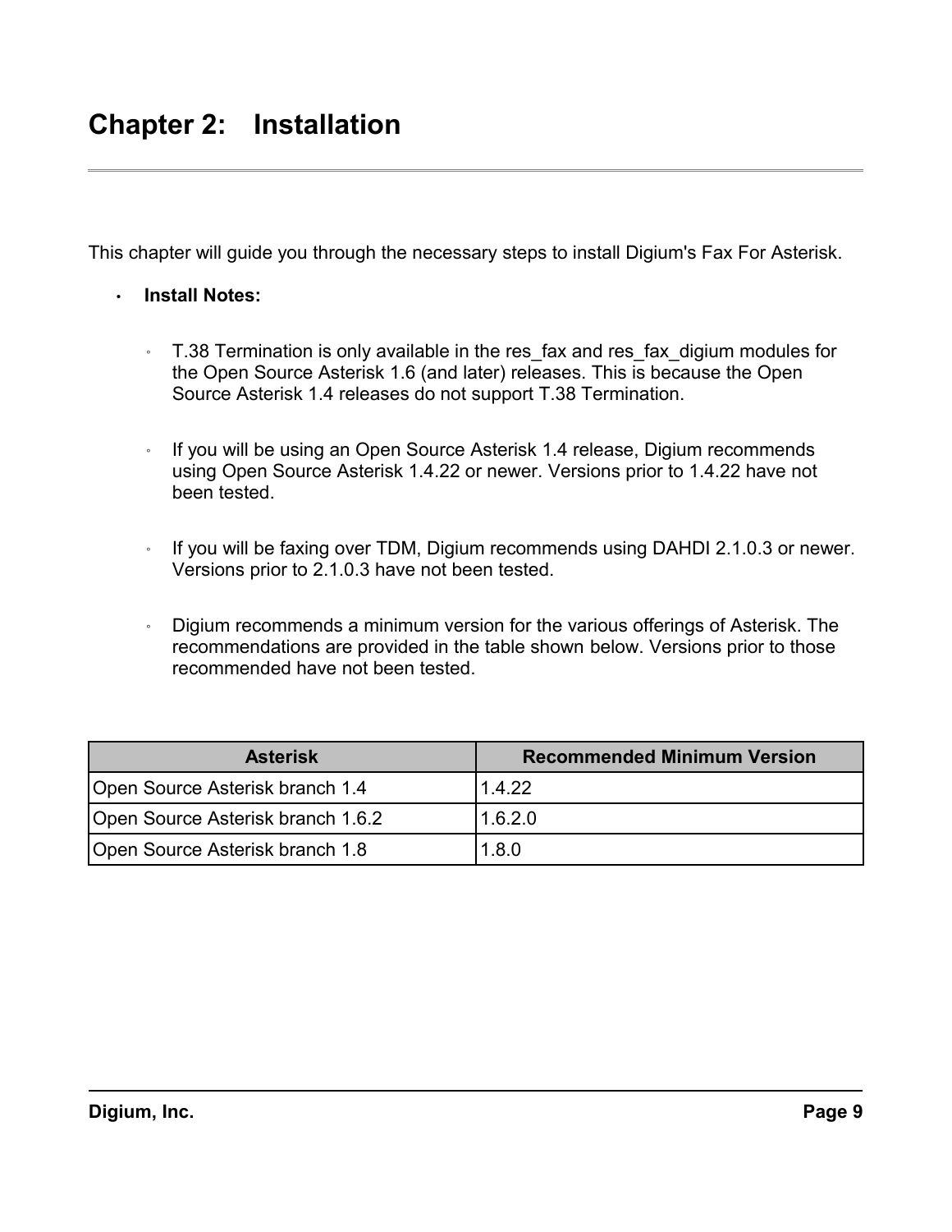# Chapter 2: Installation

This chapter will guide you through the necessary steps to install Digium's Fax For Asterisk.

- **Install Notes:**
  - T.38 Termination is only available in the res_fax and res_fax_digium modules for the Open Source Asterisk 1.6 (and later) releases. This is because the Open Source Asterisk 1.4 releases do not support T.38 Termination.
  - If you will be using an Open Source Asterisk 1.4 release, Digium recommends using Open Source Asterisk 1.4.22 or newer. Versions prior to 1.4.22 have not been tested.
  - If you will be faxing over TDM, Digium recommends using DAHDI 2.1.0.3 or newer. Versions prior to 2.1.0.3 have not been tested.
  - Digium recommends a minimum version for the various offerings of Asterisk. The recommendations are provided in the table shown below. Versions prior to those recommended have not been tested.

| Asterisk | Recommended Minimum Version |
|---|---|
| Open Source Asterisk branch 1.4 | 1.4.22 |
| Open Source Asterisk branch 1.6.2 | 1.6.2.0 |
| Open Source Asterisk branch 1.8 | 1.8.0 |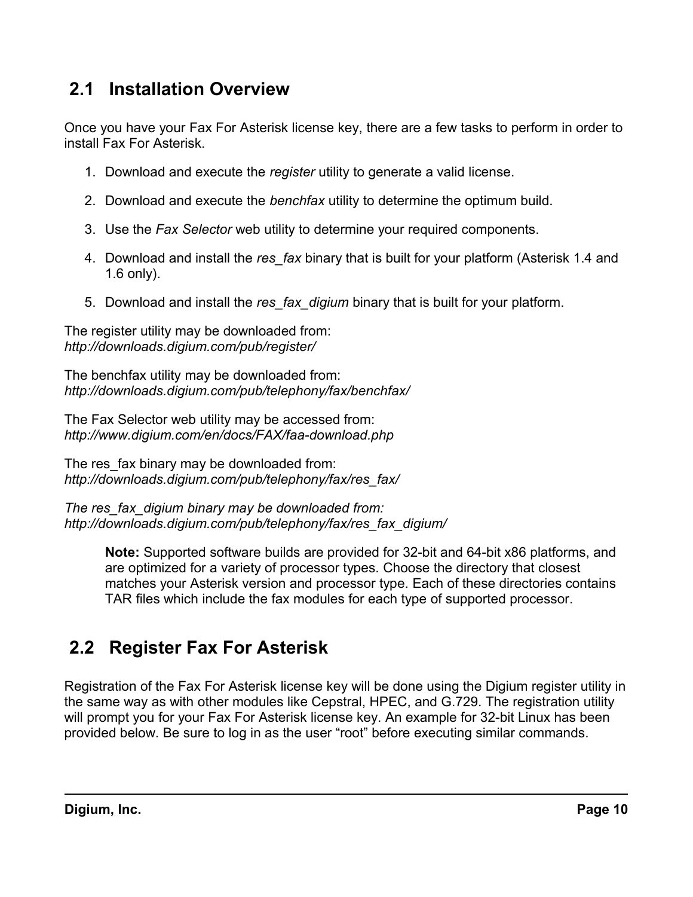## 2.1 Installation Overview

Once you have your Fax For Asterisk license key, there are a few tasks to perform in order to install Fax For Asterisk.

1. Download and execute the *register* utility to generate a valid license.
2. Download and execute the *benchfax* utility to determine the optimum build.
3. Use the *Fax Selector* web utility to determine your required components.
4. Download and install the *res_fax* binary that is built for your platform (Asterisk 1.4 and 1.6 only).
5. Download and install the *res_fax_digium* binary that is built for your platform.

The register utility may be downloaded from:
*http://downloads.digium.com/pub/register/*

The benchfax utility may be downloaded from:
*http://downloads.digium.com/pub/telephony/fax/benchfax/*

The Fax Selector web utility may be accessed from:
*http://www.digium.com/en/docs/FAX/faa-download.php*

The res_fax binary may be downloaded from:
*http://downloads.digium.com/pub/telephony/fax/res_fax/*

*The res_fax_digium binary may be downloaded from:*
*http://downloads.digium.com/pub/telephony/fax/res_fax_digium/*

> **Note:** Supported software builds are provided for 32-bit and 64-bit x86 platforms, and are optimized for a variety of processor types. Choose the directory that closest matches your Asterisk version and processor type. Each of these directories contains TAR files which include the fax modules for each type of supported processor.

## 2.2 Register Fax For Asterisk

Registration of the Fax For Asterisk license key will be done using the Digium register utility in the same way as with other modules like Cepstral, HPEC, and G.729. The registration utility will prompt you for your Fax For Asterisk license key. An example for 32-bit Linux has been provided below. Be sure to log in as the user “root” before executing similar commands.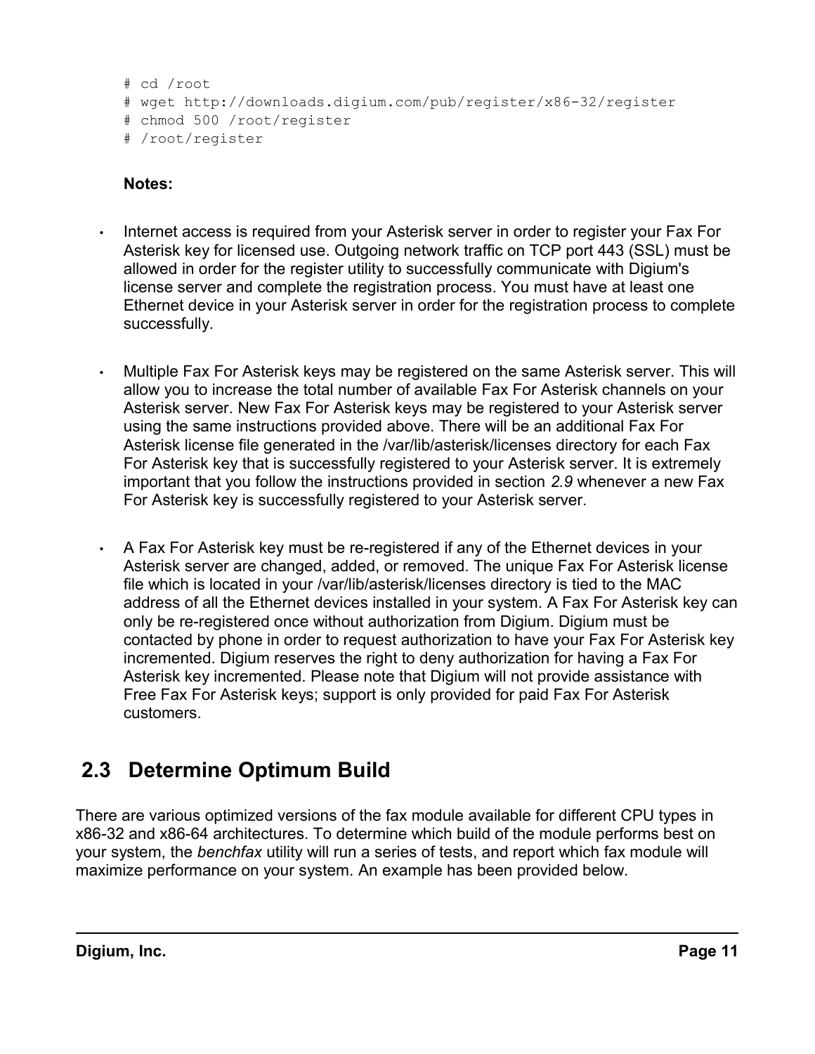```
# cd /root
# wget http://downloads.digium.com/pub/register/x86-32/register
# chmod 500 /root/register
# /root/register
```

**Notes:**

- Internet access is required from your Asterisk server in order to register your Fax For Asterisk key for licensed use. Outgoing network traffic on TCP port 443 (SSL) must be allowed in order for the register utility to successfully communicate with Digium's license server and complete the registration process. You must have at least one Ethernet device in your Asterisk server in order for the registration process to complete successfully.

- Multiple Fax For Asterisk keys may be registered on the same Asterisk server. This will allow you to increase the total number of available Fax For Asterisk channels on your Asterisk server. New Fax For Asterisk keys may be registered to your Asterisk server using the same instructions provided above. There will be an additional Fax For Asterisk license file generated in the /var/lib/asterisk/licenses directory for each Fax For Asterisk key that is successfully registered to your Asterisk server. It is extremely important that you follow the instructions provided in section *2.9* whenever a new Fax For Asterisk key is successfully registered to your Asterisk server.

- A Fax For Asterisk key must be re-registered if any of the Ethernet devices in your Asterisk server are changed, added, or removed. The unique Fax For Asterisk license file which is located in your /var/lib/asterisk/licenses directory is tied to the MAC address of all the Ethernet devices installed in your system. A Fax For Asterisk key can only be re-registered once without authorization from Digium. Digium must be contacted by phone in order to request authorization to have your Fax For Asterisk key incremented. Digium reserves the right to deny authorization for having a Fax For Asterisk key incremented. Please note that Digium will not provide assistance with Free Fax For Asterisk keys; support is only provided for paid Fax For Asterisk customers.

## 2.3 Determine Optimum Build

There are various optimized versions of the fax module available for different CPU types in x86-32 and x86-64 architectures. To determine which build of the module performs best on your system, the *benchfax* utility will run a series of tests, and report which fax module will maximize performance on your system. An example has been provided below.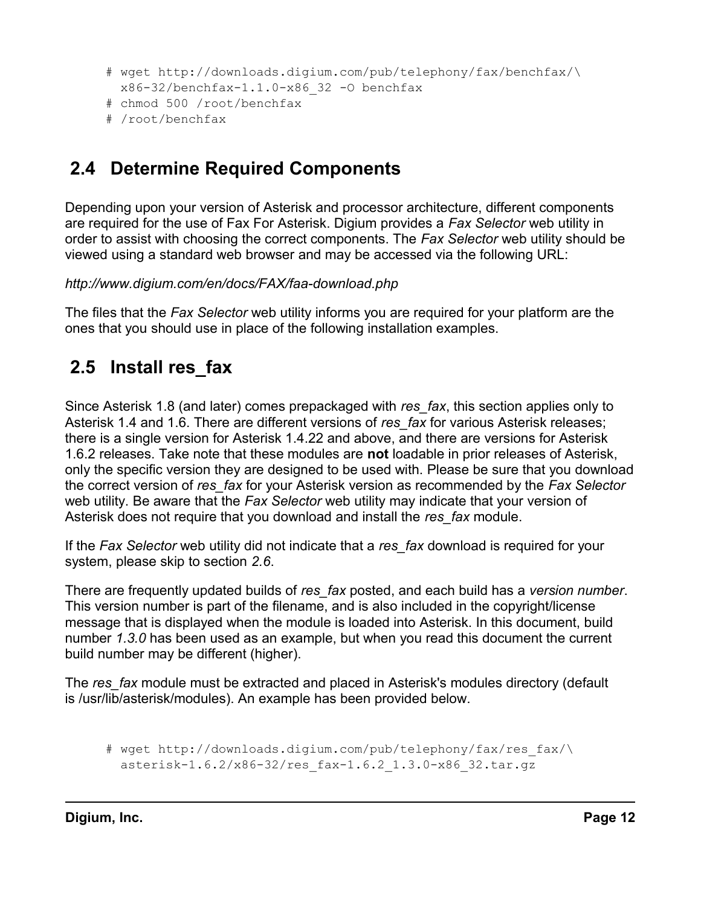```
# wget http://downloads.digium.com/pub/telephony/fax/benchfax/\
  x86-32/benchfax-1.1.0-x86_32 -O benchfax
# chmod 500 /root/benchfax
# /root/benchfax
```

## 2.4 Determine Required Components

Depending upon your version of Asterisk and processor architecture, different components are required for the use of Fax For Asterisk. Digium provides a *Fax Selector* web utility in order to assist with choosing the correct components. The *Fax Selector* web utility should be viewed using a standard web browser and may be accessed via the following URL:

*http://www.digium.com/en/docs/FAX/faa-download.php*

The files that the *Fax Selector* web utility informs you are required for your platform are the ones that you should use in place of the following installation examples.

## 2.5 Install res_fax

Since Asterisk 1.8 (and later) comes prepackaged with *res_fax*, this section applies only to Asterisk 1.4 and 1.6. There are different versions of *res_fax* for various Asterisk releases; there is a single version for Asterisk 1.4.22 and above, and there are versions for Asterisk 1.6.2 releases. Take note that these modules are **not** loadable in prior releases of Asterisk, only the specific version they are designed to be used with. Please be sure that you download the correct version of *res_fax* for your Asterisk version as recommended by the *Fax Selector* web utility. Be aware that the *Fax Selector* web utility may indicate that your version of Asterisk does not require that you download and install the *res_fax* module.

If the *Fax Selector* web utility did not indicate that a *res_fax* download is required for your system, please skip to section *2.6*.

There are frequently updated builds of *res_fax* posted, and each build has a *version number*. This version number is part of the filename, and is also included in the copyright/license message that is displayed when the module is loaded into Asterisk. In this document, build number *1.3.0* has been used as an example, but when you read this document the current build number may be different (higher).

The *res_fax* module must be extracted and placed in Asterisk's modules directory (default is /usr/lib/asterisk/modules). An example has been provided below.

```
# wget http://downloads.digium.com/pub/telephony/fax/res_fax/\
  asterisk-1.6.2/x86-32/res_fax-1.6.2_1.3.0-x86_32.tar.gz
```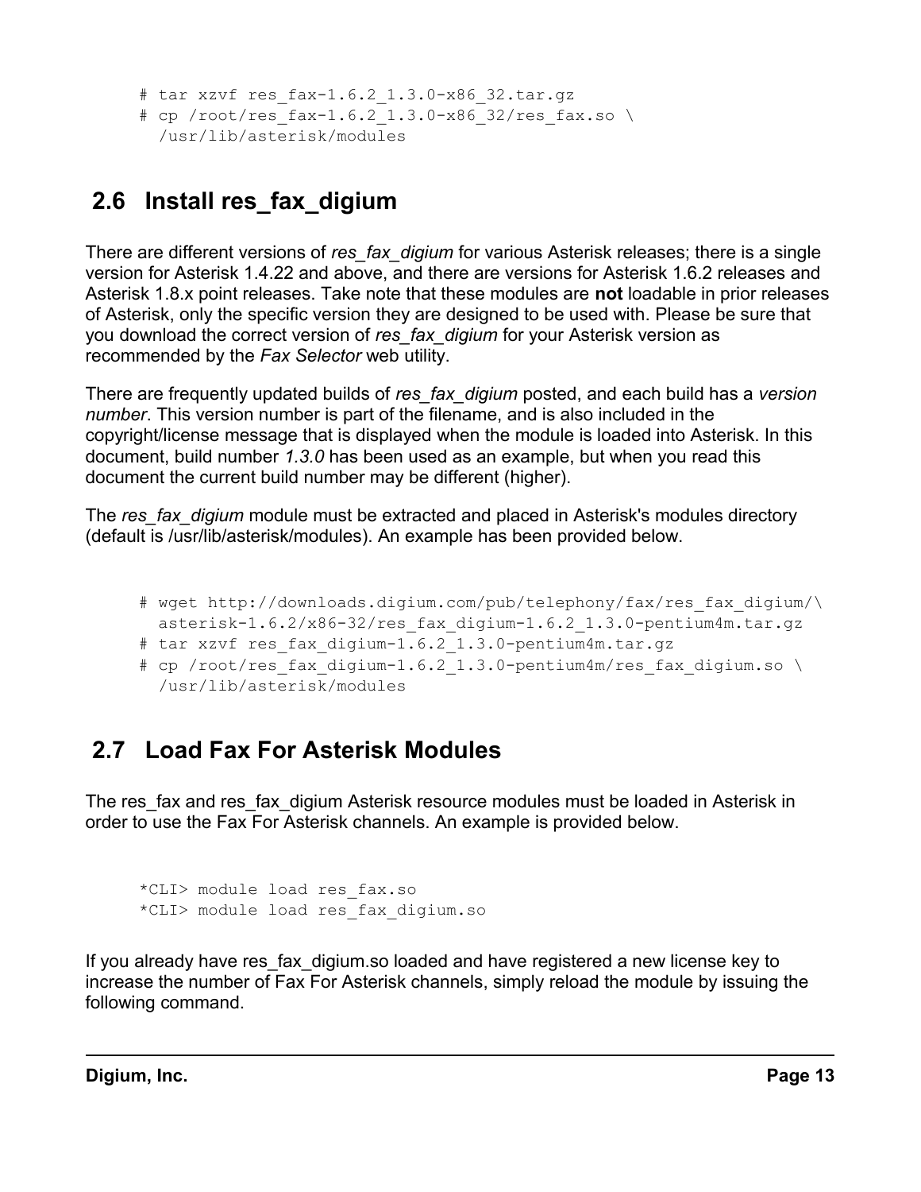```
# tar xzvf res_fax-1.6.2_1.3.0-x86_32.tar.gz
# cp /root/res_fax-1.6.2_1.3.0-x86_32/res_fax.so \
  /usr/lib/asterisk/modules
```

## 2.6 Install res_fax_digium

There are different versions of *res_fax_digium* for various Asterisk releases; there is a single version for Asterisk 1.4.22 and above, and there are versions for Asterisk 1.6.2 releases and Asterisk 1.8.x point releases. Take note that these modules are **not** loadable in prior releases of Asterisk, only the specific version they are designed to be used with. Please be sure that you download the correct version of *res_fax_digium* for your Asterisk version as recommended by the *Fax Selector* web utility.

There are frequently updated builds of *res_fax_digium* posted, and each build has a *version number*. This version number is part of the filename, and is also included in the copyright/license message that is displayed when the module is loaded into Asterisk. In this document, build number *1.3.0* has been used as an example, but when you read this document the current build number may be different (higher).

The *res_fax_digium* module must be extracted and placed in Asterisk's modules directory (default is /usr/lib/asterisk/modules). An example has been provided below.

```
# wget http://downloads.digium.com/pub/telephony/fax/res_fax_digium/\
  asterisk-1.6.2/x86-32/res_fax_digium-1.6.2_1.3.0-pentium4m.tar.gz
# tar xzvf res_fax_digium-1.6.2_1.3.0-pentium4m.tar.gz
# cp /root/res_fax_digium-1.6.2_1.3.0-pentium4m/res_fax_digium.so \
  /usr/lib/asterisk/modules
```

## 2.7 Load Fax For Asterisk Modules

The res_fax and res_fax_digium Asterisk resource modules must be loaded in Asterisk in order to use the Fax For Asterisk channels. An example is provided below.

```
*CLI> module load res_fax.so
*CLI> module load res_fax_digium.so
```

If you already have res_fax_digium.so loaded and have registered a new license key to increase the number of Fax For Asterisk channels, simply reload the module by issuing the following command.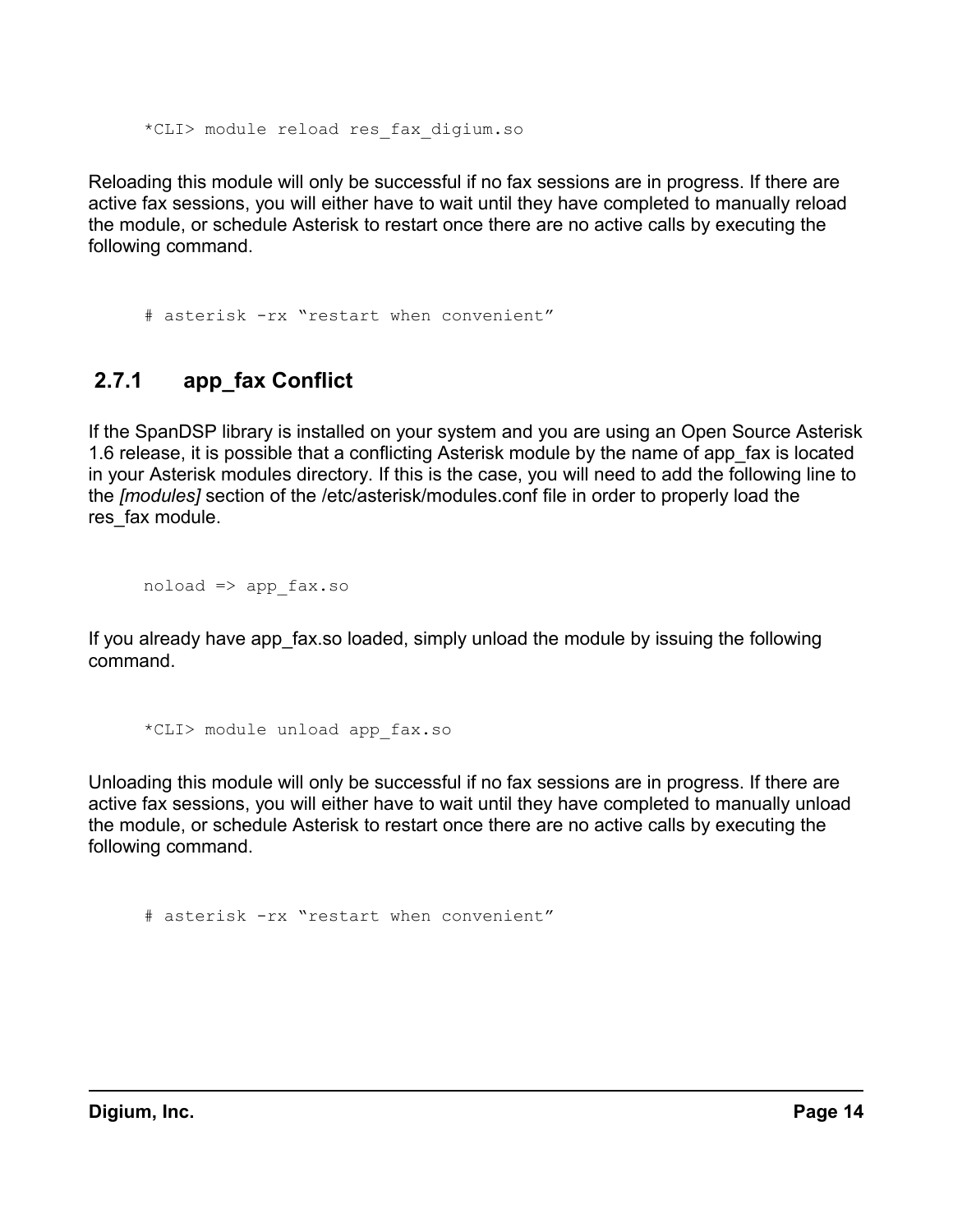```
*CLI> module reload res_fax_digium.so
```

Reloading this module will only be successful if no fax sessions are in progress. If there are active fax sessions, you will either have to wait until they have completed to manually reload the module, or schedule Asterisk to restart once there are no active calls by executing the following command.

```
# asterisk -rx "restart when convenient"
```

### 2.7.1 app_fax Conflict

If the SpanDSP library is installed on your system and you are using an Open Source Asterisk 1.6 release, it is possible that a conflicting Asterisk module by the name of app_fax is located in your Asterisk modules directory. If this is the case, you will need to add the following line to the *[modules]* section of the /etc/asterisk/modules.conf file in order to properly load the res_fax module.

```
noload => app_fax.so
```

If you already have app_fax.so loaded, simply unload the module by issuing the following command.

```
*CLI> module unload app_fax.so
```

Unloading this module will only be successful if no fax sessions are in progress. If there are active fax sessions, you will either have to wait until they have completed to manually unload the module, or schedule Asterisk to restart once there are no active calls by executing the following command.

```
# asterisk -rx "restart when convenient"
```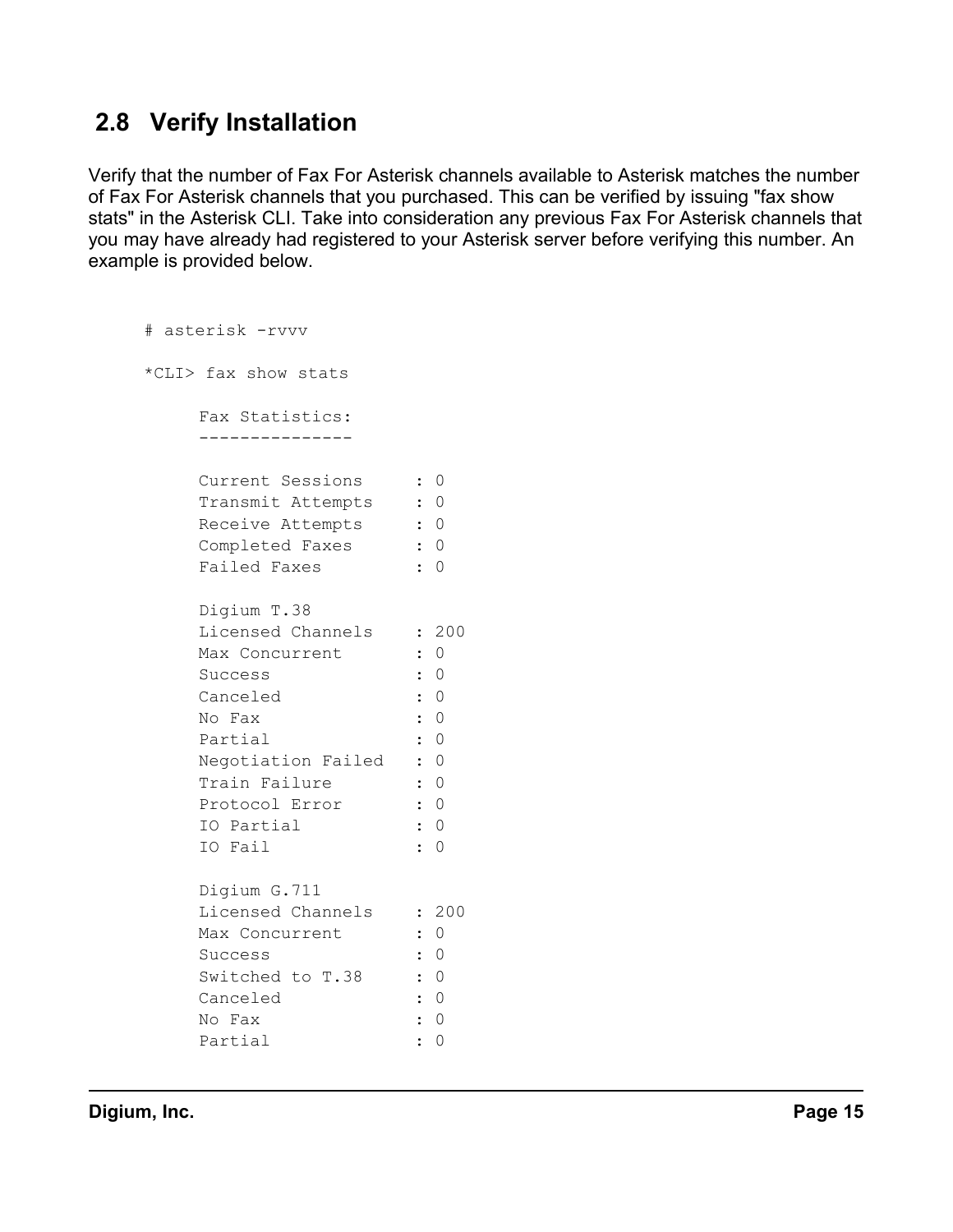## 2.8 Verify Installation

Verify that the number of Fax For Asterisk channels available to Asterisk matches the number of Fax For Asterisk channels that you purchased. This can be verified by issuing "fax show stats" in the Asterisk CLI. Take into consideration any previous Fax For Asterisk channels that you may have already had registered to your Asterisk server before verifying this number. An example is provided below.

```
# asterisk -rvvv

*CLI> fax show stats

     Fax Statistics:
     ---------------

     Current Sessions     : 0
     Transmit Attempts    : 0
     Receive Attempts     : 0
     Completed Faxes      : 0
     Failed Faxes         : 0

     Digium T.38
     Licensed Channels    : 200
     Max Concurrent       : 0
     Success              : 0
     Canceled             : 0
     No Fax               : 0
     Partial              : 0
     Negotiation Failed   : 0
     Train Failure        : 0
     Protocol Error       : 0
     IO Partial           : 0
     IO Fail              : 0

     Digium G.711
     Licensed Channels    : 200
     Max Concurrent       : 0
     Success              : 0
     Switched to T.38     : 0
     Canceled             : 0
     No Fax               : 0
     Partial              : 0
```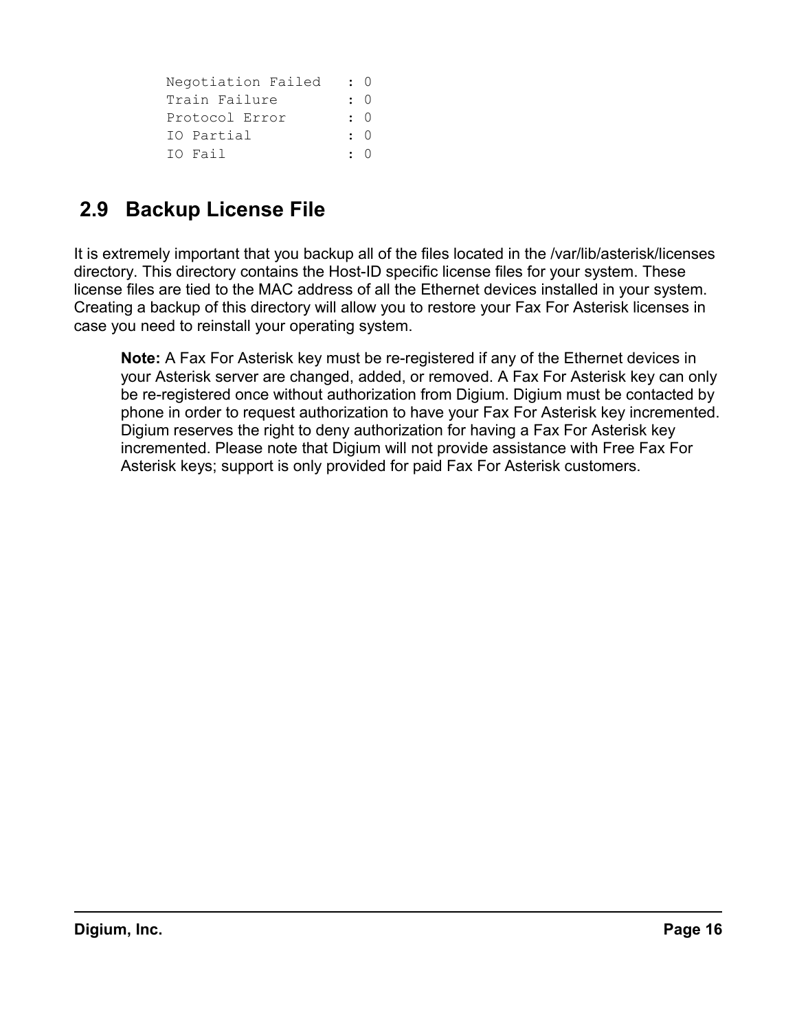```
Negotiation Failed   : 0
Train Failure        : 0
Protocol Error       : 0
IO Partial           : 0
IO Fail              : 0
```

## 2.9 Backup License File

It is extremely important that you backup all of the files located in the /var/lib/asterisk/licenses directory. This directory contains the Host-ID specific license files for your system. These license files are tied to the MAC address of all the Ethernet devices installed in your system. Creating a backup of this directory will allow you to restore your Fax For Asterisk licenses in case you need to reinstall your operating system.

> **Note:** A Fax For Asterisk key must be re-registered if any of the Ethernet devices in your Asterisk server are changed, added, or removed. A Fax For Asterisk key can only be re-registered once without authorization from Digium. Digium must be contacted by phone in order to request authorization to have your Fax For Asterisk key incremented. Digium reserves the right to deny authorization for having a Fax For Asterisk key incremented. Please note that Digium will not provide assistance with Free Fax For Asterisk keys; support is only provided for paid Fax For Asterisk customers.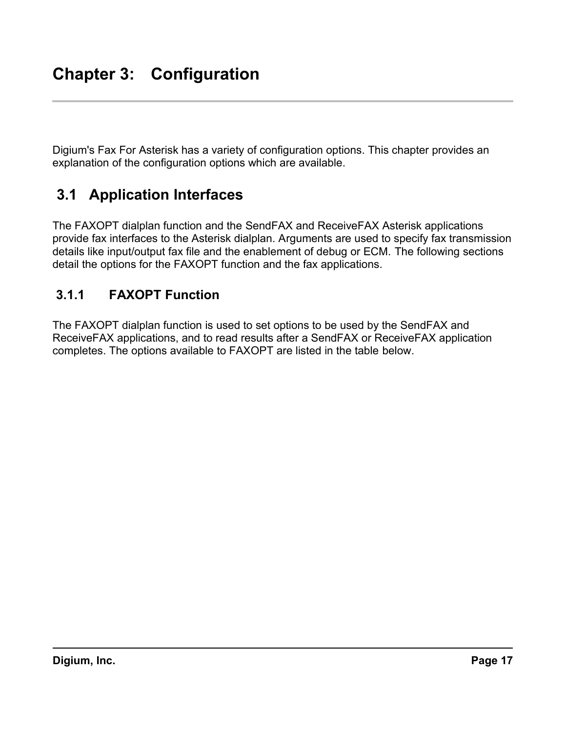# Chapter 3: Configuration

Digium's Fax For Asterisk has a variety of configuration options. This chapter provides an explanation of the configuration options which are available.

## 3.1 Application Interfaces

The FAXOPT dialplan function and the SendFAX and ReceiveFAX Asterisk applications provide fax interfaces to the Asterisk dialplan. Arguments are used to specify fax transmission details like input/output fax file and the enablement of debug or ECM. The following sections detail the options for the FAXOPT function and the fax applications.

### 3.1.1 FAXOPT Function

The FAXOPT dialplan function is used to set options to be used by the SendFAX and ReceiveFAX applications, and to read results after a SendFAX or ReceiveFAX application completes. The options available to FAXOPT are listed in the table below.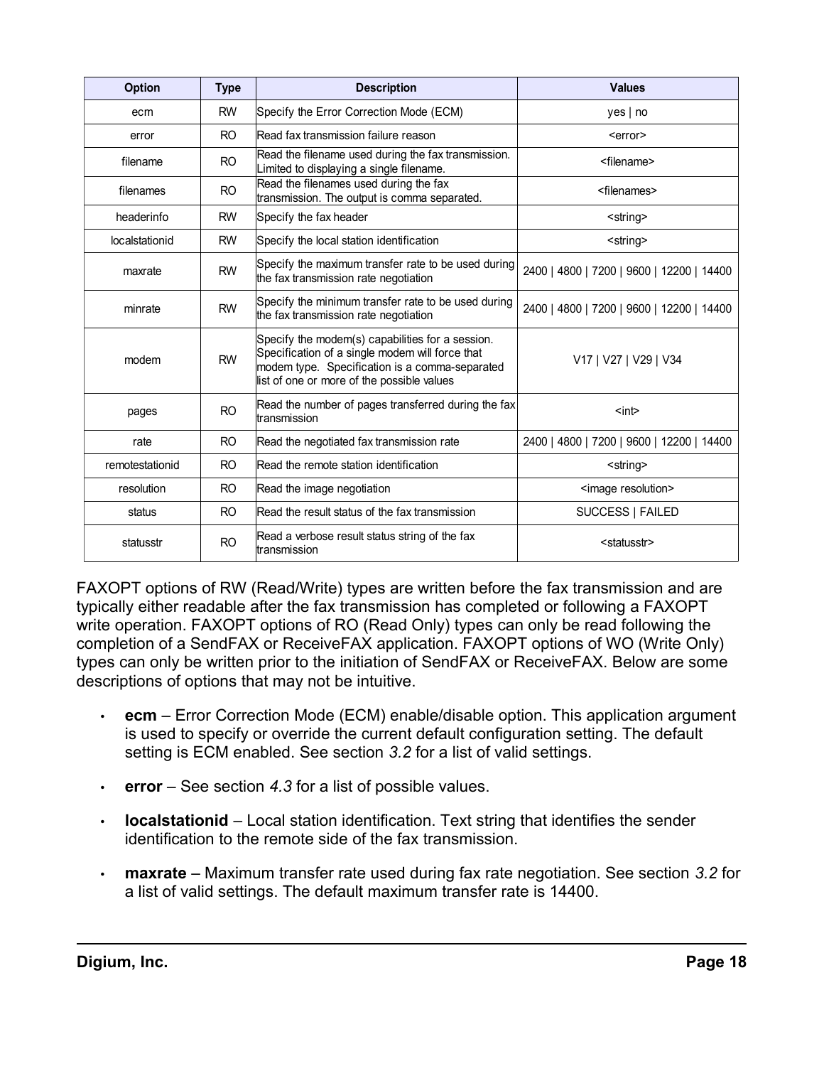| Option | Type | Description | Values |
|---|---|---|---|
| ecm | RW | Specify the Error Correction Mode (ECM) | yes \| no |
| error | RO | Read fax transmission failure reason | <error> |
| filename | RO | Read the filename used during the fax transmission. Limited to displaying a single filename. | <filename> |
| filenames | RO | Read the filenames used during the fax transmission. The output is comma separated. | <filenames> |
| headerinfo | RW | Specify the fax header | <string> |
| localstationid | RW | Specify the local station identification | <string> |
| maxrate | RW | Specify the maximum transfer rate to be used during the fax transmission rate negotiation | 2400 \| 4800 \| 7200 \| 9600 \| 12200 \| 14400 |
| minrate | RW | Specify the minimum transfer rate to be used during the fax transmission rate negotiation | 2400 \| 4800 \| 7200 \| 9600 \| 12200 \| 14400 |
| modem | RW | Specify the modem(s) capabilities for a session. Specification of a single modem will force that modem type. Specification is a comma-separated list of one or more of the possible values | V17 \| V27 \| V29 \| V34 |
| pages | RO | Read the number of pages transferred during the fax transmission | <int> |
| rate | RO | Read the negotiated fax transmission rate | 2400 \| 4800 \| 7200 \| 9600 \| 12200 \| 14400 |
| remotestationid | RO | Read the remote station identification | <string> |
| resolution | RO | Read the image negotiation | <image resolution> |
| status | RO | Read the result status of the fax transmission | SUCCESS \| FAILED |
| statusstr | RO | Read a verbose result status string of the fax transmission | <statusstr> |

FAXOPT options of RW (Read/Write) types are written before the fax transmission and are typically either readable after the fax transmission has completed or following a FAXOPT write operation. FAXOPT options of RO (Read Only) types can only be read following the completion of a SendFAX or ReceiveFAX application. FAXOPT options of WO (Write Only) types can only be written prior to the initiation of SendFAX or ReceiveFAX. Below are some descriptions of options that may not be intuitive.

- **ecm** – Error Correction Mode (ECM) enable/disable option. This application argument is used to specify or override the current default configuration setting. The default setting is ECM enabled. See section *3.2* for a list of valid settings.
- **error** – See section *4.3* for a list of possible values.
- **localstationid** – Local station identification. Text string that identifies the sender identification to the remote side of the fax transmission.
- **maxrate** – Maximum transfer rate used during fax rate negotiation. See section *3.2* for a list of valid settings. The default maximum transfer rate is 14400.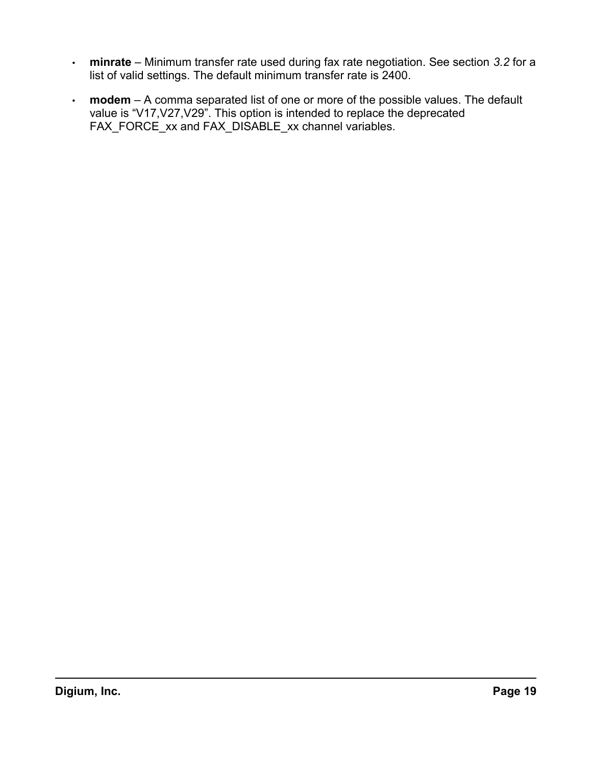- **minrate** – Minimum transfer rate used during fax rate negotiation. See section *3.2* for a list of valid settings. The default minimum transfer rate is 2400.
- **modem** – A comma separated list of one or more of the possible values. The default value is "V17,V27,V29". This option is intended to replace the deprecated FAX_FORCE_xx and FAX_DISABLE_xx channel variables.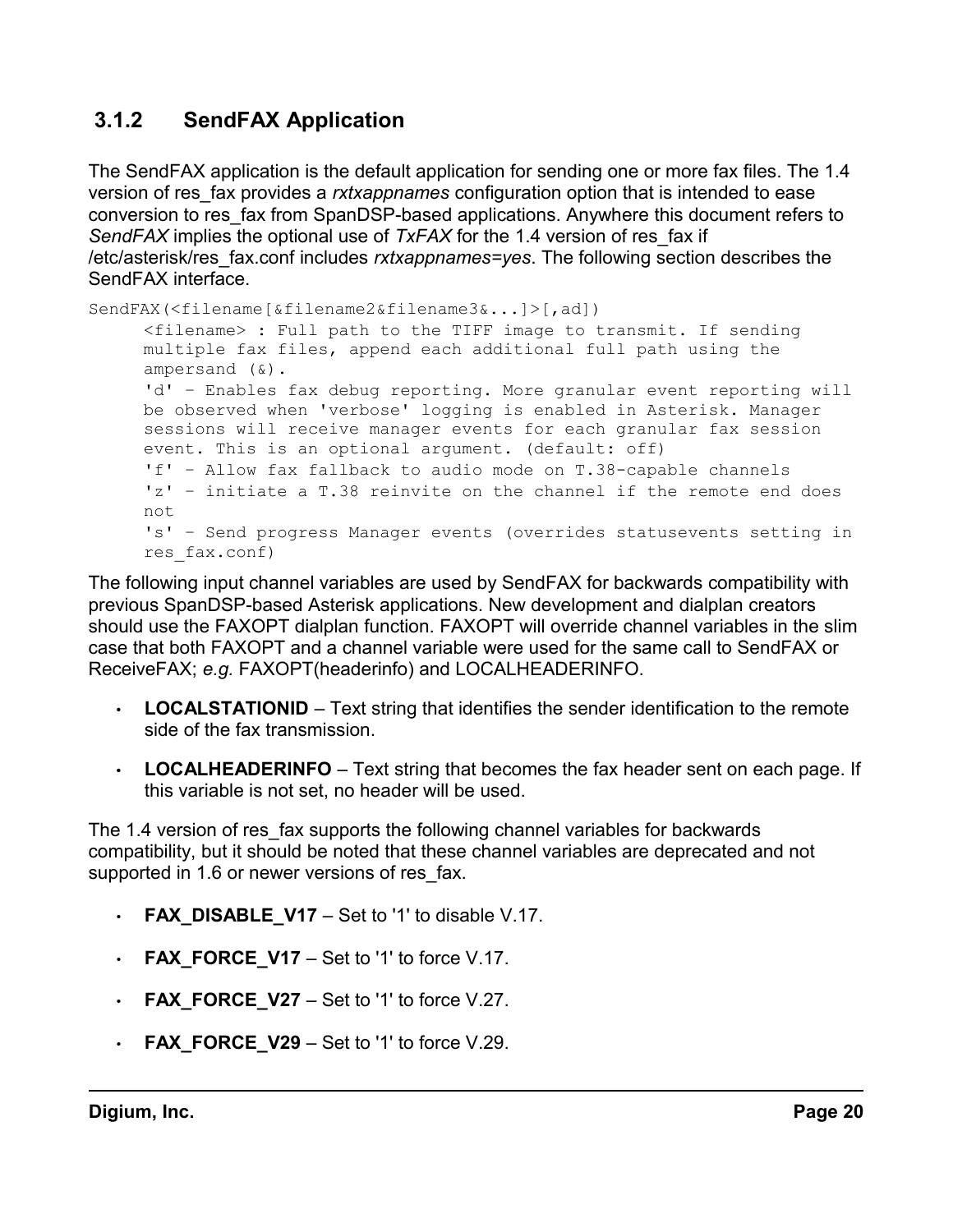### 3.1.2 SendFAX Application

The SendFAX application is the default application for sending one or more fax files. The 1.4 version of res_fax provides a *rxtxappnames* configuration option that is intended to ease conversion to res_fax from SpanDSP-based applications. Anywhere this document refers to *SendFAX* implies the optional use of *TxFAX* for the 1.4 version of res_fax if /etc/asterisk/res_fax.conf includes *rxtxappnames=yes*. The following section describes the SendFAX interface.

```
SendFAX(<filename[&filename2&filename3&...]>[,ad])
      <filename> : Full path to the TIFF image to transmit. If sending
      multiple fax files, append each additional full path using the
      ampersand (&).
      'd' - Enables fax debug reporting. More granular event reporting will
      be observed when 'verbose' logging is enabled in Asterisk. Manager
      sessions will receive manager events for each granular fax session
      event. This is an optional argument. (default: off)
      'f' - Allow fax fallback to audio mode on T.38-capable channels
      'z' - initiate a T.38 reinvite on the channel if the remote end does
      not
      's' - Send progress Manager events (overrides statusevents setting in
      res_fax.conf)
```

The following input channel variables are used by SendFAX for backwards compatibility with previous SpanDSP-based Asterisk applications. New development and dialplan creators should use the FAXOPT dialplan function. FAXOPT will override channel variables in the slim case that both FAXOPT and a channel variable were used for the same call to SendFAX or ReceiveFAX; *e.g.* FAXOPT(headerinfo) and LOCALHEADERINFO.

- **LOCALSTATIONID** – Text string that identifies the sender identification to the remote side of the fax transmission.
- **LOCALHEADERINFO** – Text string that becomes the fax header sent on each page. If this variable is not set, no header will be used.

The 1.4 version of res_fax supports the following channel variables for backwards compatibility, but it should be noted that these channel variables are deprecated and not supported in 1.6 or newer versions of res_fax.

- **FAX_DISABLE_V17** – Set to '1' to disable V.17.
- **FAX_FORCE_V17** – Set to '1' to force V.17.
- **FAX_FORCE_V27** – Set to '1' to force V.27.
- **FAX_FORCE_V29** – Set to '1' to force V.29.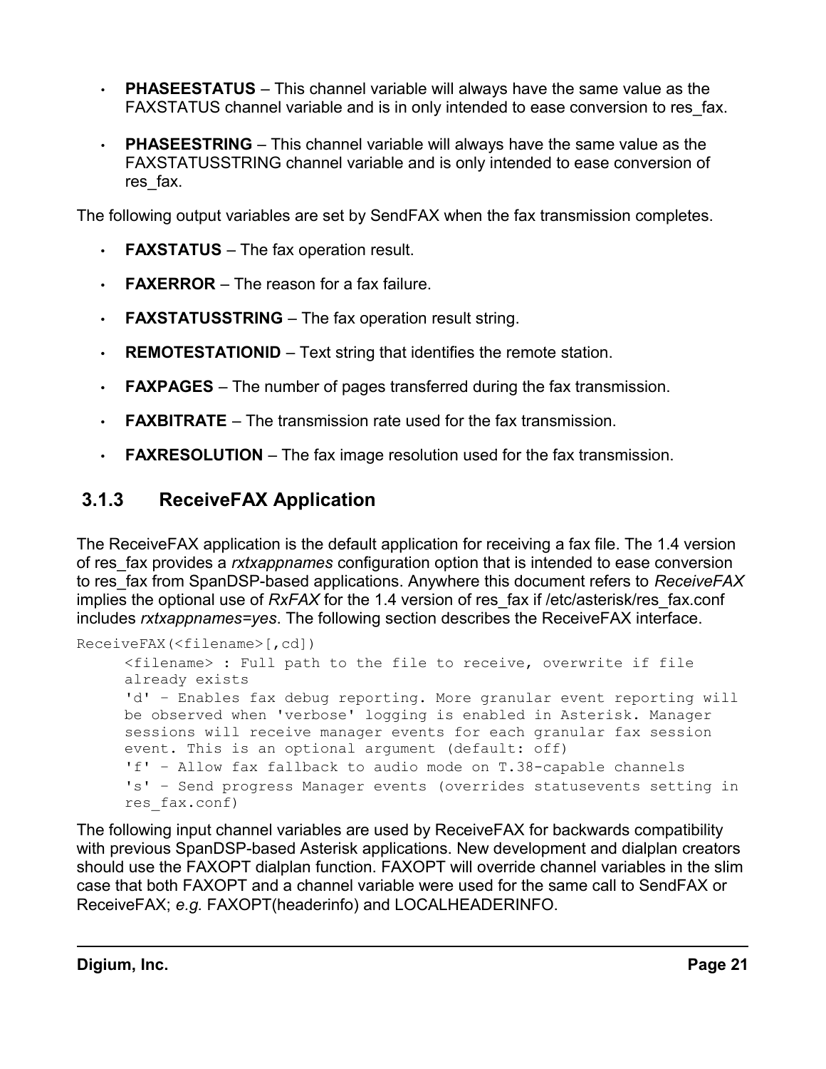- **PHASEESTATUS** – This channel variable will always have the same value as the FAXSTATUS channel variable and is in only intended to ease conversion to res_fax.
- **PHASEESTRING** – This channel variable will always have the same value as the FAXSTATUSSTRING channel variable and is only intended to ease conversion of res_fax.

The following output variables are set by SendFAX when the fax transmission completes.

- **FAXSTATUS** – The fax operation result.
- **FAXERROR** – The reason for a fax failure.
- **FAXSTATUSSTRING** – The fax operation result string.
- **REMOTESTATIONID** – Text string that identifies the remote station.
- **FAXPAGES** – The number of pages transferred during the fax transmission.
- **FAXBITRATE** – The transmission rate used for the fax transmission.
- **FAXRESOLUTION** – The fax image resolution used for the fax transmission.

### 3.1.3 ReceiveFAX Application

The ReceiveFAX application is the default application for receiving a fax file. The 1.4 version of res_fax provides a *rxtxappnames* configuration option that is intended to ease conversion to res_fax from SpanDSP-based applications. Anywhere this document refers to *ReceiveFAX* implies the optional use of *RxFAX* for the 1.4 version of res_fax if /etc/asterisk/res_fax.conf includes *rxtxappnames=yes*. The following section describes the ReceiveFAX interface.

```
ReceiveFAX(<filename>[,cd])
      <filename> : Full path to the file to receive, overwrite if file
      already exists
      'd' – Enables fax debug reporting. More granular event reporting will
      be observed when 'verbose' logging is enabled in Asterisk. Manager
      sessions will receive manager events for each granular fax session
      event. This is an optional argument (default: off)
      'f' – Allow fax fallback to audio mode on T.38-capable channels
      's' – Send progress Manager events (overrides statusevents setting in
      res_fax.conf)
```

The following input channel variables are used by ReceiveFAX for backwards compatibility with previous SpanDSP-based Asterisk applications. New development and dialplan creators should use the FAXOPT dialplan function. FAXOPT will override channel variables in the slim case that both FAXOPT and a channel variable were used for the same call to SendFAX or ReceiveFAX; *e.g.* FAXOPT(headerinfo) and LOCALHEADERINFO.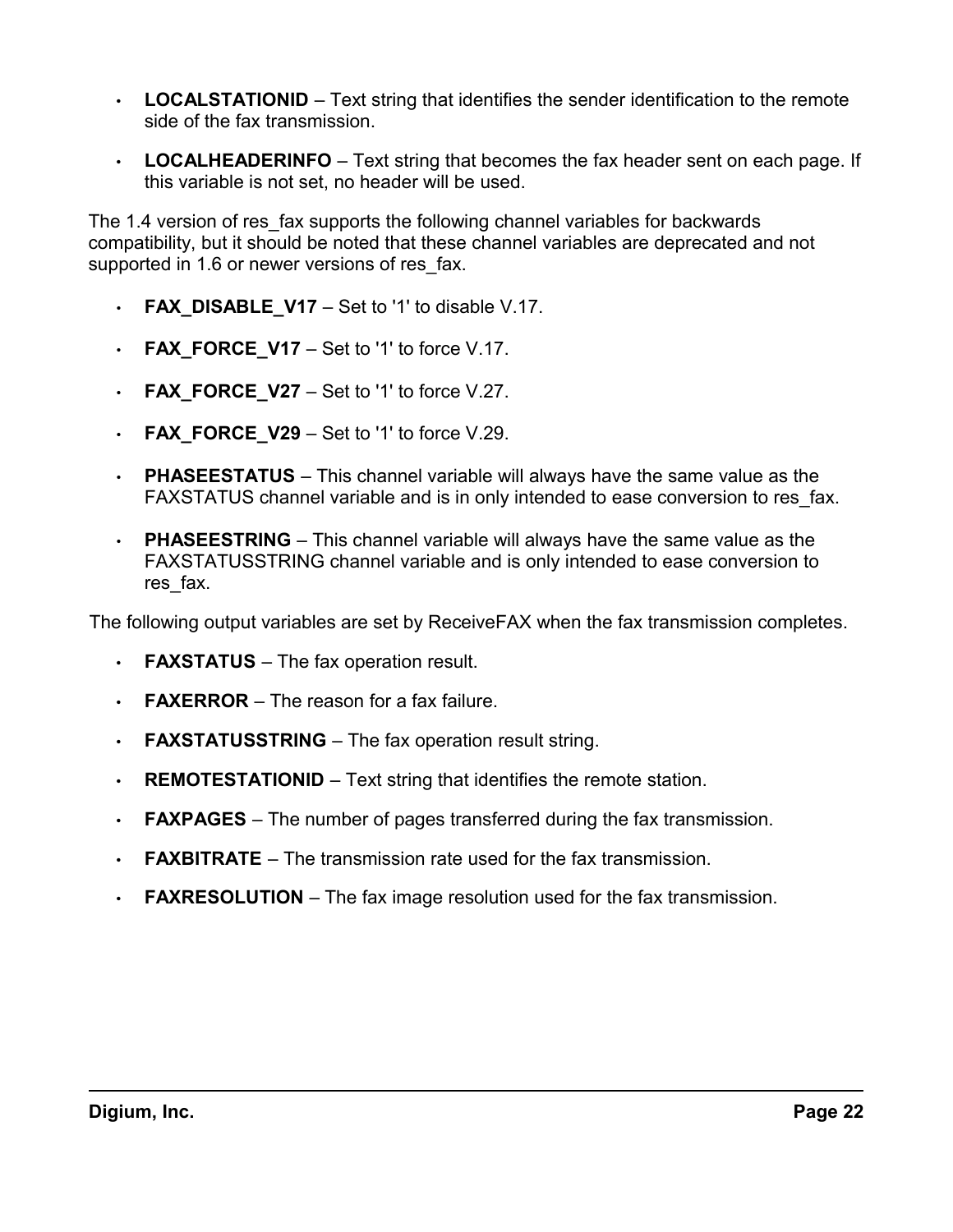- **LOCALSTATIONID** – Text string that identifies the sender identification to the remote side of the fax transmission.
- **LOCALHEADERINFO** – Text string that becomes the fax header sent on each page. If this variable is not set, no header will be used.

The 1.4 version of res_fax supports the following channel variables for backwards compatibility, but it should be noted that these channel variables are deprecated and not supported in 1.6 or newer versions of res_fax.

- **FAX_DISABLE_V17** – Set to '1' to disable V.17.
- **FAX_FORCE_V17** – Set to '1' to force V.17.
- **FAX_FORCE_V27** – Set to '1' to force V.27.
- **FAX_FORCE_V29** – Set to '1' to force V.29.
- **PHASEESTATUS** – This channel variable will always have the same value as the FAXSTATUS channel variable and is in only intended to ease conversion to res_fax.
- **PHASEESTRING** – This channel variable will always have the same value as the FAXSTATUSSTRING channel variable and is only intended to ease conversion to res_fax.

The following output variables are set by ReceiveFAX when the fax transmission completes.

- **FAXSTATUS** – The fax operation result.
- **FAXERROR** – The reason for a fax failure.
- **FAXSTATUSSTRING** – The fax operation result string.
- **REMOTESTATIONID** – Text string that identifies the remote station.
- **FAXPAGES** – The number of pages transferred during the fax transmission.
- **FAXBITRATE** – The transmission rate used for the fax transmission.
- **FAXRESOLUTION** – The fax image resolution used for the fax transmission.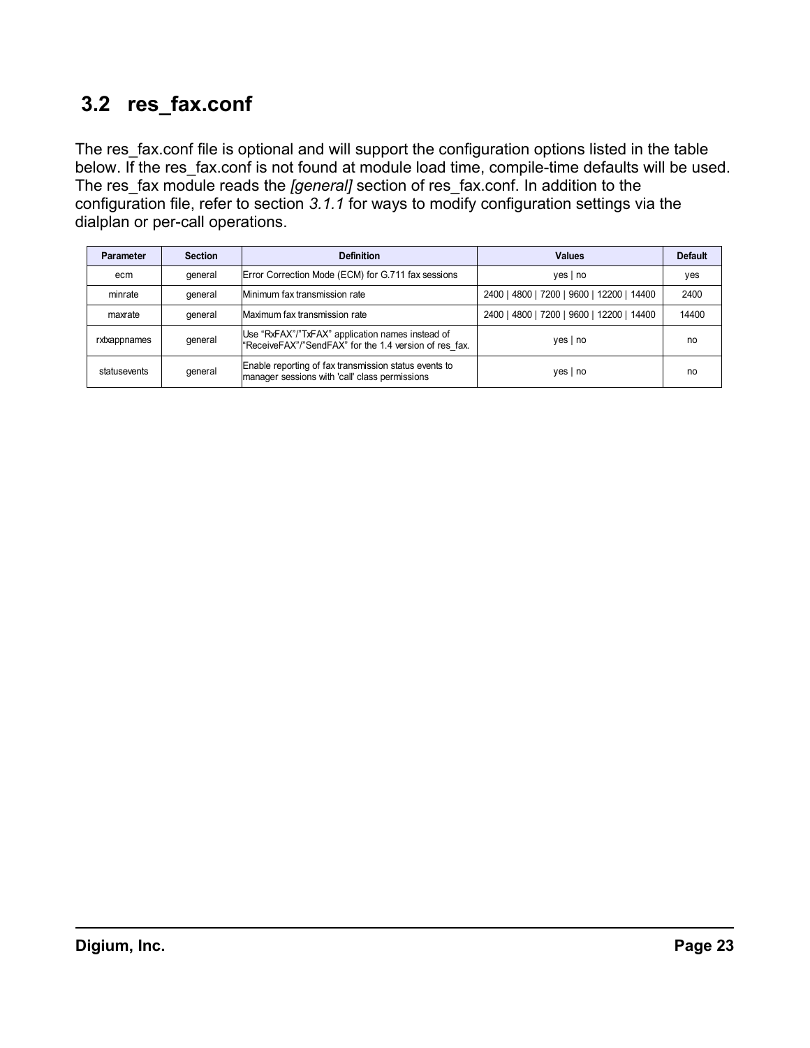## 3.2 res_fax.conf

The res_fax.conf file is optional and will support the configuration options listed in the table below. If the res_fax.conf is not found at module load time, compile-time defaults will be used. The res_fax module reads the *[general]* section of res_fax.conf. In addition to the configuration file, refer to section *3.1.1* for ways to modify configuration settings via the dialplan or per-call operations.

| Parameter | Section | Definition | Values | Default |
|---|---|---|---|---|
| ecm | general | Error Correction Mode (ECM) for G.711 fax sessions | yes \| no | yes |
| minrate | general | Minimum fax transmission rate | 2400 \| 4800 \| 7200 \| 9600 \| 12200 \| 14400 | 2400 |
| maxrate | general | Maximum fax transmission rate | 2400 \| 4800 \| 7200 \| 9600 \| 12200 \| 14400 | 14400 |
| rxtxappnames | general | Use “RxFAX”/”TxFAX” application names instead of “ReceiveFAX”/”SendFAX” for the 1.4 version of res_fax. | yes \| no | no |
| statusevents | general | Enable reporting of fax transmission status events to manager sessions with 'call' class permissions | yes \| no | no |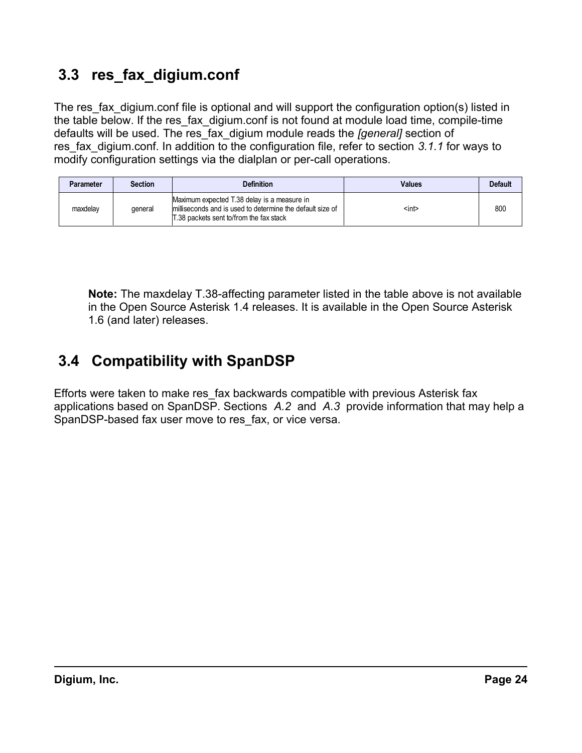## 3.3 res_fax_digium.conf

The res_fax_digium.conf file is optional and will support the configuration option(s) listed in the table below. If the res_fax_digium.conf is not found at module load time, compile-time defaults will be used. The res_fax_digium module reads the *[general]* section of res_fax_digium.conf. In addition to the configuration file, refer to section *3.1.1* for ways to modify configuration settings via the dialplan or per-call operations.

| Parameter | Section | Definition | Values | Default |
|---|---|---|---|---|
| maxdelay | general | Maximum expected T.38 delay is a measure in milliseconds and is used to determine the default size of T.38 packets sent to/from the fax stack | <int> | 800 |

> **Note:** The maxdelay T.38-affecting parameter listed in the table above is not available in the Open Source Asterisk 1.4 releases. It is available in the Open Source Asterisk 1.6 (and later) releases.

## 3.4 Compatibility with SpanDSP

Efforts were taken to make res_fax backwards compatible with previous Asterisk fax applications based on SpanDSP. Sections *A.2* and *A.3* provide information that may help a SpanDSP-based fax user move to res_fax, or vice versa.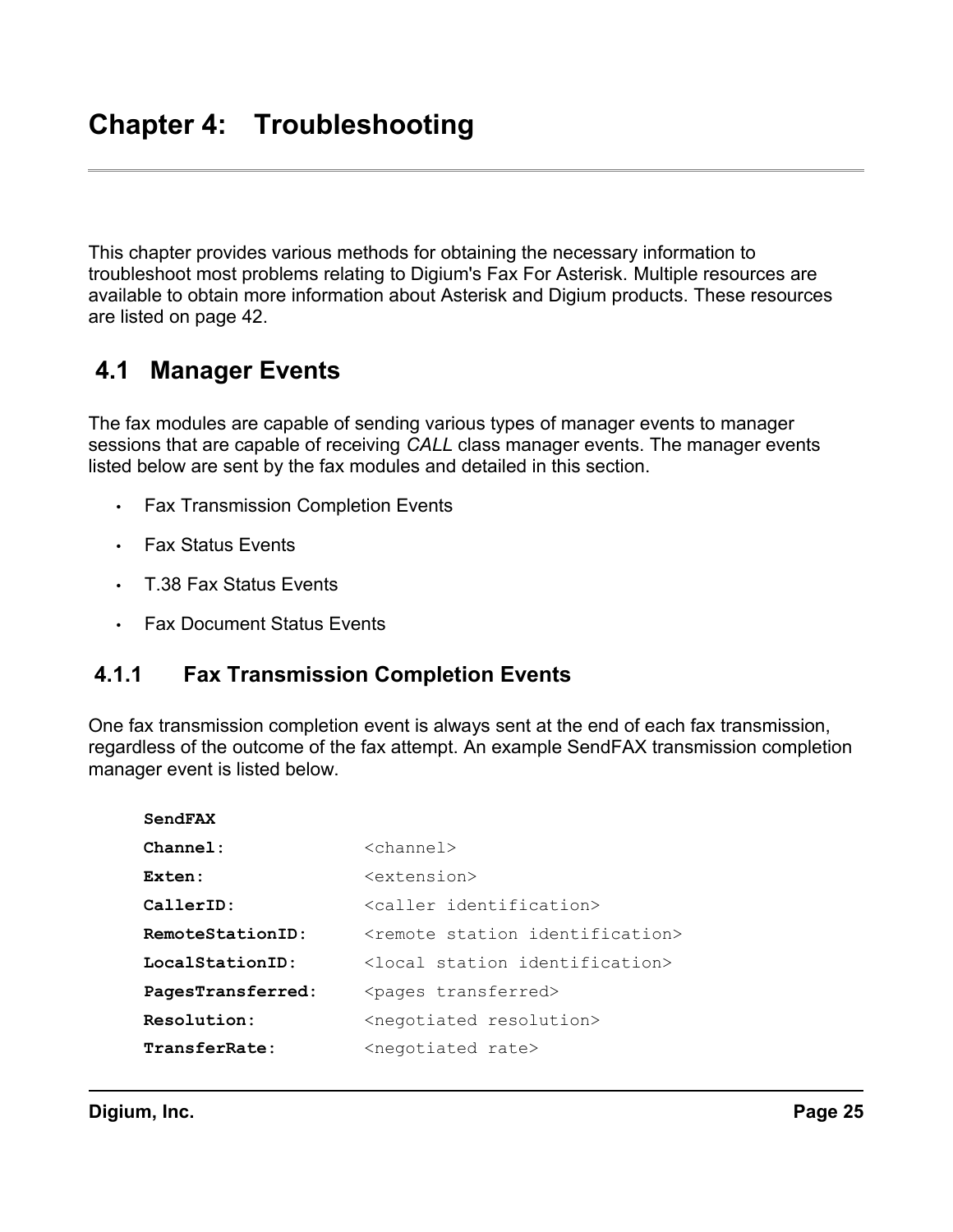# Chapter 4: Troubleshooting

This chapter provides various methods for obtaining the necessary information to troubleshoot most problems relating to Digium's Fax For Asterisk. Multiple resources are available to obtain more information about Asterisk and Digium products. These resources are listed on page 42.

## 4.1 Manager Events

The fax modules are capable of sending various types of manager events to manager sessions that are capable of receiving *CALL* class manager events. The manager events listed below are sent by the fax modules and detailed in this section.

- Fax Transmission Completion Events
- Fax Status Events
- T.38 Fax Status Events
- Fax Document Status Events

### 4.1.1 Fax Transmission Completion Events

One fax transmission completion event is always sent at the end of each fax transmission, regardless of the outcome of the fax attempt. An example SendFAX transmission completion manager event is listed below.

```
SendFAX
Channel:            <channel>
Exten:              <extension>
CallerID:           <caller identification>
RemoteStationID:    <remote station identification>
LocalStationID:     <local station identification>
PagesTransferred:   <pages transferred>
Resolution:         <negotiated resolution>
TransferRate:       <negotiated rate>
```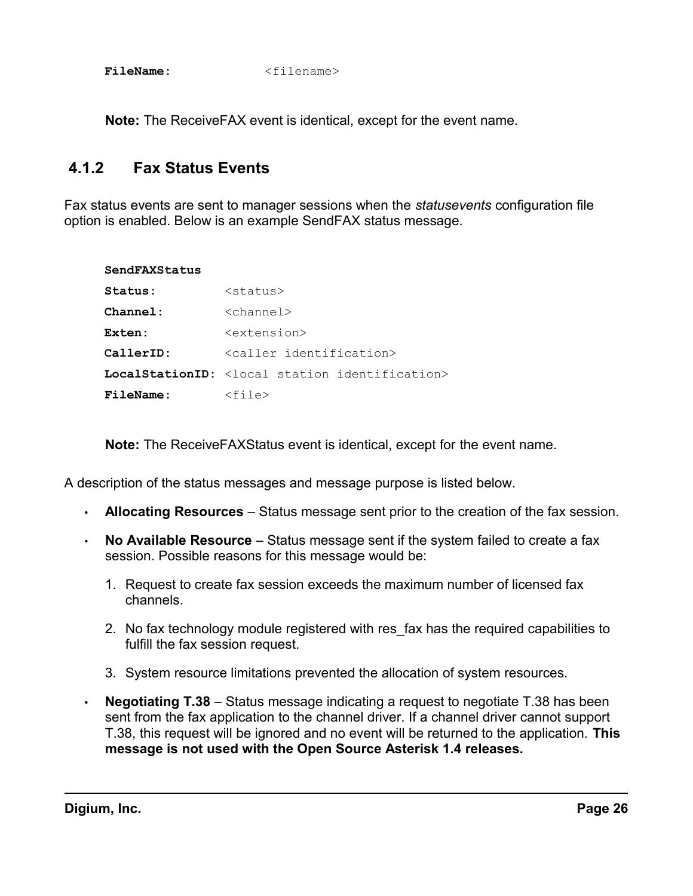```
FileName:            <filename>
```

**Note:** The ReceiveFAX event is identical, except for the event name.

### 4.1.2 Fax Status Events

Fax status events are sent to manager sessions when the *statusevents* configuration file option is enabled. Below is an example SendFAX status message.

```
SendFAXStatus
Status:          <status>
Channel:         <channel>
Exten:           <extension>
CallerID:        <caller identification>
LocalStationID:  <local station identification>
FileName:        <file>
```

**Note:** The ReceiveFAXStatus event is identical, except for the event name.

A description of the status messages and message purpose is listed below.

- **Allocating Resources** – Status message sent prior to the creation of the fax session.
- **No Available Resource** – Status message sent if the system failed to create a fax session. Possible reasons for this message would be:
  1. Request to create fax session exceeds the maximum number of licensed fax channels.
  2. No fax technology module registered with res_fax has the required capabilities to fulfill the fax session request.
  3. System resource limitations prevented the allocation of system resources.
- **Negotiating T.38** – Status message indicating a request to negotiate T.38 has been sent from the fax application to the channel driver. If a channel driver cannot support T.38, this request will be ignored and no event will be returned to the application. **This message is not used with the Open Source Asterisk 1.4 releases.**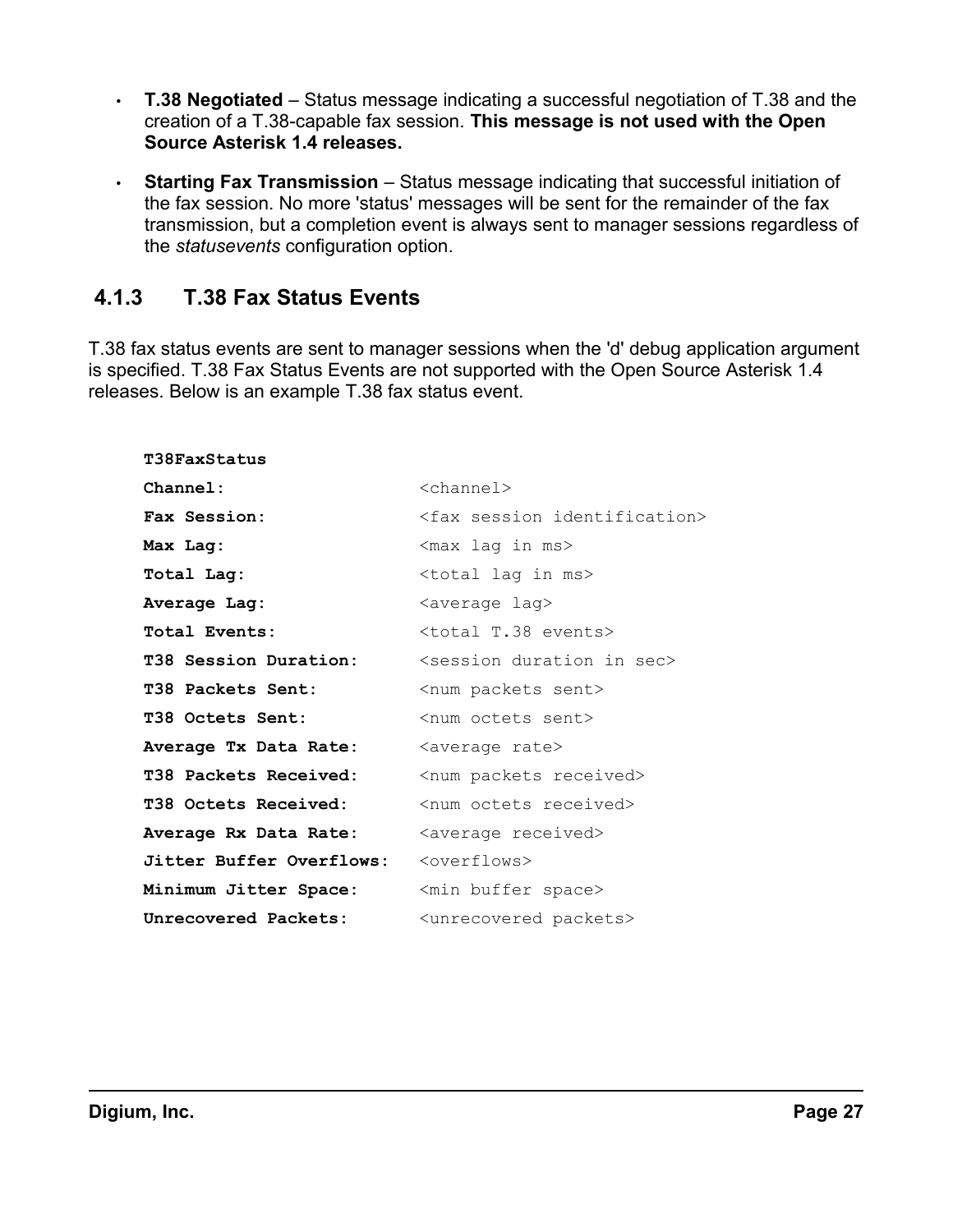- **T.38 Negotiated** – Status message indicating a successful negotiation of T.38 and the creation of a T.38-capable fax session. **This message is not used with the Open Source Asterisk 1.4 releases.**
- **Starting Fax Transmission** – Status message indicating that successful initiation of the fax session. No more 'status' messages will be sent for the remainder of the fax transmission, but a completion event is always sent to manager sessions regardless of the *statusevents* configuration option.

### 4.1.3 T.38 Fax Status Events

T.38 fax status events are sent to manager sessions when the 'd' debug application argument is specified. T.38 Fax Status Events are not supported with the Open Source Asterisk 1.4 releases. Below is an example T.38 fax status event.

```
T38FaxStatus
Channel:                  <channel>
Fax Session:              <fax session identification>
Max Lag:                  <max lag in ms>
Total Lag:                <total lag in ms>
Average Lag:              <average lag>
Total Events:             <total T.38 events>
T38 Session Duration:     <session duration in sec>
T38 Packets Sent:         <num packets sent>
T38 Octets Sent:          <num octets sent>
Average Tx Data Rate:     <average rate>
T38 Packets Received:     <num packets received>
T38 Octets Received:      <num octets received>
Average Rx Data Rate:     <average received>
Jitter Buffer Overflows:  <overflows>
Minimum Jitter Space:     <min buffer space>
Unrecovered Packets:      <unrecovered packets>
```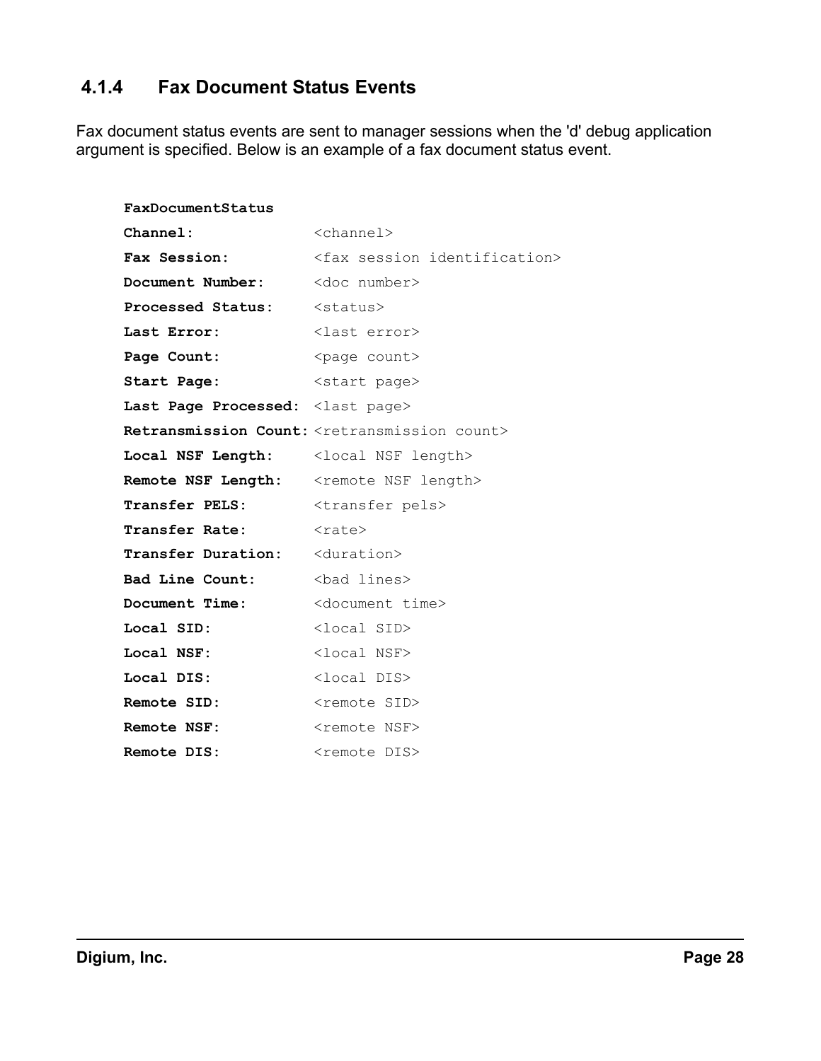### 4.1.4 Fax Document Status Events

Fax document status events are sent to manager sessions when the 'd' debug application argument is specified. Below is an example of a fax document status event.

```
FaxDocumentStatus
Channel:               <channel>
Fax Session:           <fax session identification>
Document Number:       <doc number>
Processed Status:      <status>
Last Error:            <last error>
Page Count:            <page count>
Start Page:            <start page>
Last Page Processed:   <last page>
Retransmission Count:  <retransmission count>
Local NSF Length:      <local NSF length>
Remote NSF Length:     <remote NSF length>
Transfer PELS:         <transfer pels>
Transfer Rate:         <rate>
Transfer Duration:     <duration>
Bad Line Count:        <bad lines>
Document Time:         <document time>
Local SID:             <local SID>
Local NSF:             <local NSF>
Local DIS:             <local DIS>
Remote SID:            <remote SID>
Remote NSF:            <remote NSF>
Remote DIS:            <remote DIS>
```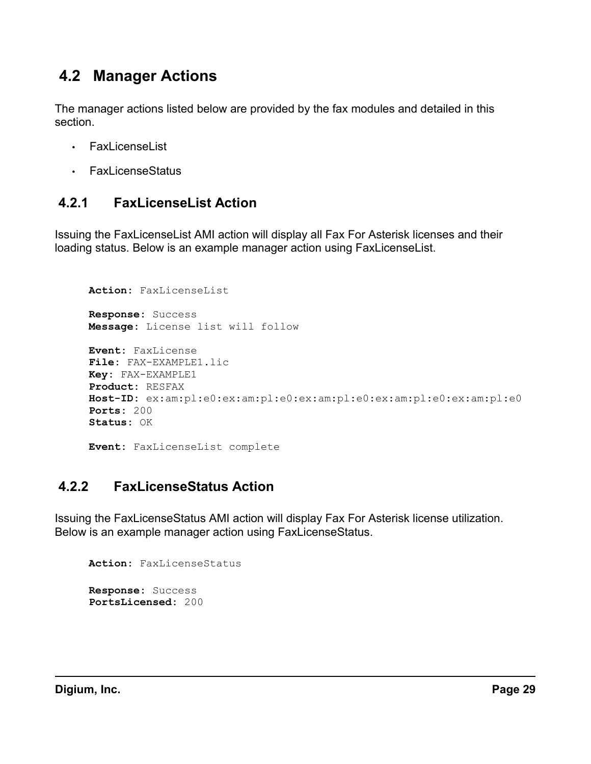## 4.2 Manager Actions

The manager actions listed below are provided by the fax modules and detailed in this section.

- FaxLicenseList
- FaxLicenseStatus

### 4.2.1 FaxLicenseList Action

Issuing the FaxLicenseList AMI action will display all Fax For Asterisk licenses and their loading status. Below is an example manager action using FaxLicenseList.

```
Action: FaxLicenseList

Response: Success
Message: License list will follow

Event: FaxLicense
File: FAX-EXAMPLE1.lic
Key: FAX-EXAMPLE1
Product: RESFAX
Host-ID: ex:am:pl:e0:ex:am:pl:e0:ex:am:pl:e0:ex:am:pl:e0:ex:am:pl:e0
Ports: 200
Status: OK

Event: FaxLicenseList complete
```

### 4.2.2 FaxLicenseStatus Action

Issuing the FaxLicenseStatus AMI action will display Fax For Asterisk license utilization. Below is an example manager action using FaxLicenseStatus.

```
Action: FaxLicenseStatus

Response: Success
PortsLicensed: 200
```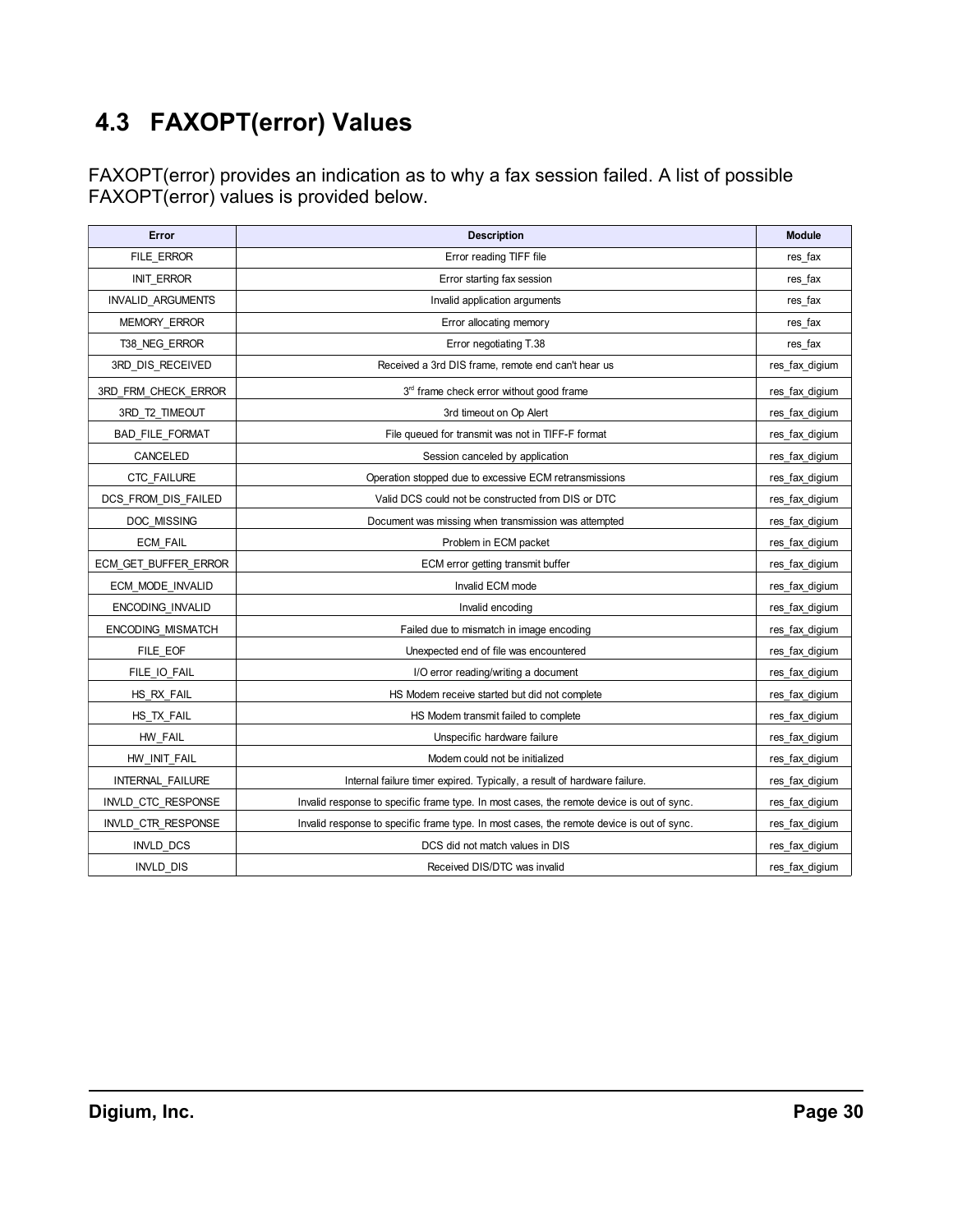## 4.3 FAXOPT(error) Values

FAXOPT(error) provides an indication as to why a fax session failed. A list of possible FAXOPT(error) values is provided below.

| Error | Description | Module |
|---|---|---|
| FILE_ERROR | Error reading TIFF file | res_fax |
| INIT_ERROR | Error starting fax session | res_fax |
| INVALID_ARGUMENTS | Invalid application arguments | res_fax |
| MEMORY_ERROR | Error allocating memory | res_fax |
| T38_NEG_ERROR | Error negotiating T.38 | res_fax |
| 3RD_DIS_RECEIVED | Received a 3rd DIS frame, remote end can't hear us | res_fax_digium |
| 3RD_FRM_CHECK_ERROR | 3rd frame check error without good frame | res_fax_digium |
| 3RD_T2_TIMEOUT | 3rd timeout on Op Alert | res_fax_digium |
| BAD_FILE_FORMAT | File queued for transmit was not in TIFF-F format | res_fax_digium |
| CANCELED | Session canceled by application | res_fax_digium |
| CTC_FAILURE | Operation stopped due to excessive ECM retransmissions | res_fax_digium |
| DCS_FROM_DIS_FAILED | Valid DCS could not be constructed from DIS or DTC | res_fax_digium |
| DOC_MISSING | Document was missing when transmission was attempted | res_fax_digium |
| ECM_FAIL | Problem in ECM packet | res_fax_digium |
| ECM_GET_BUFFER_ERROR | ECM error getting transmit buffer | res_fax_digium |
| ECM_MODE_INVALID | Invalid ECM mode | res_fax_digium |
| ENCODING_INVALID | Invalid encoding | res_fax_digium |
| ENCODING_MISMATCH | Failed due to mismatch in image encoding | res_fax_digium |
| FILE_EOF | Unexpected end of file was encountered | res_fax_digium |
| FILE_IO_FAIL | I/O error reading/writing a document | res_fax_digium |
| HS_RX_FAIL | HS Modem receive started but did not complete | res_fax_digium |
| HS_TX_FAIL | HS Modem transmit failed to complete | res_fax_digium |
| HW_FAIL | Unspecific hardware failure | res_fax_digium |
| HW_INIT_FAIL | Modem could not be initialized | res_fax_digium |
| INTERNAL_FAILURE | Internal failure timer expired. Typically, a result of hardware failure. | res_fax_digium |
| INVLD_CTC_RESPONSE | Invalid response to specific frame type. In most cases, the remote device is out of sync. | res_fax_digium |
| INVLD_CTR_RESPONSE | Invalid response to specific frame type. In most cases, the remote device is out of sync. | res_fax_digium |
| INVLD_DCS | DCS did not match values in DIS | res_fax_digium |
| INVLD_DIS | Received DIS/DTC was invalid | res_fax_digium |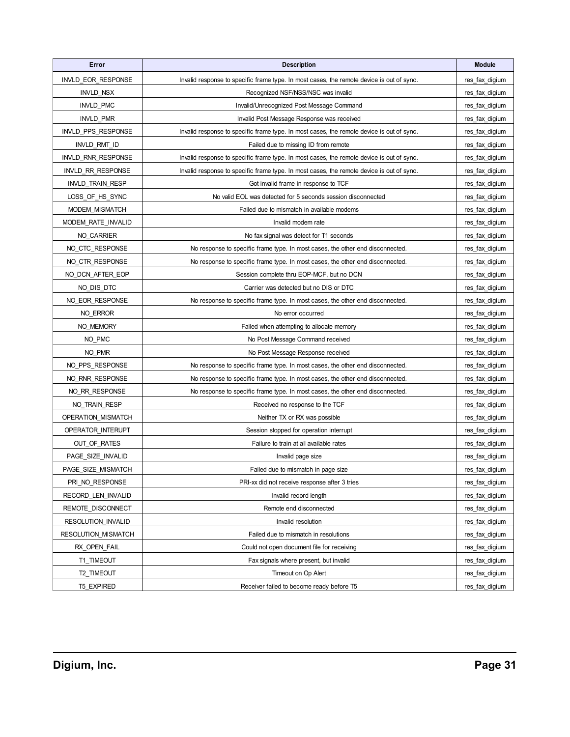| Error | Description | Module |
|---|---|---|
| INVLD_EOR_RESPONSE | Invalid response to specific frame type. In most cases, the remote device is out of sync. | res_fax_digium |
| INVLD_NSX | Recognized NSF/NSS/NSC was invalid | res_fax_digium |
| INVLD_PMC | Invalid/Unrecognized Post Message Command | res_fax_digium |
| INVLD_PMR | Invalid Post Message Response was received | res_fax_digium |
| INVLD_PPS_RESPONSE | Invalid response to specific frame type. In most cases, the remote device is out of sync. | res_fax_digium |
| INVLD_RMT_ID | Failed due to missing ID from remote | res_fax_digium |
| INVLD_RNR_RESPONSE | Invalid response to specific frame type. In most cases, the remote device is out of sync. | res_fax_digium |
| INVLD_RR_RESPONSE | Invalid response to specific frame type. In most cases, the remote device is out of sync. | res_fax_digium |
| INVLD_TRAIN_RESP | Got invalid frame in response to TCF | res_fax_digium |
| LOSS_OF_HS_SYNC | No valid EOL was detected for 5 seconds session disconnected | res_fax_digium |
| MODEM_MISMATCH | Failed due to mismatch in available modems | res_fax_digium |
| MODEM_RATE_INVALID | Invalid modem rate | res_fax_digium |
| NO_CARRIER | No fax signal was detect for T1 seconds | res_fax_digium |
| NO_CTC_RESPONSE | No response to specific frame type. In most cases, the other end disconnected. | res_fax_digium |
| NO_CTR_RESPONSE | No response to specific frame type. In most cases, the other end disconnected. | res_fax_digium |
| NO_DCN_AFTER_EOP | Session complete thru EOP-MCF, but no DCN | res_fax_digium |
| NO_DIS_DTC | Carrier was detected but no DIS or DTC | res_fax_digium |
| NO_EOR_RESPONSE | No response to specific frame type. In most cases, the other end disconnected. | res_fax_digium |
| NO_ERROR | No error occurred | res_fax_digium |
| NO_MEMORY | Failed when attempting to allocate memory | res_fax_digium |
| NO_PMC | No Post Message Command received | res_fax_digium |
| NO_PMR | No Post Message Response received | res_fax_digium |
| NO_PPS_RESPONSE | No response to specific frame type. In most cases, the other end disconnected. | res_fax_digium |
| NO_RNR_RESPONSE | No response to specific frame type. In most cases, the other end disconnected. | res_fax_digium |
| NO_RR_RESPONSE | No response to specific frame type. In most cases, the other end disconnected. | res_fax_digium |
| NO_TRAIN_RESP | Received no response to the TCF | res_fax_digium |
| OPERATION_MISMATCH | Neither TX or RX was possible | res_fax_digium |
| OPERATOR_INTERUPT | Session stopped for operation interrupt | res_fax_digium |
| OUT_OF_RATES | Failure to train at all available rates | res_fax_digium |
| PAGE_SIZE_INVALID | Invalid page size | res_fax_digium |
| PAGE_SIZE_MISMATCH | Failed due to mismatch in page size | res_fax_digium |
| PRI_NO_RESPONSE | PRI-xx did not receive response after 3 tries | res_fax_digium |
| RECORD_LEN_INVALID | Invalid record length | res_fax_digium |
| REMOTE_DISCONNECT | Remote end disconnected | res_fax_digium |
| RESOLUTION_INVALID | Invalid resolution | res_fax_digium |
| RESOLUTION_MISMATCH | Failed due to mismatch in resolutions | res_fax_digium |
| RX_OPEN_FAIL | Could not open document file for receiving | res_fax_digium |
| T1_TIMEOUT | Fax signals where present, but invalid | res_fax_digium |
| T2_TIMEOUT | Timeout on Op Alert | res_fax_digium |
| T5_EXPIRED | Receiver failed to become ready before T5 | res_fax_digium |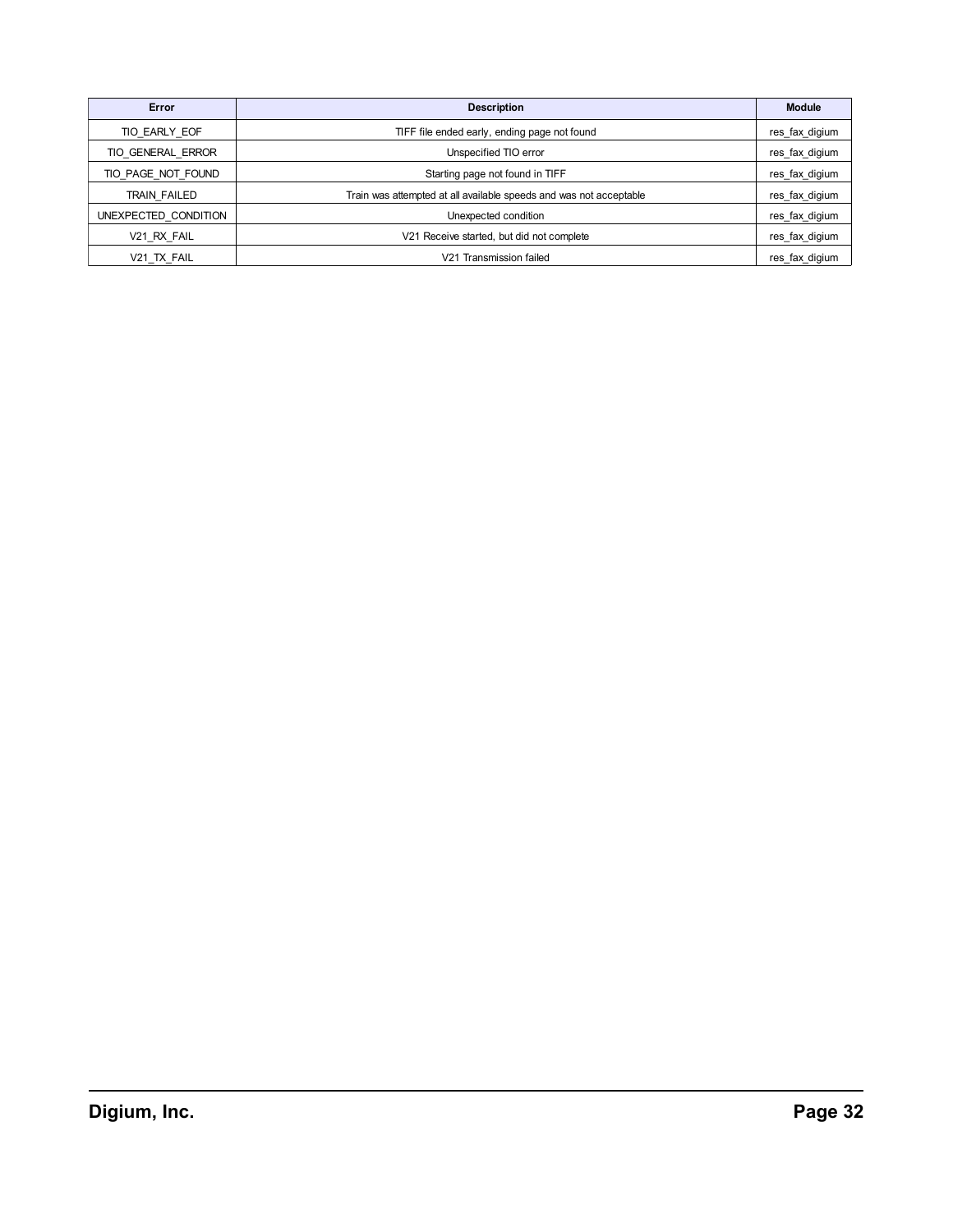| Error | Description | Module |
| --- | --- | --- |
| TIO_EARLY_EOF | TIFF file ended early, ending page not found | res_fax_digium |
| TIO_GENERAL_ERROR | Unspecified TIO error | res_fax_digium |
| TIO_PAGE_NOT_FOUND | Starting page not found in TIFF | res_fax_digium |
| TRAIN_FAILED | Train was attempted at all available speeds and was not acceptable | res_fax_digium |
| UNEXPECTED_CONDITION | Unexpected condition | res_fax_digium |
| V21_RX_FAIL | V21 Receive started, but did not complete | res_fax_digium |
| V21_TX_FAIL | V21 Transmission failed | res_fax_digium |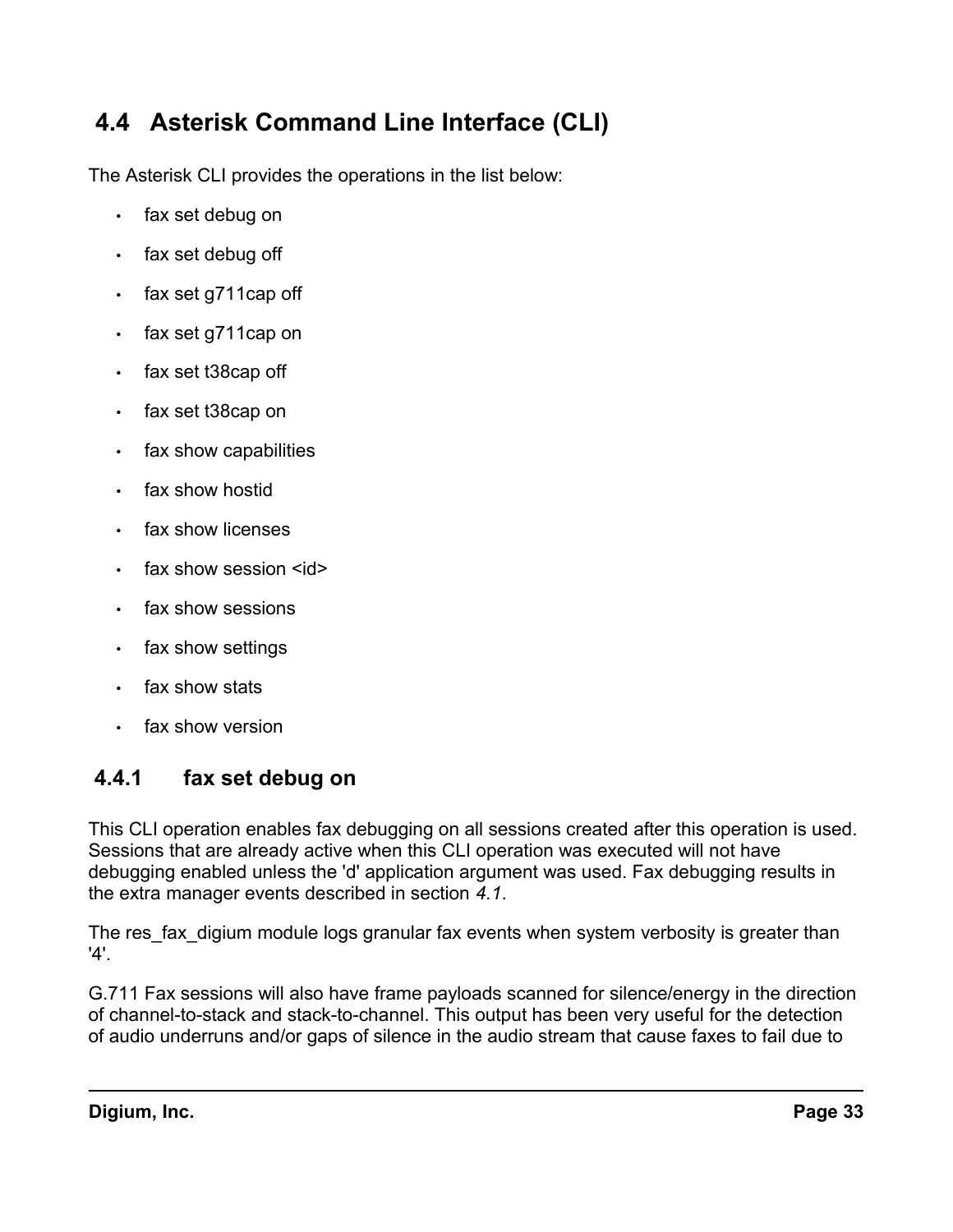## 4.4 Asterisk Command Line Interface (CLI)

The Asterisk CLI provides the operations in the list below:

- fax set debug on
- fax set debug off
- fax set g711cap off
- fax set g711cap on
- fax set t38cap off
- fax set t38cap on
- fax show capabilities
- fax show hostid
- fax show licenses
- fax show session <id>
- fax show sessions
- fax show settings
- fax show stats
- fax show version

### 4.4.1 fax set debug on

This CLI operation enables fax debugging on all sessions created after this operation is used. Sessions that are already active when this CLI operation was executed will not have debugging enabled unless the 'd' application argument was used. Fax debugging results in the extra manager events described in section *4.1*.

The res_fax_digium module logs granular fax events when system verbosity is greater than '4'.

G.711 Fax sessions will also have frame payloads scanned for silence/energy in the direction of channel-to-stack and stack-to-channel. This output has been very useful for the detection of audio underruns and/or gaps of silence in the audio stream that cause faxes to fail due to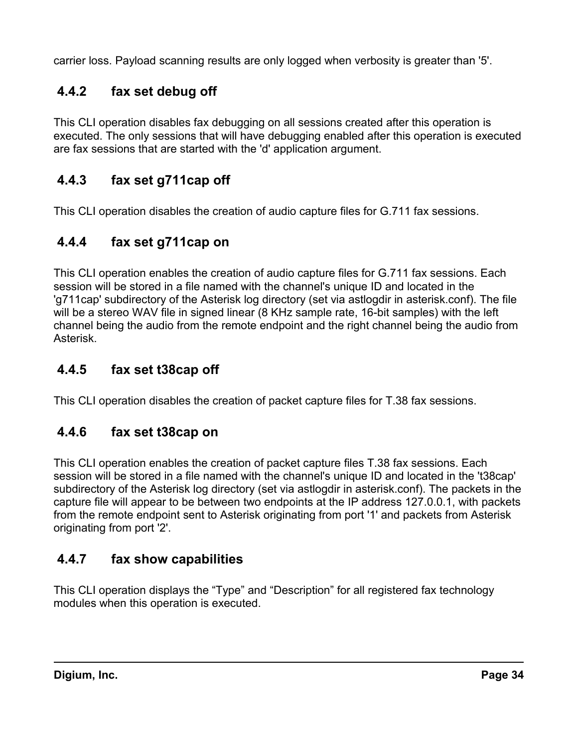carrier loss. Payload scanning results are only logged when verbosity is greater than '5'.

### 4.4.2 fax set debug off

This CLI operation disables fax debugging on all sessions created after this operation is executed. The only sessions that will have debugging enabled after this operation is executed are fax sessions that are started with the 'd' application argument.

### 4.4.3 fax set g711cap off

This CLI operation disables the creation of audio capture files for G.711 fax sessions.

### 4.4.4 fax set g711cap on

This CLI operation enables the creation of audio capture files for G.711 fax sessions. Each session will be stored in a file named with the channel's unique ID and located in the 'g711cap' subdirectory of the Asterisk log directory (set via astlogdir in asterisk.conf). The file will be a stereo WAV file in signed linear (8 KHz sample rate, 16-bit samples) with the left channel being the audio from the remote endpoint and the right channel being the audio from Asterisk.

### 4.4.5 fax set t38cap off

This CLI operation disables the creation of packet capture files for T.38 fax sessions.

### 4.4.6 fax set t38cap on

This CLI operation enables the creation of packet capture files T.38 fax sessions. Each session will be stored in a file named with the channel's unique ID and located in the 't38cap' subdirectory of the Asterisk log directory (set via astlogdir in asterisk.conf). The packets in the capture file will appear to be between two endpoints at the IP address 127.0.0.1, with packets from the remote endpoint sent to Asterisk originating from port '1' and packets from Asterisk originating from port '2'.

### 4.4.7 fax show capabilities

This CLI operation displays the “Type” and “Description” for all registered fax technology modules when this operation is executed.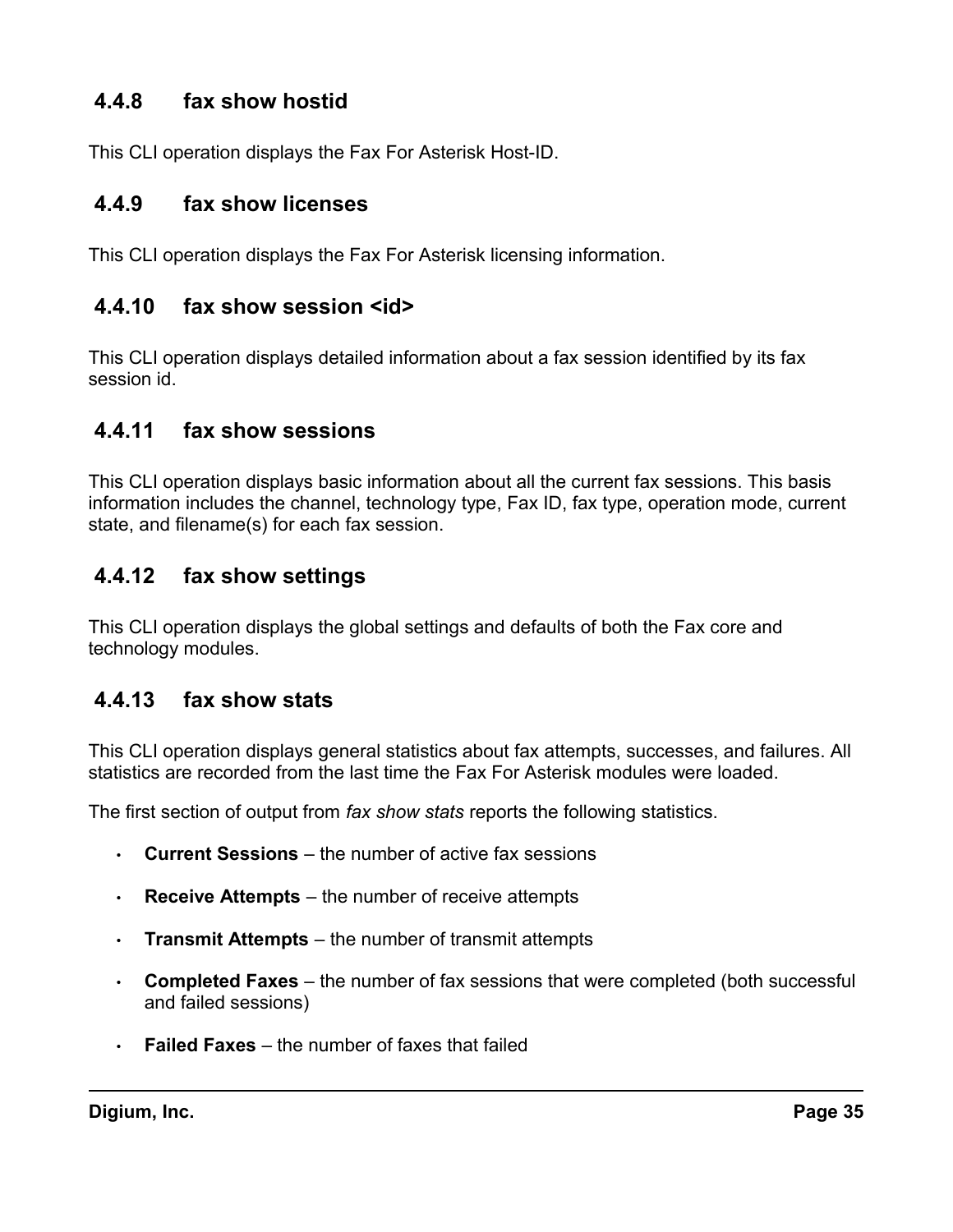### 4.4.8 fax show hostid

This CLI operation displays the Fax For Asterisk Host-ID.

### 4.4.9 fax show licenses

This CLI operation displays the Fax For Asterisk licensing information.

### 4.4.10 fax show session <id>

This CLI operation displays detailed information about a fax session identified by its fax session id.

### 4.4.11 fax show sessions

This CLI operation displays basic information about all the current fax sessions. This basis information includes the channel, technology type, Fax ID, fax type, operation mode, current state, and filename(s) for each fax session.

### 4.4.12 fax show settings

This CLI operation displays the global settings and defaults of both the Fax core and technology modules.

### 4.4.13 fax show stats

This CLI operation displays general statistics about fax attempts, successes, and failures. All statistics are recorded from the last time the Fax For Asterisk modules were loaded.

The first section of output from *fax show stats* reports the following statistics.

- **Current Sessions** – the number of active fax sessions
- **Receive Attempts** – the number of receive attempts
- **Transmit Attempts** – the number of transmit attempts
- **Completed Faxes** – the number of fax sessions that were completed (both successful and failed sessions)
- **Failed Faxes** – the number of faxes that failed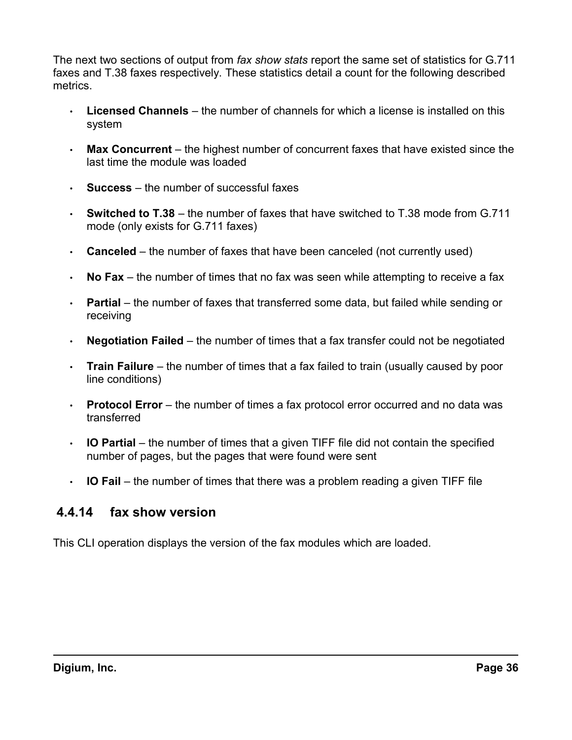The next two sections of output from *fax show stats* report the same set of statistics for G.711 faxes and T.38 faxes respectively. These statistics detail a count for the following described metrics.

- **Licensed Channels** – the number of channels for which a license is installed on this system
- **Max Concurrent** – the highest number of concurrent faxes that have existed since the last time the module was loaded
- **Success** – the number of successful faxes
- **Switched to T.38** – the number of faxes that have switched to T.38 mode from G.711 mode (only exists for G.711 faxes)
- **Canceled** – the number of faxes that have been canceled (not currently used)
- **No Fax** – the number of times that no fax was seen while attempting to receive a fax
- **Partial** – the number of faxes that transferred some data, but failed while sending or receiving
- **Negotiation Failed** – the number of times that a fax transfer could not be negotiated
- **Train Failure** – the number of times that a fax failed to train (usually caused by poor line conditions)
- **Protocol Error** – the number of times a fax protocol error occurred and no data was transferred
- **IO Partial** – the number of times that a given TIFF file did not contain the specified number of pages, but the pages that were found were sent
- **IO Fail** – the number of times that there was a problem reading a given TIFF file

### 4.4.14 fax show version

This CLI operation displays the version of the fax modules which are loaded.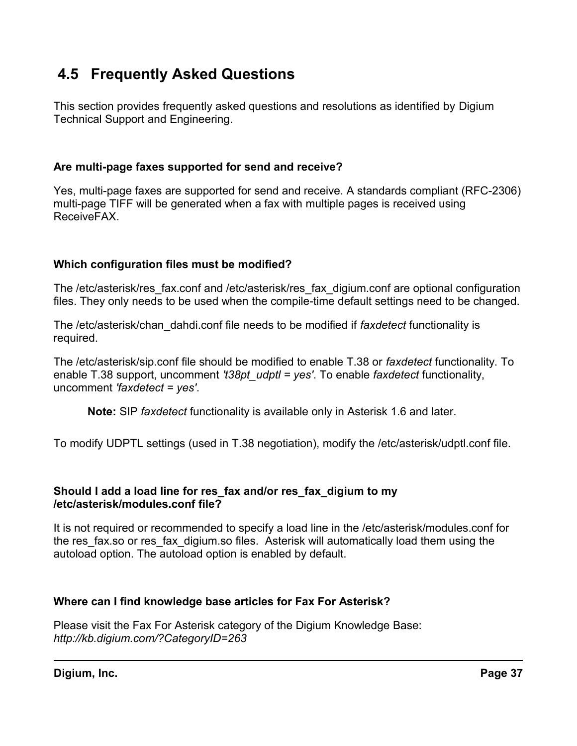## 4.5 Frequently Asked Questions

This section provides frequently asked questions and resolutions as identified by Digium Technical Support and Engineering.

**Are multi-page faxes supported for send and receive?**

Yes, multi-page faxes are supported for send and receive. A standards compliant (RFC-2306) multi-page TIFF will be generated when a fax with multiple pages is received using ReceiveFAX.

**Which configuration files must be modified?**

The /etc/asterisk/res_fax.conf and /etc/asterisk/res_fax_digium.conf are optional configuration files. They only needs to be used when the compile-time default settings need to be changed.

The /etc/asterisk/chan_dahdi.conf file needs to be modified if *faxdetect* functionality is required.

The /etc/asterisk/sip.conf file should be modified to enable T.38 or *faxdetect* functionality. To enable T.38 support, uncomment *'t38pt_udptl = yes'*. To enable *faxdetect* functionality, uncomment *'faxdetect = yes'*.

> **Note:** SIP *faxdetect* functionality is available only in Asterisk 1.6 and later.

To modify UDPTL settings (used in T.38 negotiation), modify the /etc/asterisk/udptl.conf file.

**Should I add a load line for res_fax and/or res_fax_digium to my /etc/asterisk/modules.conf file?**

It is not required or recommended to specify a load line in the /etc/asterisk/modules.conf for the res_fax.so or res_fax_digium.so files. Asterisk will automatically load them using the autoload option. The autoload option is enabled by default.

**Where can I find knowledge base articles for Fax For Asterisk?**

Please visit the Fax For Asterisk category of the Digium Knowledge Base:
*http://kb.digium.com/?CategoryID=263*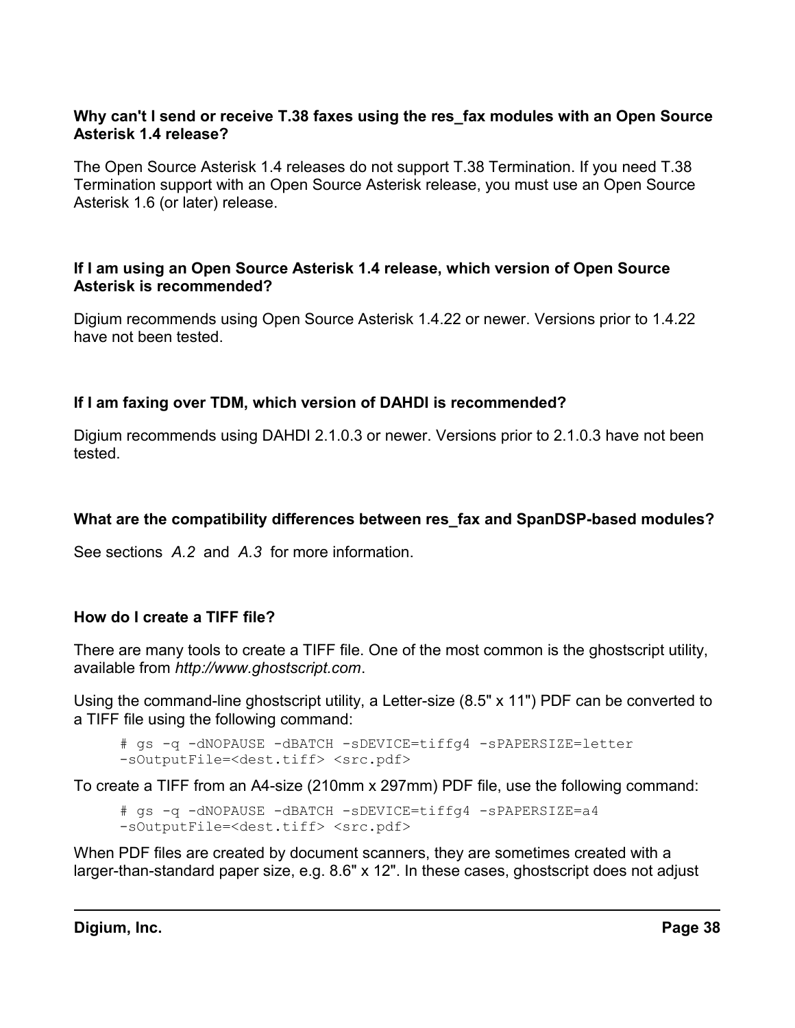**Why can't I send or receive T.38 faxes using the res_fax modules with an Open Source Asterisk 1.4 release?**

The Open Source Asterisk 1.4 releases do not support T.38 Termination. If you need T.38 Termination support with an Open Source Asterisk release, you must use an Open Source Asterisk 1.6 (or later) release.

**If I am using an Open Source Asterisk 1.4 release, which version of Open Source Asterisk is recommended?**

Digium recommends using Open Source Asterisk 1.4.22 or newer. Versions prior to 1.4.22 have not been tested.

**If I am faxing over TDM, which version of DAHDI is recommended?**

Digium recommends using DAHDI 2.1.0.3 or newer. Versions prior to 2.1.0.3 have not been tested.

**What are the compatibility differences between res_fax and SpanDSP-based modules?**

See sections *A.2* and *A.3* for more information.

**How do I create a TIFF file?**

There are many tools to create a TIFF file. One of the most common is the ghostscript utility, available from *http://www.ghostscript.com*.

Using the command-line ghostscript utility, a Letter-size (8.5" x 11") PDF can be converted to a TIFF file using the following command:

```
# gs -q -dNOPAUSE -dBATCH -sDEVICE=tiffg4 -sPAPERSIZE=letter
-sOutputFile=<dest.tiff> <src.pdf>
```

To create a TIFF from an A4-size (210mm x 297mm) PDF file, use the following command:

```
# gs -q -dNOPAUSE -dBATCH -sDEVICE=tiffg4 -sPAPERSIZE=a4
-sOutputFile=<dest.tiff> <src.pdf>
```

When PDF files are created by document scanners, they are sometimes created with a larger-than-standard paper size, e.g. 8.6" x 12". In these cases, ghostscript does not adjust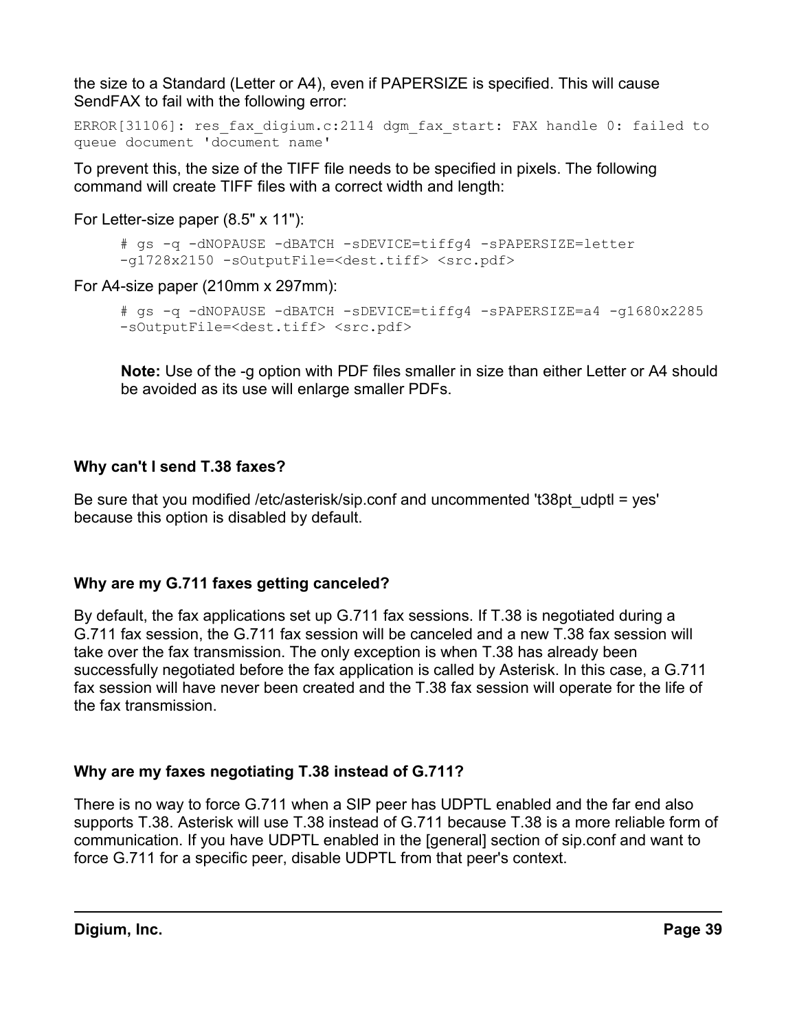the size to a Standard (Letter or A4), even if PAPERSIZE is specified. This will cause SendFAX to fail with the following error:

```
ERROR[31106]: res_fax_digium.c:2114 dgm_fax_start: FAX handle 0: failed to queue document 'document name'
```

To prevent this, the size of the TIFF file needs to be specified in pixels. The following command will create TIFF files with a correct width and length:

For Letter-size paper (8.5" x 11"):

```
# gs -q -dNOPAUSE -dBATCH -sDEVICE=tiffg4 -sPAPERSIZE=letter
-g1728x2150 -sOutputFile=<dest.tiff> <src.pdf>
```

For A4-size paper (210mm x 297mm):

```
# gs -q -dNOPAUSE -dBATCH -sDEVICE=tiffg4 -sPAPERSIZE=a4 -g1680x2285
-sOutputFile=<dest.tiff> <src.pdf>
```

**Note:** Use of the -g option with PDF files smaller in size than either Letter or A4 should be avoided as its use will enlarge smaller PDFs.

### Why can't I send T.38 faxes?

Be sure that you modified /etc/asterisk/sip.conf and uncommented 't38pt_udptl = yes' because this option is disabled by default.

### Why are my G.711 faxes getting canceled?

By default, the fax applications set up G.711 fax sessions. If T.38 is negotiated during a G.711 fax session, the G.711 fax session will be canceled and a new T.38 fax session will take over the fax transmission. The only exception is when T.38 has already been successfully negotiated before the fax application is called by Asterisk. In this case, a G.711 fax session will have never been created and the T.38 fax session will operate for the life of the fax transmission.

### Why are my faxes negotiating T.38 instead of G.711?

There is no way to force G.711 when a SIP peer has UDPTL enabled and the far end also supports T.38. Asterisk will use T.38 instead of G.711 because T.38 is a more reliable form of communication. If you have UDPTL enabled in the [general] section of sip.conf and want to force G.711 for a specific peer, disable UDPTL from that peer's context.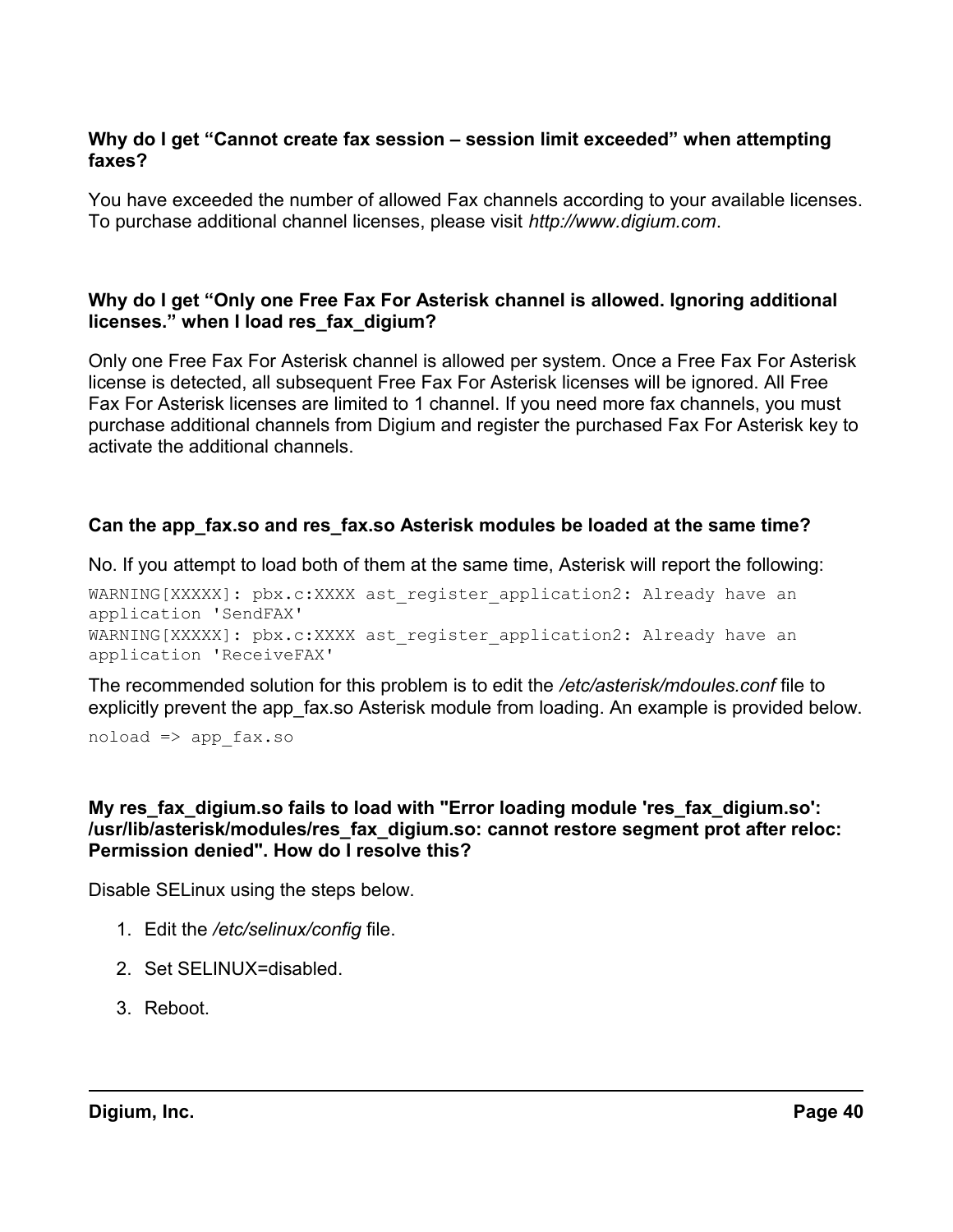**Why do I get "Cannot create fax session – session limit exceeded" when attempting faxes?**

You have exceeded the number of allowed Fax channels according to your available licenses. To purchase additional channel licenses, please visit *http://www.digium.com*.

**Why do I get "Only one Free Fax For Asterisk channel is allowed. Ignoring additional licenses." when I load res_fax_digium?**

Only one Free Fax For Asterisk channel is allowed per system. Once a Free Fax For Asterisk license is detected, all subsequent Free Fax For Asterisk licenses will be ignored. All Free Fax For Asterisk licenses are limited to 1 channel. If you need more fax channels, you must purchase additional channels from Digium and register the purchased Fax For Asterisk key to activate the additional channels.

**Can the app_fax.so and res_fax.so Asterisk modules be loaded at the same time?**

No. If you attempt to load both of them at the same time, Asterisk will report the following:

```
WARNING[XXXXX]: pbx.c:XXXX ast_register_application2: Already have an
application 'SendFAX'
WARNING[XXXXX]: pbx.c:XXXX ast_register_application2: Already have an
application 'ReceiveFAX'
```

The recommended solution for this problem is to edit the */etc/asterisk/mdoules.conf* file to explicitly prevent the app_fax.so Asterisk module from loading. An example is provided below.

```
noload => app_fax.so
```

**My res_fax_digium.so fails to load with "Error loading module 'res_fax_digium.so': /usr/lib/asterisk/modules/res_fax_digium.so: cannot restore segment prot after reloc: Permission denied". How do I resolve this?**

Disable SELinux using the steps below.

1. Edit the */etc/selinux/config* file.
2. Set SELINUX=disabled.
3. Reboot.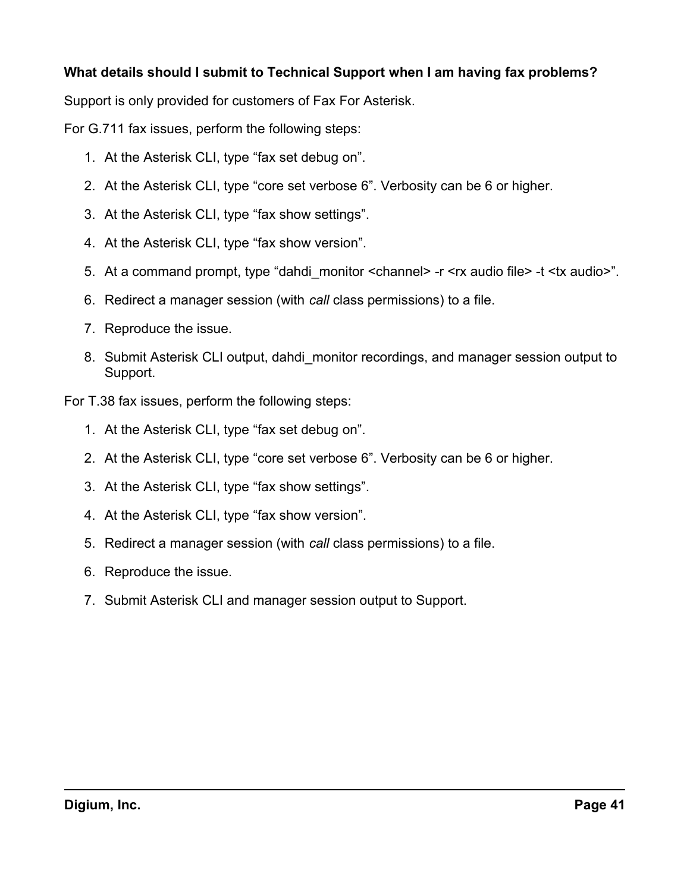**What details should I submit to Technical Support when I am having fax problems?**

Support is only provided for customers of Fax For Asterisk.

For G.711 fax issues, perform the following steps:

1. At the Asterisk CLI, type “fax set debug on”.
2. At the Asterisk CLI, type “core set verbose 6”. Verbosity can be 6 or higher.
3. At the Asterisk CLI, type “fax show settings”.
4. At the Asterisk CLI, type “fax show version”.
5. At a command prompt, type “dahdi_monitor <channel> -r <rx audio file> -t <tx audio>”.
6. Redirect a manager session (with *call* class permissions) to a file.
7. Reproduce the issue.
8. Submit Asterisk CLI output, dahdi_monitor recordings, and manager session output to Support.

For T.38 fax issues, perform the following steps:

1. At the Asterisk CLI, type “fax set debug on”.
2. At the Asterisk CLI, type “core set verbose 6”. Verbosity can be 6 or higher.
3. At the Asterisk CLI, type “fax show settings”.
4. At the Asterisk CLI, type “fax show version”.
5. Redirect a manager session (with *call* class permissions) to a file.
6. Reproduce the issue.
7. Submit Asterisk CLI and manager session output to Support.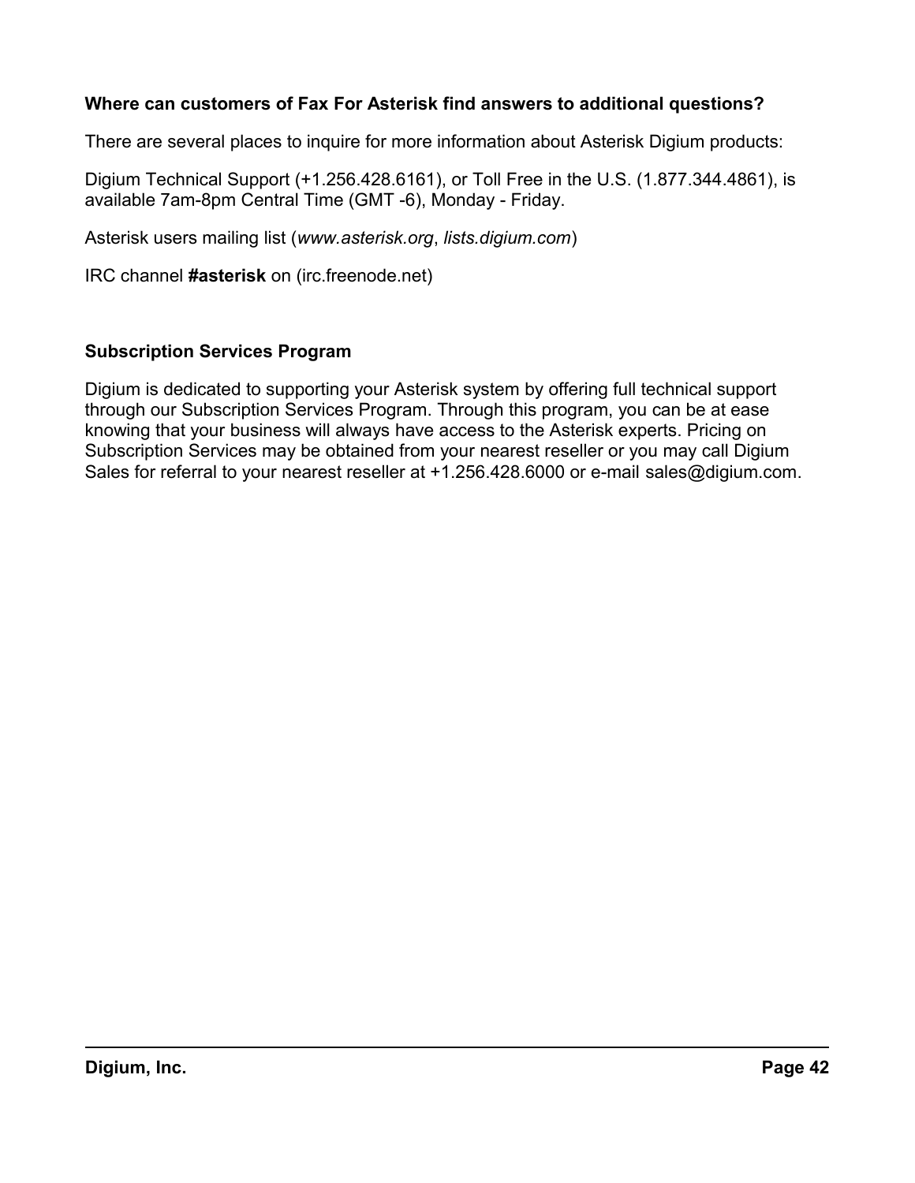### Where can customers of Fax For Asterisk find answers to additional questions?

There are several places to inquire for more information about Asterisk Digium products:

Digium Technical Support (+1.256.428.6161), or Toll Free in the U.S. (1.877.344.4861), is available 7am-8pm Central Time (GMT -6), Monday - Friday.

Asterisk users mailing list (*www.asterisk.org*, *lists.digium.com*)

IRC channel **#asterisk** on (irc.freenode.net)

### Subscription Services Program

Digium is dedicated to supporting your Asterisk system by offering full technical support through our Subscription Services Program. Through this program, you can be at ease knowing that your business will always have access to the Asterisk experts. Pricing on Subscription Services may be obtained from your nearest reseller or you may call Digium Sales for referral to your nearest reseller at +1.256.428.6000 or e-mail sales@digium.com.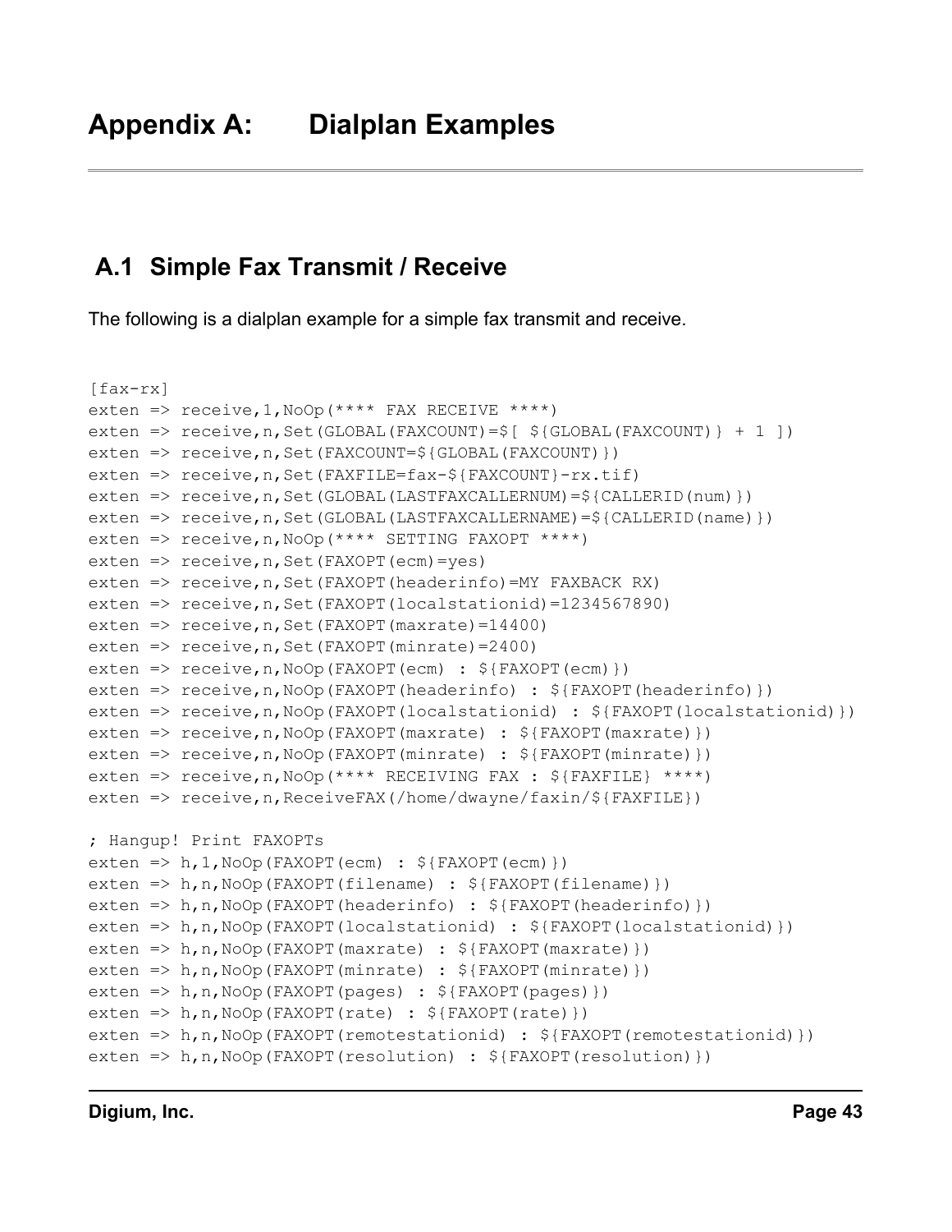# Appendix A: Dialplan Examples

## A.1 Simple Fax Transmit / Receive

The following is a dialplan example for a simple fax transmit and receive.

```
[fax-rx]
exten => receive,1,NoOp(**** FAX RECEIVE ****)
exten => receive,n,Set(GLOBAL(FAXCOUNT)=$[ ${GLOBAL(FAXCOUNT)} + 1 ])
exten => receive,n,Set(FAXCOUNT=${GLOBAL(FAXCOUNT)})
exten => receive,n,Set(FAXFILE=fax-${FAXCOUNT}-rx.tif)
exten => receive,n,Set(GLOBAL(LASTFAXCALLERNUM)=${CALLERID(num)})
exten => receive,n,Set(GLOBAL(LASTFAXCALLERNAME)=${CALLERID(name)})
exten => receive,n,NoOp(**** SETTING FAXOPT ****)
exten => receive,n,Set(FAXOPT(ecm)=yes)
exten => receive,n,Set(FAXOPT(headerinfo)=MY FAXBACK RX)
exten => receive,n,Set(FAXOPT(localstationid)=1234567890)
exten => receive,n,Set(FAXOPT(maxrate)=14400)
exten => receive,n,Set(FAXOPT(minrate)=2400)
exten => receive,n,NoOp(FAXOPT(ecm) : ${FAXOPT(ecm)})
exten => receive,n,NoOp(FAXOPT(headerinfo) : ${FAXOPT(headerinfo)})
exten => receive,n,NoOp(FAXOPT(localstationid) : ${FAXOPT(localstationid)})
exten => receive,n,NoOp(FAXOPT(maxrate) : ${FAXOPT(maxrate)})
exten => receive,n,NoOp(FAXOPT(minrate) : ${FAXOPT(minrate)})
exten => receive,n,NoOp(**** RECEIVING FAX : ${FAXFILE} ****)
exten => receive,n,ReceiveFAX(/home/dwayne/faxin/${FAXFILE})

; Hangup! Print FAXOPTs
exten => h,1,NoOp(FAXOPT(ecm) : ${FAXOPT(ecm)})
exten => h,n,NoOp(FAXOPT(filename) : ${FAXOPT(filename)})
exten => h,n,NoOp(FAXOPT(headerinfo) : ${FAXOPT(headerinfo)})
exten => h,n,NoOp(FAXOPT(localstationid) : ${FAXOPT(localstationid)})
exten => h,n,NoOp(FAXOPT(maxrate) : ${FAXOPT(maxrate)})
exten => h,n,NoOp(FAXOPT(minrate) : ${FAXOPT(minrate)})
exten => h,n,NoOp(FAXOPT(pages) : ${FAXOPT(pages)})
exten => h,n,NoOp(FAXOPT(rate) : ${FAXOPT(rate)})
exten => h,n,NoOp(FAXOPT(remotestationid) : ${FAXOPT(remotestationid)})
exten => h,n,NoOp(FAXOPT(resolution) : ${FAXOPT(resolution)})
```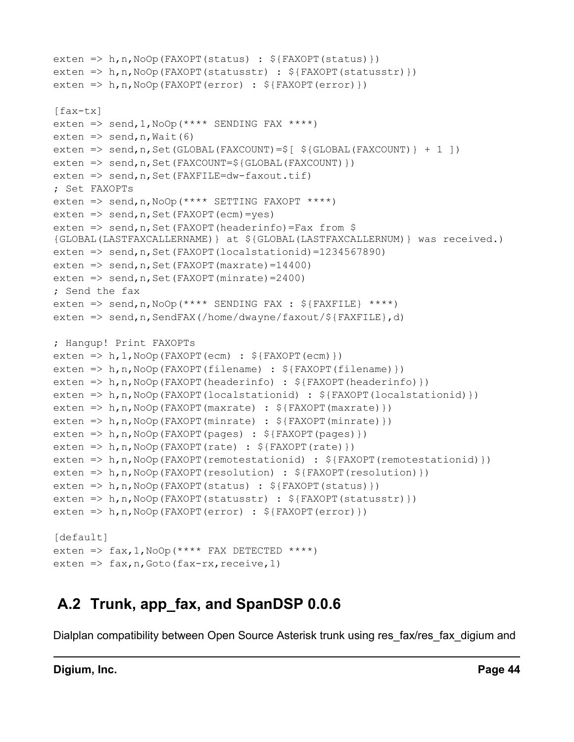```
exten => h,n,NoOp(FAXOPT(status) : ${FAXOPT(status)})
exten => h,n,NoOp(FAXOPT(statusstr) : ${FAXOPT(statusstr)})
exten => h,n,NoOp(FAXOPT(error) : ${FAXOPT(error)})

[fax-tx]
exten => send,1,NoOp(**** SENDING FAX ****)
exten => send,n,Wait(6)
exten => send,n,Set(GLOBAL(FAXCOUNT)=$[ ${GLOBAL(FAXCOUNT)} + 1 ])
exten => send,n,Set(FAXCOUNT=${GLOBAL(FAXCOUNT)})
exten => send,n,Set(FAXFILE=dw-faxout.tif)
; Set FAXOPTs
exten => send,n,NoOp(**** SETTING FAXOPT ****)
exten => send,n,Set(FAXOPT(ecm)=yes)
exten => send,n,Set(FAXOPT(headerinfo)=Fax from $
{GLOBAL(LASTFAXCALLERNAME)} at ${GLOBAL(LASTFAXCALLERNUM)} was received.)
exten => send,n,Set(FAXOPT(localstationid)=1234567890)
exten => send,n,Set(FAXOPT(maxrate)=14400)
exten => send,n,Set(FAXOPT(minrate)=2400)
; Send the fax
exten => send,n,NoOp(**** SENDING FAX : ${FAXFILE} ****)
exten => send,n,SendFAX(/home/dwayne/faxout/${FAXFILE},d)

; Hangup! Print FAXOPTs
exten => h,1,NoOp(FAXOPT(ecm) : ${FAXOPT(ecm)})
exten => h,n,NoOp(FAXOPT(filename) : ${FAXOPT(filename)})
exten => h,n,NoOp(FAXOPT(headerinfo) : ${FAXOPT(headerinfo)})
exten => h,n,NoOp(FAXOPT(localstationid) : ${FAXOPT(localstationid)})
exten => h,n,NoOp(FAXOPT(maxrate) : ${FAXOPT(maxrate)})
exten => h,n,NoOp(FAXOPT(minrate) : ${FAXOPT(minrate)})
exten => h,n,NoOp(FAXOPT(pages) : ${FAXOPT(pages)})
exten => h,n,NoOp(FAXOPT(rate) : ${FAXOPT(rate)})
exten => h,n,NoOp(FAXOPT(remotestationid) : ${FAXOPT(remotestationid)})
exten => h,n,NoOp(FAXOPT(resolution) : ${FAXOPT(resolution)})
exten => h,n,NoOp(FAXOPT(status) : ${FAXOPT(status)})
exten => h,n,NoOp(FAXOPT(statusstr) : ${FAXOPT(statusstr)})
exten => h,n,NoOp(FAXOPT(error) : ${FAXOPT(error)})

[default]
exten => fax,1,NoOp(**** FAX DETECTED ****)
exten => fax,n,Goto(fax-rx,receive,1)
```

## A.2 Trunk, app_fax, and SpanDSP 0.0.6

Dialplan compatibility between Open Source Asterisk trunk using res_fax/res_fax_digium and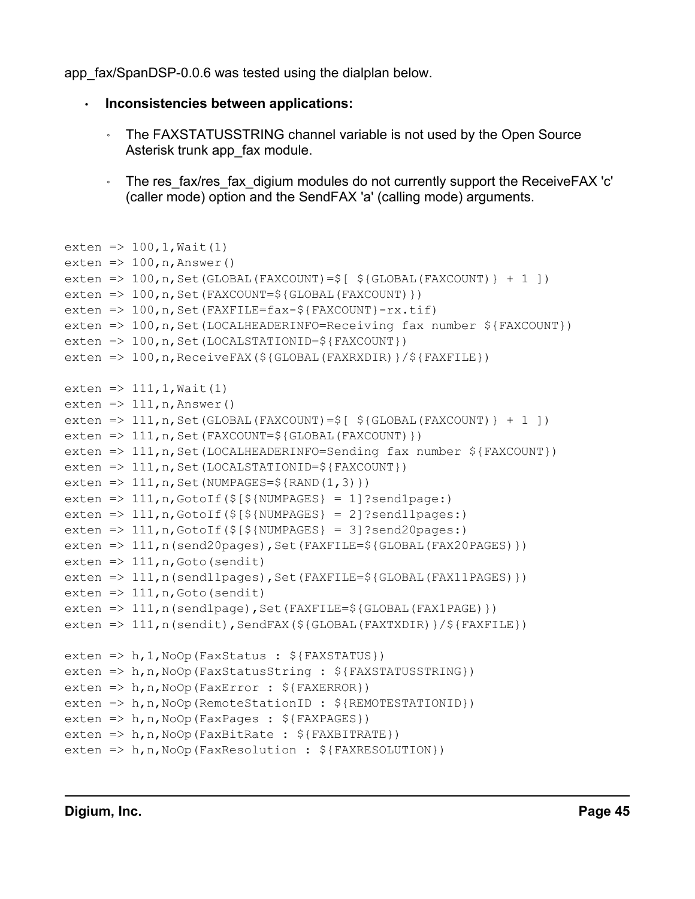app_fax/SpanDSP-0.0.6 was tested using the dialplan below.

- **Inconsistencies between applications:**
  - The FAXSTATUSSTRING channel variable is not used by the Open Source Asterisk trunk app_fax module.
  - The res_fax/res_fax_digium modules do not currently support the ReceiveFAX 'c' (caller mode) option and the SendFAX 'a' (calling mode) arguments.

```
exten => 100,1,Wait(1)
exten => 100,n,Answer()
exten => 100,n,Set(GLOBAL(FAXCOUNT)=$[ ${GLOBAL(FAXCOUNT)} + 1 ])
exten => 100,n,Set(FAXCOUNT=${GLOBAL(FAXCOUNT)})
exten => 100,n,Set(FAXFILE=fax-${FAXCOUNT}-rx.tif)
exten => 100,n,Set(LOCALHEADERINFO=Receiving fax number ${FAXCOUNT})
exten => 100,n,Set(LOCALSTATIONID=${FAXCOUNT})
exten => 100,n,ReceiveFAX(${GLOBAL(FAXRXDIR)}/${FAXFILE})

exten => 111,1,Wait(1)
exten => 111,n,Answer()
exten => 111,n,Set(GLOBAL(FAXCOUNT)=$[ ${GLOBAL(FAXCOUNT)} + 1 ])
exten => 111,n,Set(FAXCOUNT=${GLOBAL(FAXCOUNT)})
exten => 111,n,Set(LOCALHEADERINFO=Sending fax number ${FAXCOUNT})
exten => 111,n,Set(LOCALSTATIONID=${FAXCOUNT})
exten => 111,n,Set(NUMPAGES=${RAND(1,3)})
exten => 111,n,GotoIf($[${NUMPAGES} = 1]?send1page:)
exten => 111,n,GotoIf($[${NUMPAGES} = 2]?send11pages:)
exten => 111,n,GotoIf($[${NUMPAGES} = 3]?send20pages:)
exten => 111,n(send20pages),Set(FAXFILE=${GLOBAL(FAX20PAGES)})
exten => 111,n,Goto(sendit)
exten => 111,n(send11pages),Set(FAXFILE=${GLOBAL(FAX11PAGES)})
exten => 111,n,Goto(sendit)
exten => 111,n(send1page),Set(FAXFILE=${GLOBAL(FAX1PAGE)})
exten => 111,n(sendit),SendFAX(${GLOBAL(FAXTXDIR)}/${FAXFILE})

exten => h,1,NoOp(FaxStatus : ${FAXSTATUS})
exten => h,n,NoOp(FaxStatusString : ${FAXSTATUSSTRING})
exten => h,n,NoOp(FaxError : ${FAXERROR})
exten => h,n,NoOp(RemoteStationID : ${REMOTESTATIONID})
exten => h,n,NoOp(FaxPages : ${FAXPAGES})
exten => h,n,NoOp(FaxBitRate : ${FAXBITRATE})
exten => h,n,NoOp(FaxResolution : ${FAXRESOLUTION})
```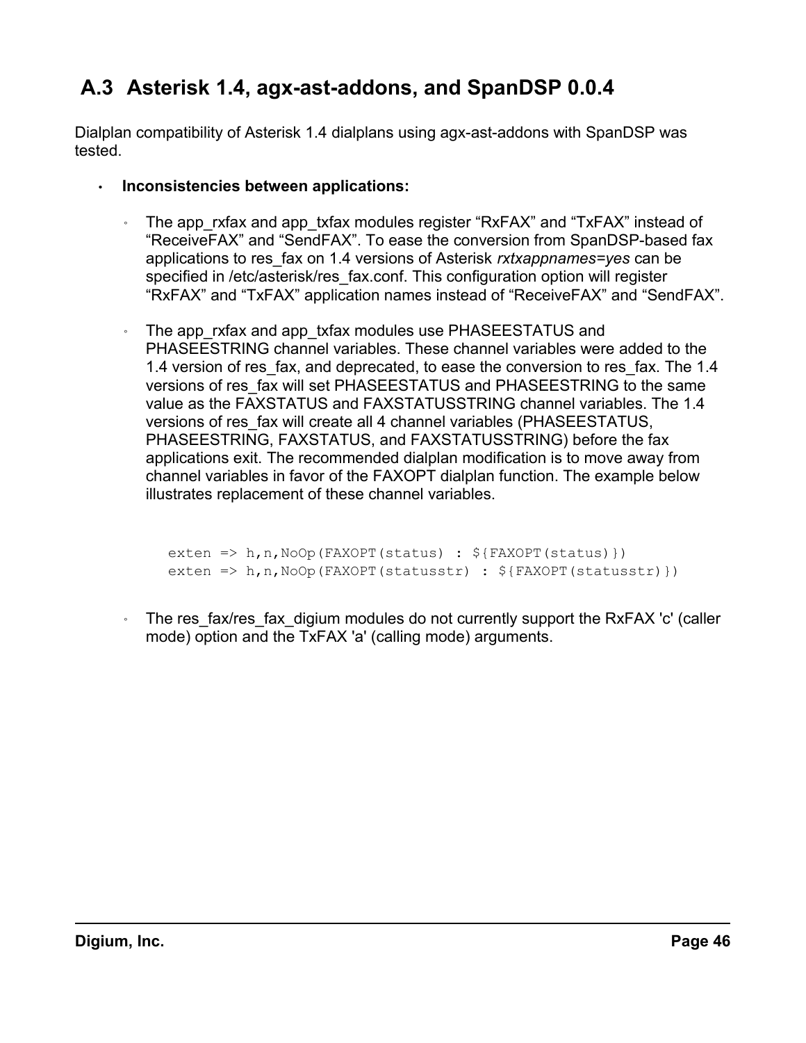## A.3 Asterisk 1.4, agx-ast-addons, and SpanDSP 0.0.4

Dialplan compatibility of Asterisk 1.4 dialplans using agx-ast-addons with SpanDSP was tested.

- **Inconsistencies between applications:**
  - The app_rxfax and app_txfax modules register "RxFAX" and "TxFAX" instead of "ReceiveFAX" and "SendFAX". To ease the conversion from SpanDSP-based fax applications to res_fax on 1.4 versions of Asterisk *rxtxappnames=yes* can be specified in /etc/asterisk/res_fax.conf. This configuration option will register "RxFAX" and "TxFAX" application names instead of "ReceiveFAX" and "SendFAX".
  - The app_rxfax and app_txfax modules use PHASEESTATUS and PHASEESTRING channel variables. These channel variables were added to the 1.4 version of res_fax, and deprecated, to ease the conversion to res_fax. The 1.4 versions of res_fax will set PHASEESTATUS and PHASEESTRING to the same value as the FAXSTATUS and FAXSTATUSSTRING channel variables. The 1.4 versions of res_fax will create all 4 channel variables (PHASEESTATUS, PHASEESTRING, FAXSTATUS, and FAXSTATUSSTRING) before the fax applications exit. The recommended dialplan modification is to move away from channel variables in favor of the FAXOPT dialplan function. The example below illustrates replacement of these channel variables.

    ```
    exten => h,n,NoOp(FAXOPT(status) : ${FAXOPT(status)})
    exten => h,n,NoOp(FAXOPT(statusstr) : ${FAXOPT(statusstr)})
    ```

  - The res_fax/res_fax_digium modules do not currently support the RxFAX 'c' (caller mode) option and the TxFAX 'a' (calling mode) arguments.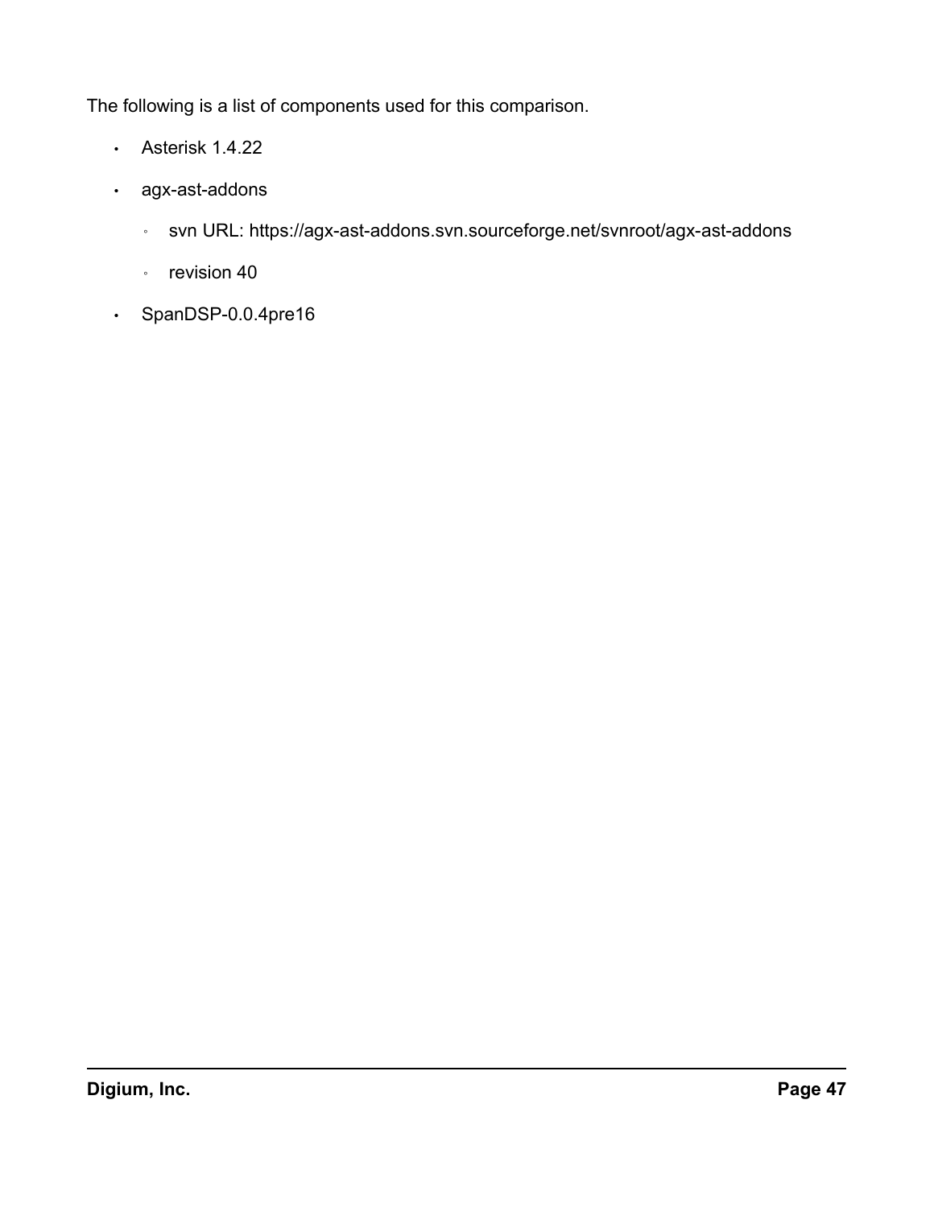The following is a list of components used for this comparison.

- Asterisk 1.4.22
- agx-ast-addons
  - svn URL: https://agx-ast-addons.svn.sourceforge.net/svnroot/agx-ast-addons
  - revision 40
- SpanDSP-0.0.4pre16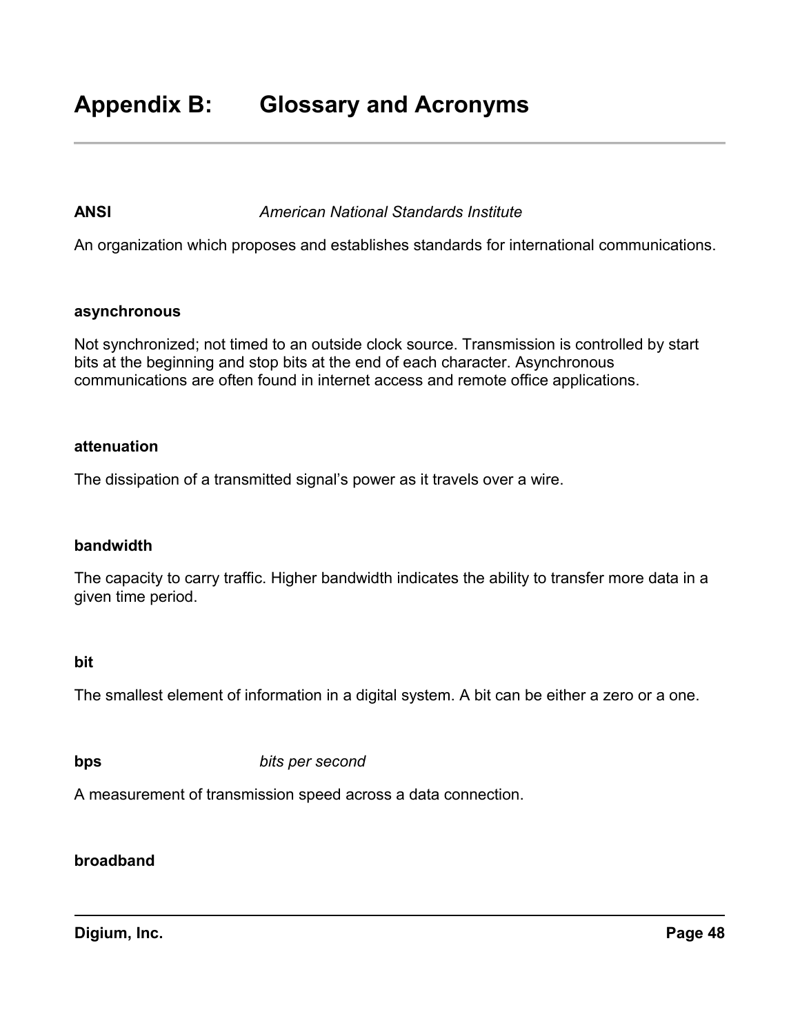# Appendix B: Glossary and Acronyms

**ANSI** *American National Standards Institute*

An organization which proposes and establishes standards for international communications.

**asynchronous**

Not synchronized; not timed to an outside clock source. Transmission is controlled by start bits at the beginning and stop bits at the end of each character. Asynchronous communications are often found in internet access and remote office applications.

**attenuation**

The dissipation of a transmitted signal's power as it travels over a wire.

**bandwidth**

The capacity to carry traffic. Higher bandwidth indicates the ability to transfer more data in a given time period.

**bit**

The smallest element of information in a digital system. A bit can be either a zero or a one.

**bps** *bits per second*

A measurement of transmission speed across a data connection.

**broadband**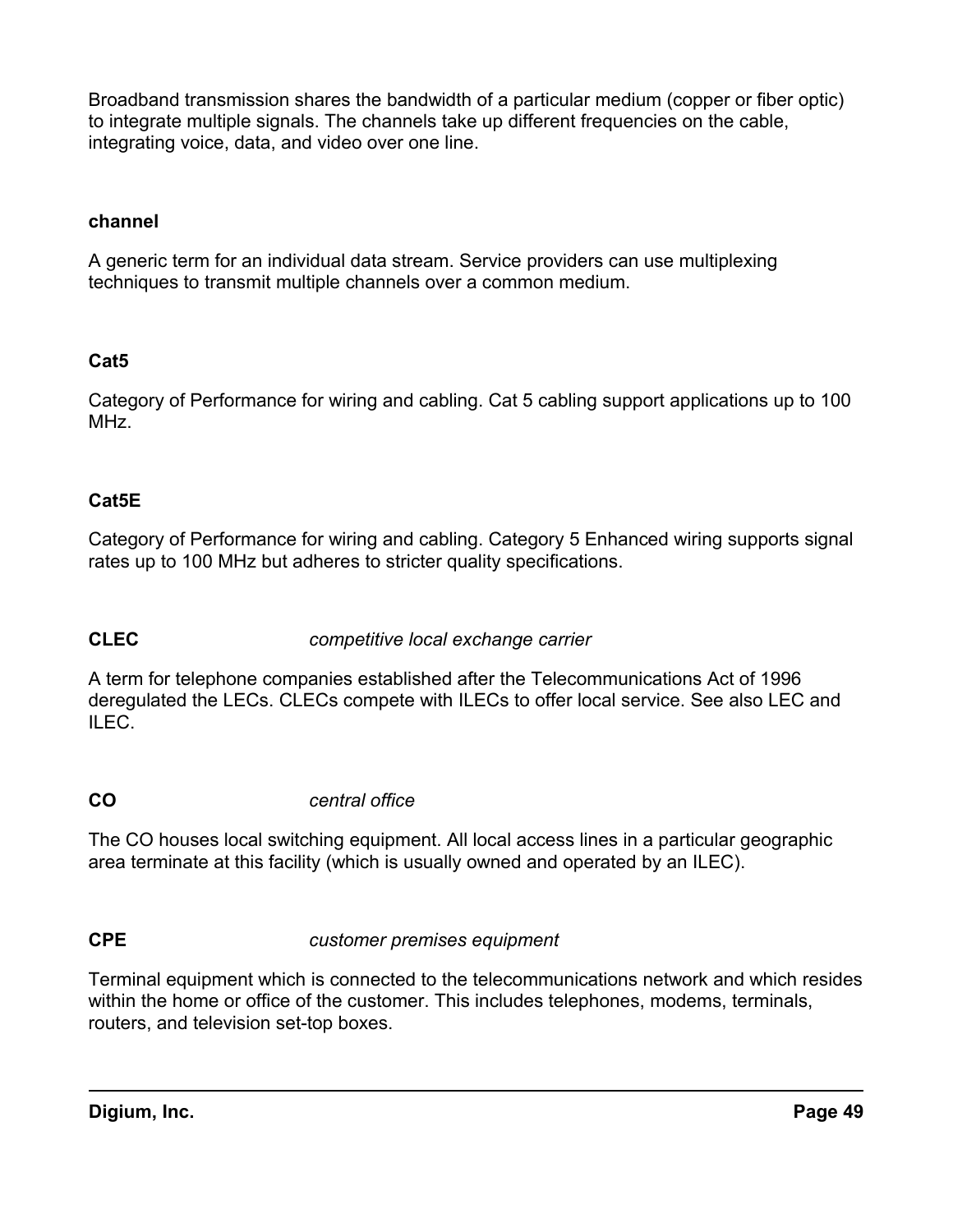Broadband transmission shares the bandwidth of a particular medium (copper or fiber optic) to integrate multiple signals. The channels take up different frequencies on the cable, integrating voice, data, and video over one line.

**channel**

A generic term for an individual data stream. Service providers can use multiplexing techniques to transmit multiple channels over a common medium.

**Cat5**

Category of Performance for wiring and cabling. Cat 5 cabling support applications up to 100 MHz.

**Cat5E**

Category of Performance for wiring and cabling. Category 5 Enhanced wiring supports signal rates up to 100 MHz but adheres to stricter quality specifications.

**CLEC** *competitive local exchange carrier*

A term for telephone companies established after the Telecommunications Act of 1996 deregulated the LECs. CLECs compete with ILECs to offer local service. See also LEC and ILEC.

**CO** *central office*

The CO houses local switching equipment. All local access lines in a particular geographic area terminate at this facility (which is usually owned and operated by an ILEC).

**CPE** *customer premises equipment*

Terminal equipment which is connected to the telecommunications network and which resides within the home or office of the customer. This includes telephones, modems, terminals, routers, and television set-top boxes.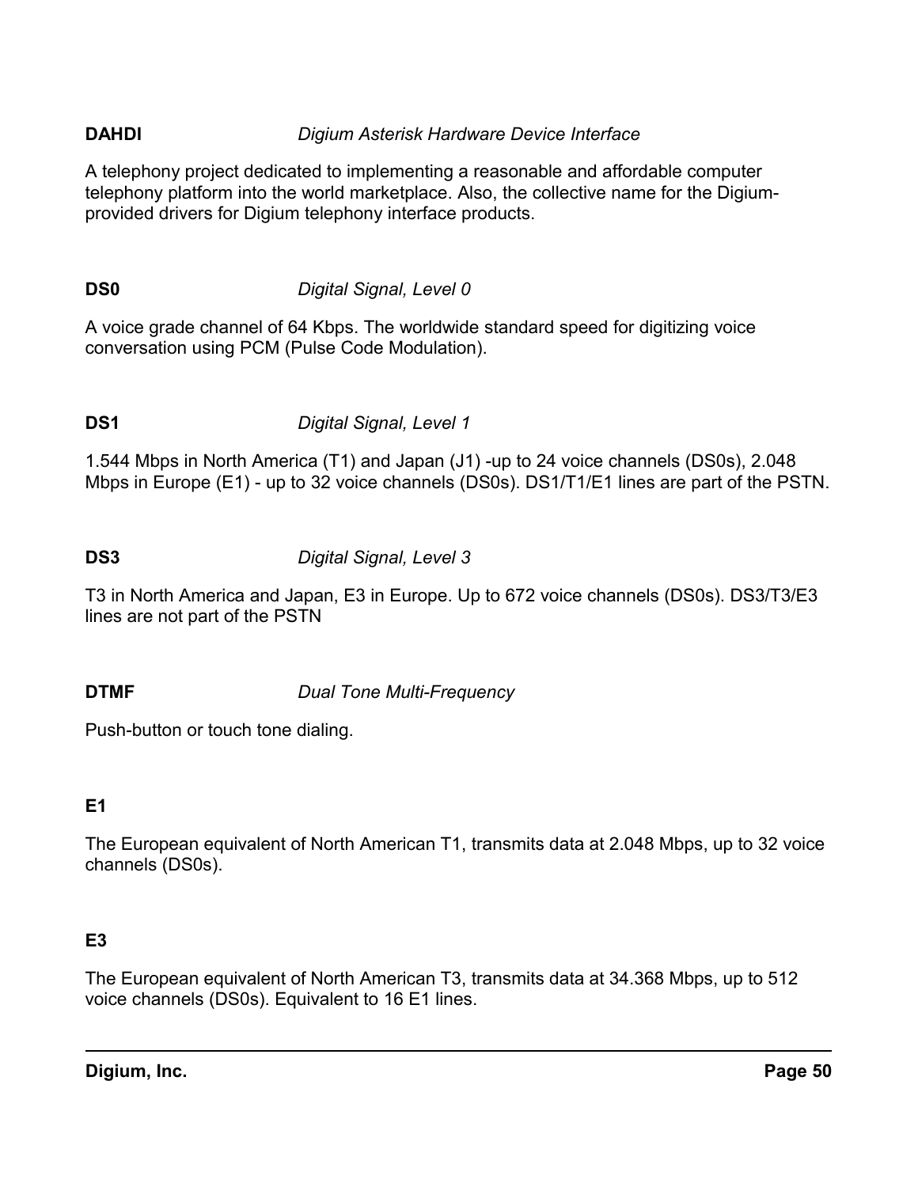**DAHDI** *Digium Asterisk Hardware Device Interface*

A telephony project dedicated to implementing a reasonable and affordable computer telephony platform into the world marketplace. Also, the collective name for the Digium-provided drivers for Digium telephony interface products.

**DS0** *Digital Signal, Level 0*

A voice grade channel of 64 Kbps. The worldwide standard speed for digitizing voice conversation using PCM (Pulse Code Modulation).

**DS1** *Digital Signal, Level 1*

1.544 Mbps in North America (T1) and Japan (J1) -up to 24 voice channels (DS0s), 2.048 Mbps in Europe (E1) - up to 32 voice channels (DS0s). DS1/T1/E1 lines are part of the PSTN.

**DS3** *Digital Signal, Level 3*

T3 in North America and Japan, E3 in Europe. Up to 672 voice channels (DS0s). DS3/T3/E3 lines are not part of the PSTN

**DTMF** *Dual Tone Multi-Frequency*

Push-button or touch tone dialing.

**E1**

The European equivalent of North American T1, transmits data at 2.048 Mbps, up to 32 voice channels (DS0s).

**E3**

The European equivalent of North American T3, transmits data at 34.368 Mbps, up to 512 voice channels (DS0s). Equivalent to 16 E1 lines.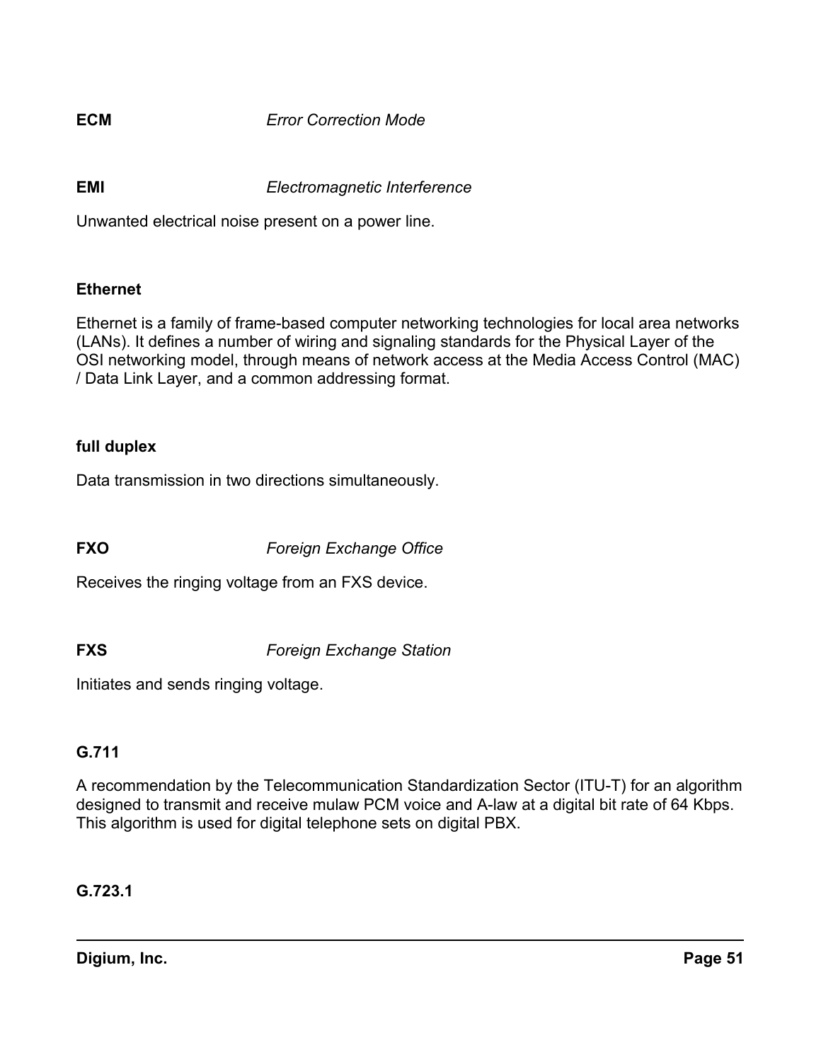**ECM** *Error Correction Mode*

**EMI** *Electromagnetic Interference*

Unwanted electrical noise present on a power line.

**Ethernet**

Ethernet is a family of frame-based computer networking technologies for local area networks (LANs). It defines a number of wiring and signaling standards for the Physical Layer of the OSI networking model, through means of network access at the Media Access Control (MAC) / Data Link Layer, and a common addressing format.

**full duplex**

Data transmission in two directions simultaneously.

**FXO** *Foreign Exchange Office*

Receives the ringing voltage from an FXS device.

**FXS** *Foreign Exchange Station*

Initiates and sends ringing voltage.

**G.711**

A recommendation by the Telecommunication Standardization Sector (ITU-T) for an algorithm designed to transmit and receive mulaw PCM voice and A-law at a digital bit rate of 64 Kbps. This algorithm is used for digital telephone sets on digital PBX.

**G.723.1**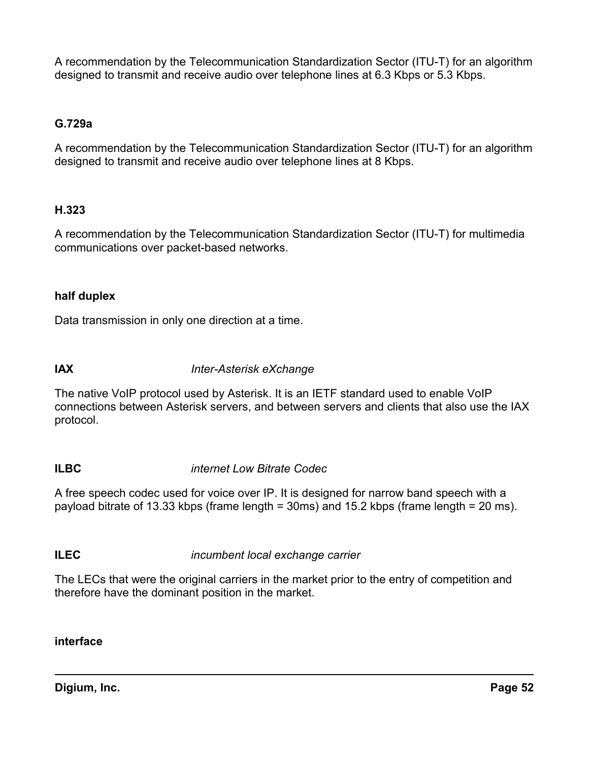A recommendation by the Telecommunication Standardization Sector (ITU-T) for an algorithm designed to transmit and receive audio over telephone lines at 6.3 Kbps or 5.3 Kbps.

**G.729a**

A recommendation by the Telecommunication Standardization Sector (ITU-T) for an algorithm designed to transmit and receive audio over telephone lines at 8 Kbps.

**H.323**

A recommendation by the Telecommunication Standardization Sector (ITU-T) for multimedia communications over packet-based networks.

**half duplex**

Data transmission in only one direction at a time.

**IAX** *Inter-Asterisk eXchange*

The native VoIP protocol used by Asterisk. It is an IETF standard used to enable VoIP connections between Asterisk servers, and between servers and clients that also use the IAX protocol.

**ILBC** *internet Low Bitrate Codec*

A free speech codec used for voice over IP. It is designed for narrow band speech with a payload bitrate of 13.33 kbps (frame length = 30ms) and 15.2 kbps (frame length = 20 ms).

**ILEC** *incumbent local exchange carrier*

The LECs that were the original carriers in the market prior to the entry of competition and therefore have the dominant position in the market.

**interface**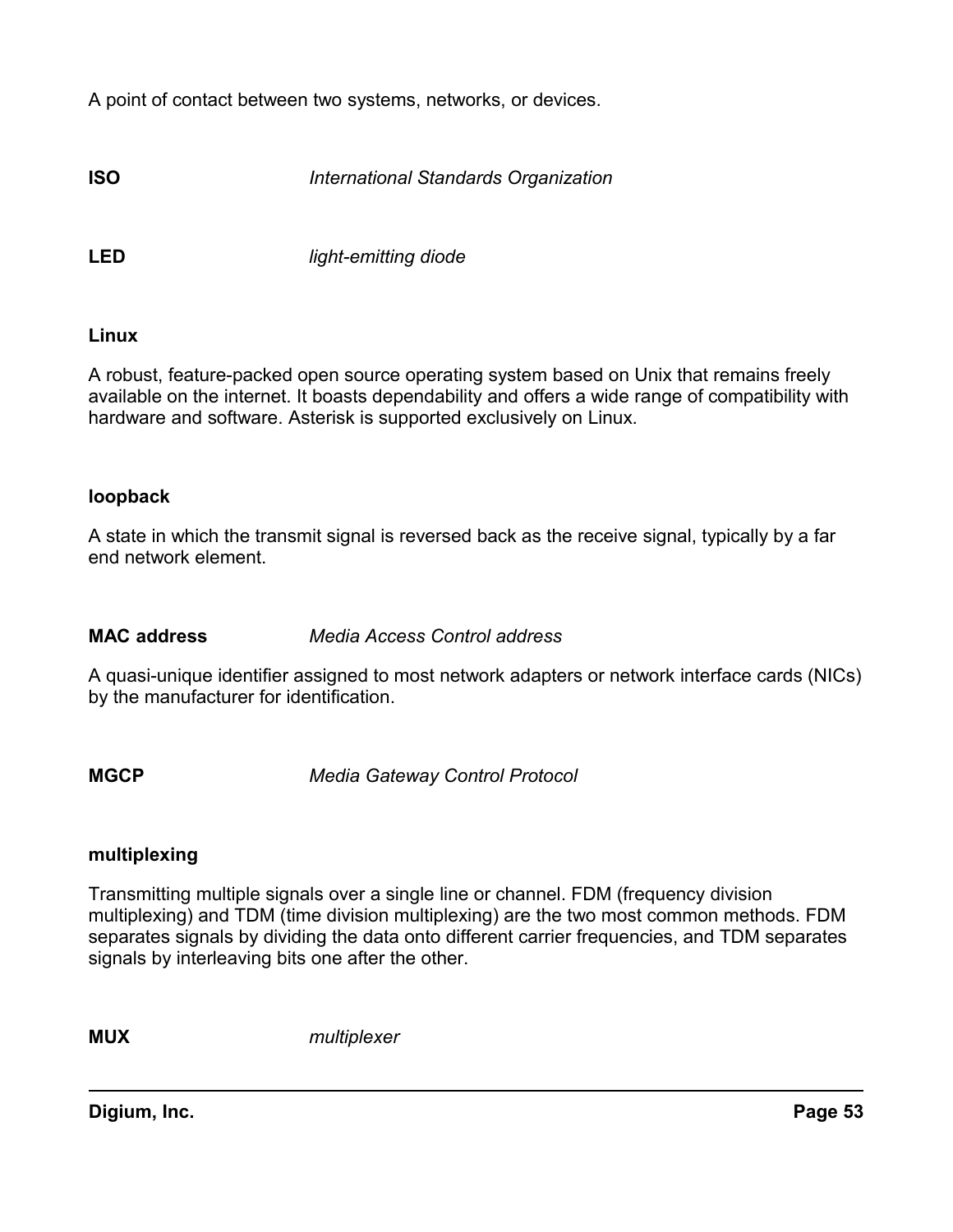A point of contact between two systems, networks, or devices.

**ISO** *International Standards Organization*

**LED** *light-emitting diode*

**Linux**

A robust, feature-packed open source operating system based on Unix that remains freely available on the internet. It boasts dependability and offers a wide range of compatibility with hardware and software. Asterisk is supported exclusively on Linux.

**loopback**

A state in which the transmit signal is reversed back as the receive signal, typically by a far end network element.

**MAC address** *Media Access Control address*

A quasi-unique identifier assigned to most network adapters or network interface cards (NICs) by the manufacturer for identification.

**MGCP** *Media Gateway Control Protocol*

**multiplexing**

Transmitting multiple signals over a single line or channel. FDM (frequency division multiplexing) and TDM (time division multiplexing) are the two most common methods. FDM separates signals by dividing the data onto different carrier frequencies, and TDM separates signals by interleaving bits one after the other.

**MUX** *multiplexer*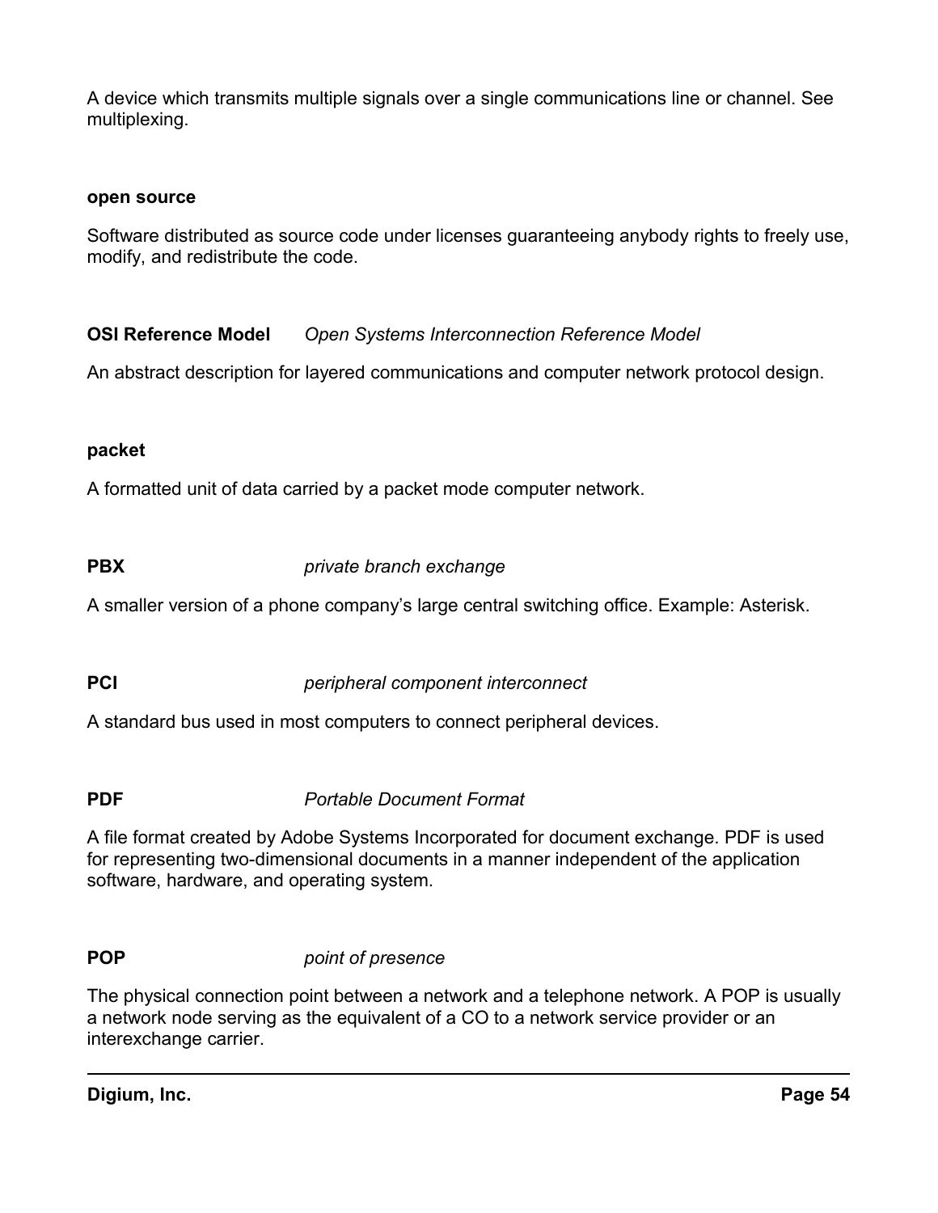A device which transmits multiple signals over a single communications line or channel. See multiplexing.

**open source**

Software distributed as source code under licenses guaranteeing anybody rights to freely use, modify, and redistribute the code.

**OSI Reference Model** *Open Systems Interconnection Reference Model*

An abstract description for layered communications and computer network protocol design.

**packet**

A formatted unit of data carried by a packet mode computer network.

**PBX** *private branch exchange*

A smaller version of a phone company's large central switching office. Example: Asterisk.

**PCI** *peripheral component interconnect*

A standard bus used in most computers to connect peripheral devices.

**PDF** *Portable Document Format*

A file format created by Adobe Systems Incorporated for document exchange. PDF is used for representing two-dimensional documents in a manner independent of the application software, hardware, and operating system.

**POP** *point of presence*

The physical connection point between a network and a telephone network. A POP is usually a network node serving as the equivalent of a CO to a network service provider or an interexchange carrier.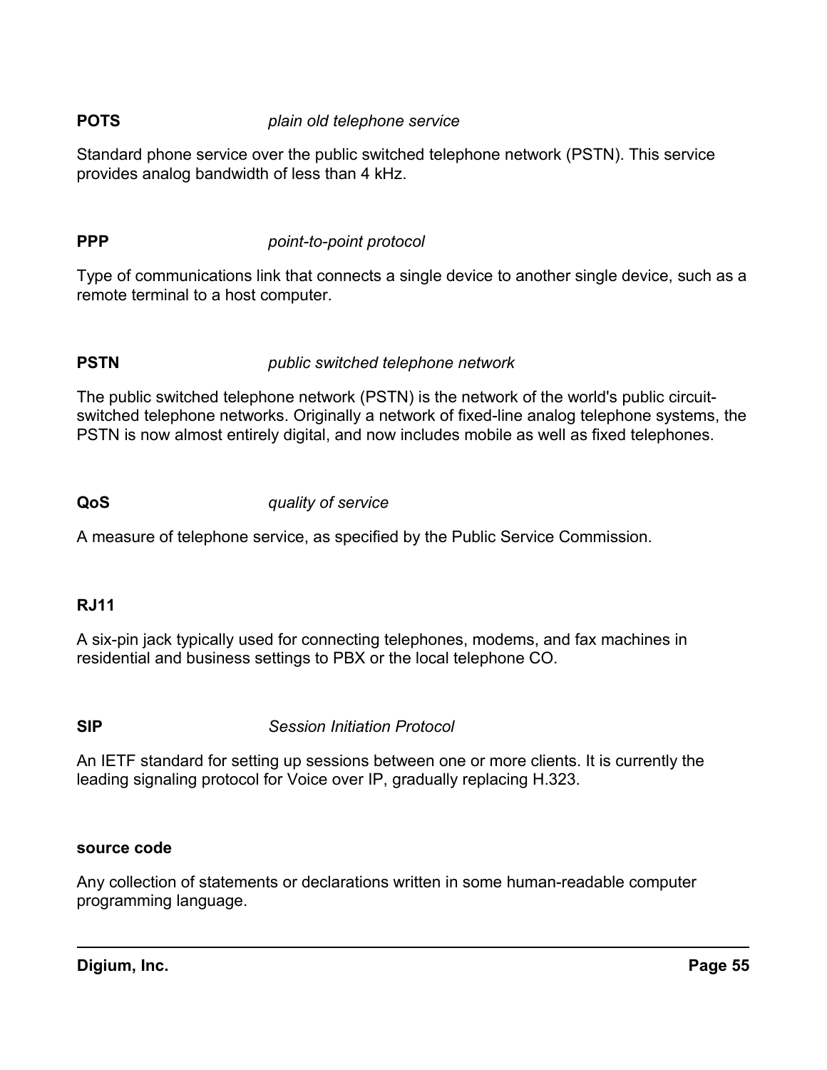**POTS** *plain old telephone service*

Standard phone service over the public switched telephone network (PSTN). This service provides analog bandwidth of less than 4 kHz.

**PPP** *point-to-point protocol*

Type of communications link that connects a single device to another single device, such as a remote terminal to a host computer.

**PSTN** *public switched telephone network*

The public switched telephone network (PSTN) is the network of the world's public circuit-switched telephone networks. Originally a network of fixed-line analog telephone systems, the PSTN is now almost entirely digital, and now includes mobile as well as fixed telephones.

**QoS** *quality of service*

A measure of telephone service, as specified by the Public Service Commission.

**RJ11**

A six-pin jack typically used for connecting telephones, modems, and fax machines in residential and business settings to PBX or the local telephone CO.

**SIP** *Session Initiation Protocol*

An IETF standard for setting up sessions between one or more clients. It is currently the leading signaling protocol for Voice over IP, gradually replacing H.323.

**source code**

Any collection of statements or declarations written in some human-readable computer programming language.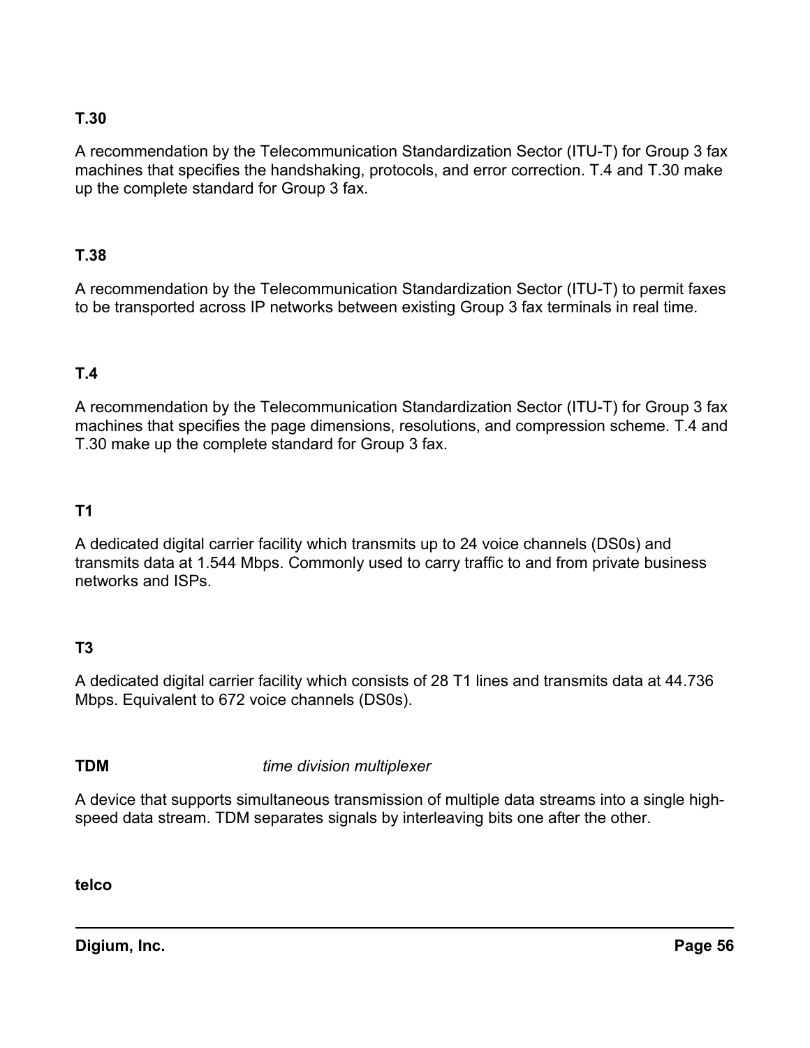**T.30**

A recommendation by the Telecommunication Standardization Sector (ITU-T) for Group 3 fax machines that specifies the handshaking, protocols, and error correction. T.4 and T.30 make up the complete standard for Group 3 fax.

**T.38**

A recommendation by the Telecommunication Standardization Sector (ITU-T) to permit faxes to be transported across IP networks between existing Group 3 fax terminals in real time.

**T.4**

A recommendation by the Telecommunication Standardization Sector (ITU-T) for Group 3 fax machines that specifies the page dimensions, resolutions, and compression scheme. T.4 and T.30 make up the complete standard for Group 3 fax.

**T1**

A dedicated digital carrier facility which transmits up to 24 voice channels (DS0s) and transmits data at 1.544 Mbps. Commonly used to carry traffic to and from private business networks and ISPs.

**T3**

A dedicated digital carrier facility which consists of 28 T1 lines and transmits data at 44.736 Mbps. Equivalent to 672 voice channels (DS0s).

**TDM** *time division multiplexer*

A device that supports simultaneous transmission of multiple data streams into a single high-speed data stream. TDM separates signals by interleaving bits one after the other.

**telco**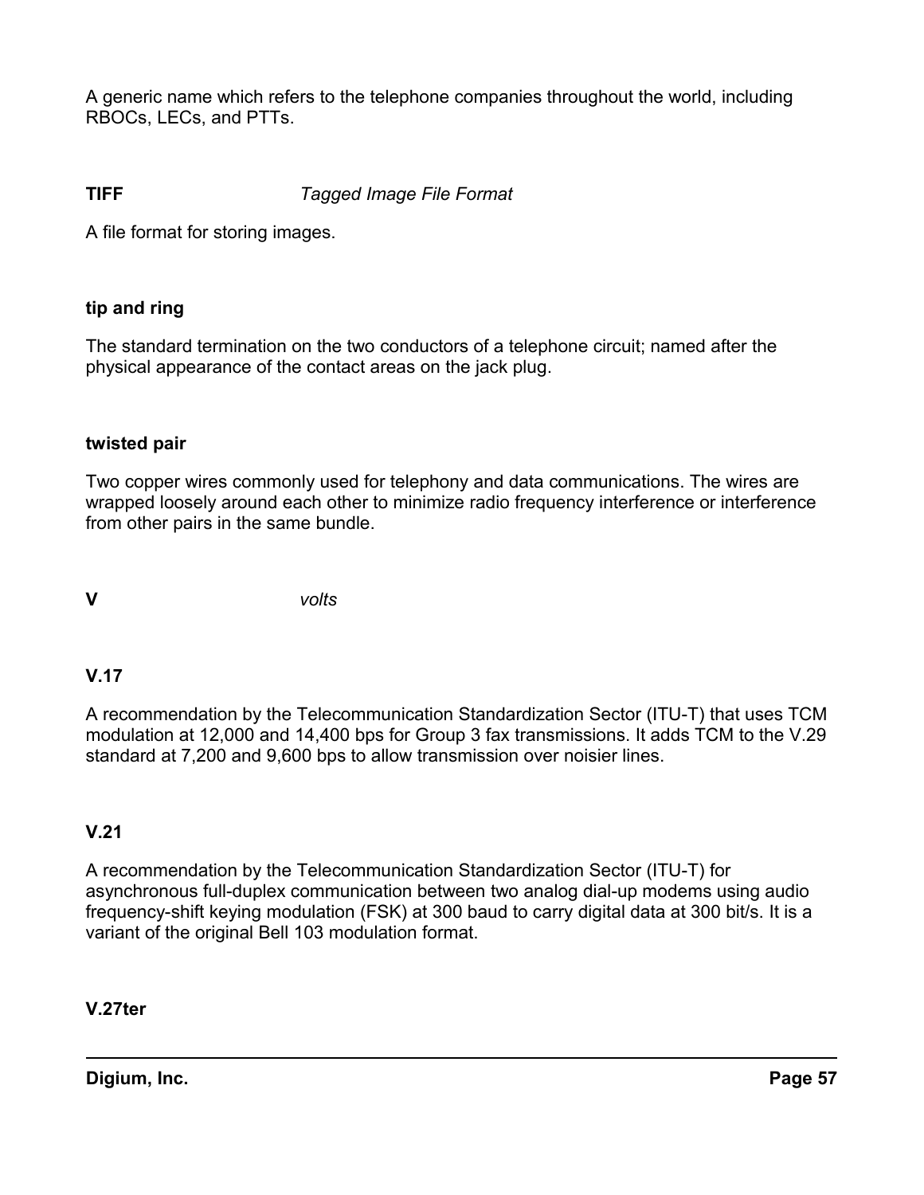A generic name which refers to the telephone companies throughout the world, including RBOCs, LECs, and PTTs.

**TIFF** *Tagged Image File Format*

A file format for storing images.

**tip and ring**

The standard termination on the two conductors of a telephone circuit; named after the physical appearance of the contact areas on the jack plug.

**twisted pair**

Two copper wires commonly used for telephony and data communications. The wires are wrapped loosely around each other to minimize radio frequency interference or interference from other pairs in the same bundle.

**V** *volts*

**V.17**

A recommendation by the Telecommunication Standardization Sector (ITU-T) that uses TCM modulation at 12,000 and 14,400 bps for Group 3 fax transmissions. It adds TCM to the V.29 standard at 7,200 and 9,600 bps to allow transmission over noisier lines.

**V.21**

A recommendation by the Telecommunication Standardization Sector (ITU-T) for asynchronous full-duplex communication between two analog dial-up modems using audio frequency-shift keying modulation (FSK) at 300 baud to carry digital data at 300 bit/s. It is a variant of the original Bell 103 modulation format.

**V.27ter**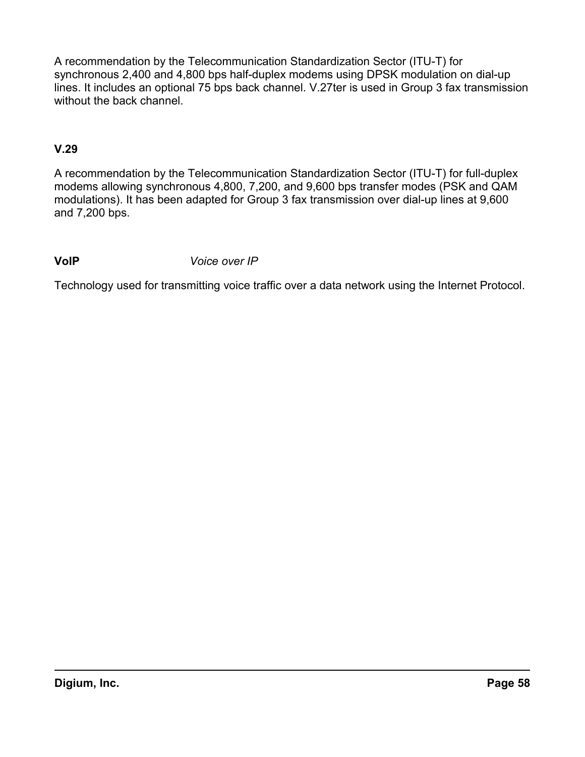A recommendation by the Telecommunication Standardization Sector (ITU-T) for synchronous 2,400 and 4,800 bps half-duplex modems using DPSK modulation on dial-up lines. It includes an optional 75 bps back channel. V.27ter is used in Group 3 fax transmission without the back channel.

**V.29**

A recommendation by the Telecommunication Standardization Sector (ITU-T) for full-duplex modems allowing synchronous 4,800, 7,200, and 9,600 bps transfer modes (PSK and QAM modulations). It has been adapted for Group 3 fax transmission over dial-up lines at 9,600 and 7,200 bps.

**VoIP** *Voice over IP*

Technology used for transmitting voice traffic over a data network using the Internet Protocol.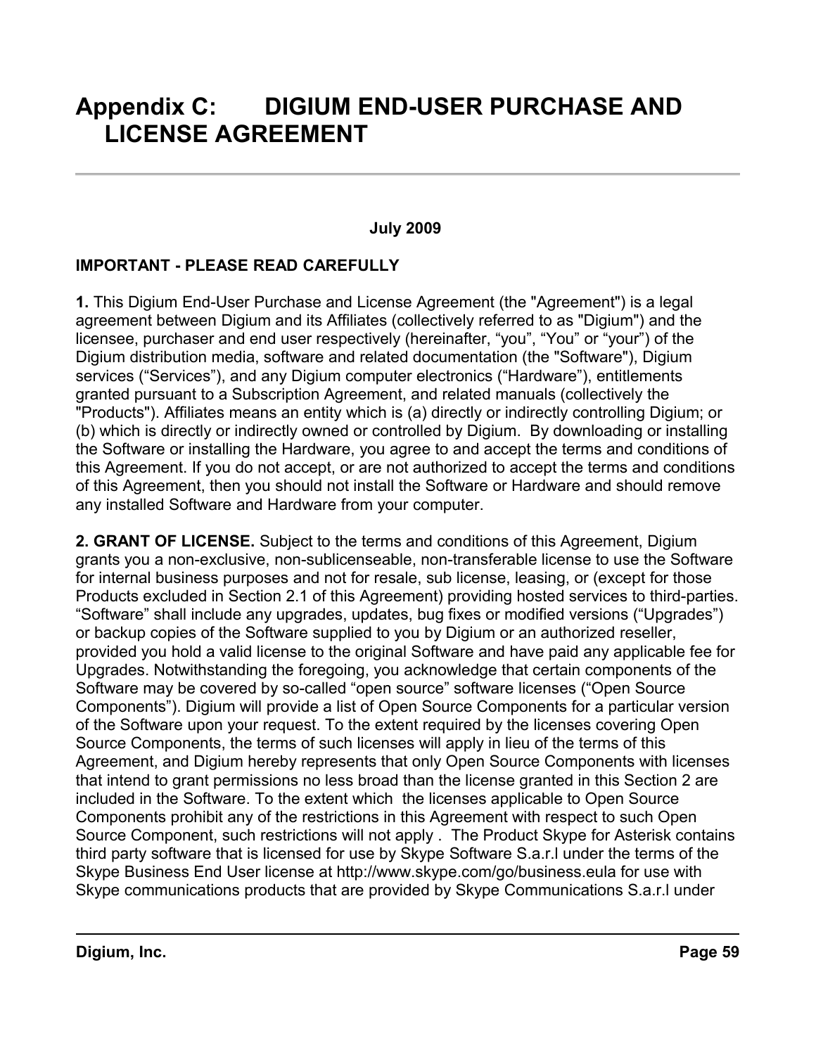# Appendix C: DIGIUM END-USER PURCHASE AND LICENSE AGREEMENT

**July 2009**

**IMPORTANT - PLEASE READ CAREFULLY**

**1.** This Digium End-User Purchase and License Agreement (the "Agreement") is a legal agreement between Digium and its Affiliates (collectively referred to as "Digium") and the licensee, purchaser and end user respectively (hereinafter, "you", "You" or "your") of the Digium distribution media, software and related documentation (the "Software"), Digium services ("Services"), and any Digium computer electronics ("Hardware"), entitlements granted pursuant to a Subscription Agreement, and related manuals (collectively the "Products"). Affiliates means an entity which is (a) directly or indirectly controlling Digium; or (b) which is directly or indirectly owned or controlled by Digium. By downloading or installing the Software or installing the Hardware, you agree to and accept the terms and conditions of this Agreement. If you do not accept, or are not authorized to accept the terms and conditions of this Agreement, then you should not install the Software or Hardware and should remove any installed Software and Hardware from your computer.

**2. GRANT OF LICENSE.** Subject to the terms and conditions of this Agreement, Digium grants you a non-exclusive, non-sublicenseable, non-transferable license to use the Software for internal business purposes and not for resale, sub license, leasing, or (except for those Products excluded in Section 2.1 of this Agreement) providing hosted services to third-parties. "Software" shall include any upgrades, updates, bug fixes or modified versions ("Upgrades") or backup copies of the Software supplied to you by Digium or an authorized reseller, provided you hold a valid license to the original Software and have paid any applicable fee for Upgrades. Notwithstanding the foregoing, you acknowledge that certain components of the Software may be covered by so-called "open source" software licenses ("Open Source Components"). Digium will provide a list of Open Source Components for a particular version of the Software upon your request. To the extent required by the licenses covering Open Source Components, the terms of such licenses will apply in lieu of the terms of this Agreement, and Digium hereby represents that only Open Source Components with licenses that intend to grant permissions no less broad than the license granted in this Section 2 are included in the Software. To the extent which the licenses applicable to Open Source Components prohibit any of the restrictions in this Agreement with respect to such Open Source Component, such restrictions will not apply . The Product Skype for Asterisk contains third party software that is licensed for use by Skype Software S.a.r.l under the terms of the Skype Business End User license at http://www.skype.com/go/business.eula for use with Skype communications products that are provided by Skype Communications S.a.r.l under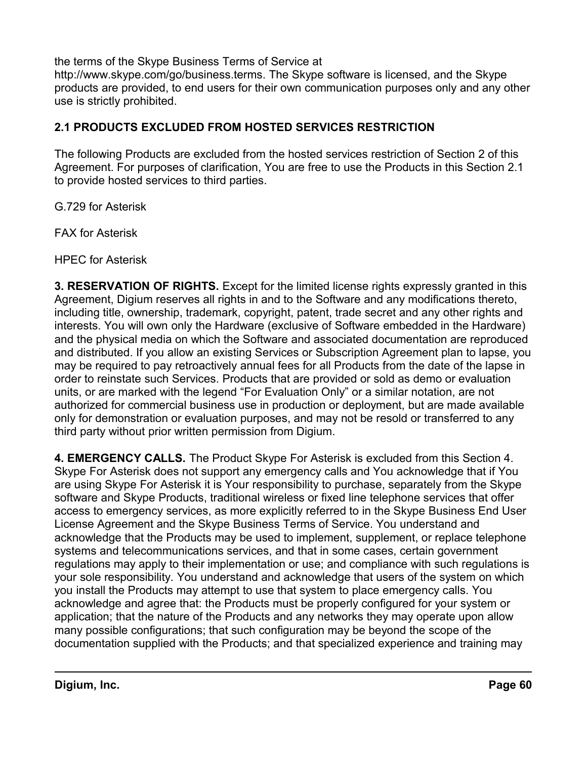the terms of the Skype Business Terms of Service at http://www.skype.com/go/business.terms. The Skype software is licensed, and the Skype products are provided, to end users for their own communication purposes only and any other use is strictly prohibited.

### 2.1 PRODUCTS EXCLUDED FROM HOSTED SERVICES RESTRICTION

The following Products are excluded from the hosted services restriction of Section 2 of this Agreement. For purposes of clarification, You are free to use the Products in this Section 2.1 to provide hosted services to third parties.

G.729 for Asterisk

FAX for Asterisk

HPEC for Asterisk

**3. RESERVATION OF RIGHTS.** Except for the limited license rights expressly granted in this Agreement, Digium reserves all rights in and to the Software and any modifications thereto, including title, ownership, trademark, copyright, patent, trade secret and any other rights and interests. You will own only the Hardware (exclusive of Software embedded in the Hardware) and the physical media on which the Software and associated documentation are reproduced and distributed. If you allow an existing Services or Subscription Agreement plan to lapse, you may be required to pay retroactively annual fees for all Products from the date of the lapse in order to reinstate such Services. Products that are provided or sold as demo or evaluation units, or are marked with the legend “For Evaluation Only” or a similar notation, are not authorized for commercial business use in production or deployment, but are made available only for demonstration or evaluation purposes, and may not be resold or transferred to any third party without prior written permission from Digium.

**4. EMERGENCY CALLS.** The Product Skype For Asterisk is excluded from this Section 4. Skype For Asterisk does not support any emergency calls and You acknowledge that if You are using Skype For Asterisk it is Your responsibility to purchase, separately from the Skype software and Skype Products, traditional wireless or fixed line telephone services that offer access to emergency services, as more explicitly referred to in the Skype Business End User License Agreement and the Skype Business Terms of Service. You understand and acknowledge that the Products may be used to implement, supplement, or replace telephone systems and telecommunications services, and that in some cases, certain government regulations may apply to their implementation or use; and compliance with such regulations is your sole responsibility. You understand and acknowledge that users of the system on which you install the Products may attempt to use that system to place emergency calls. You acknowledge and agree that: the Products must be properly configured for your system or application; that the nature of the Products and any networks they may operate upon allow many possible configurations; that such configuration may be beyond the scope of the documentation supplied with the Products; and that specialized experience and training may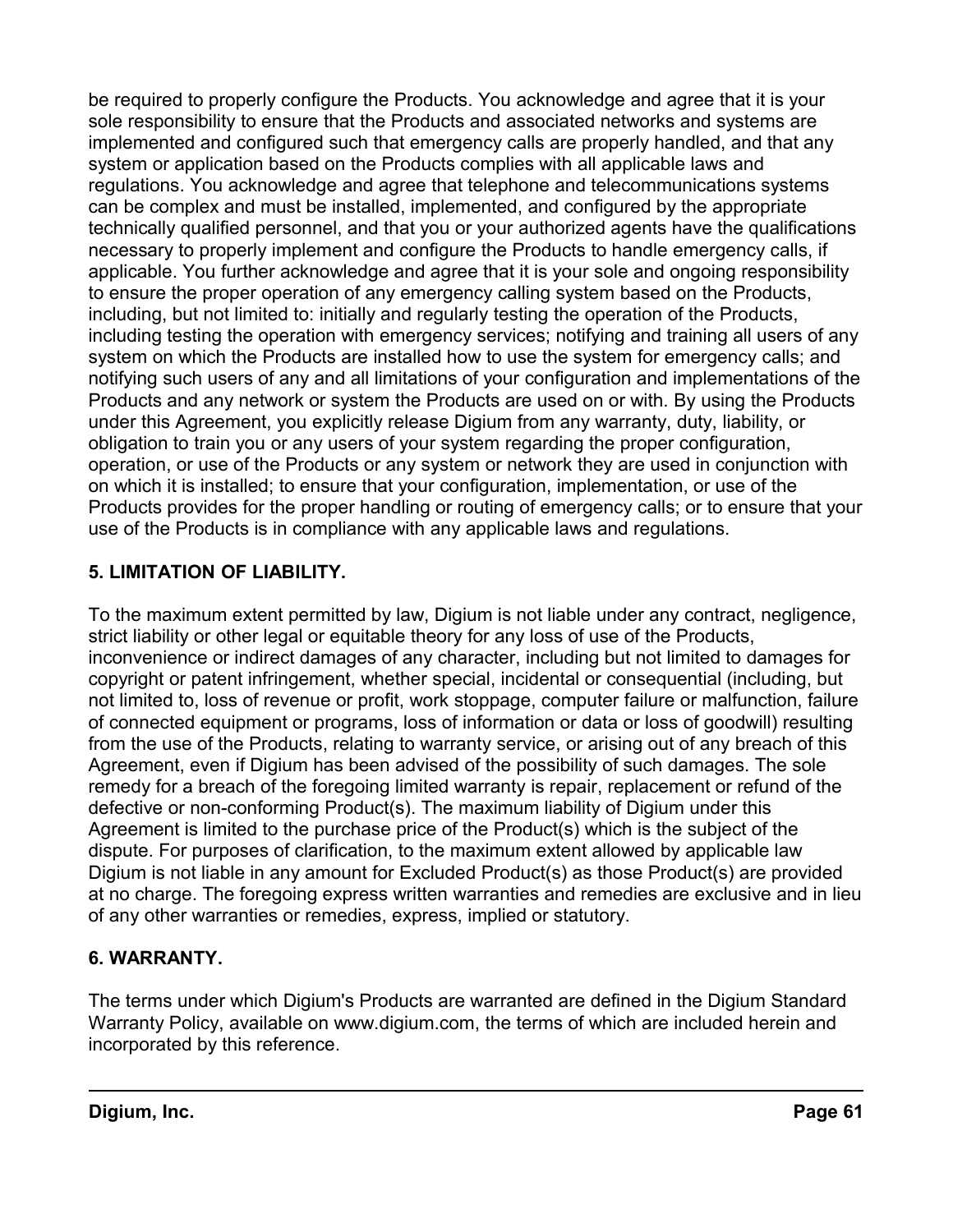be required to properly configure the Products. You acknowledge and agree that it is your sole responsibility to ensure that the Products and associated networks and systems are implemented and configured such that emergency calls are properly handled, and that any system or application based on the Products complies with all applicable laws and regulations. You acknowledge and agree that telephone and telecommunications systems can be complex and must be installed, implemented, and configured by the appropriate technically qualified personnel, and that you or your authorized agents have the qualifications necessary to properly implement and configure the Products to handle emergency calls, if applicable. You further acknowledge and agree that it is your sole and ongoing responsibility to ensure the proper operation of any emergency calling system based on the Products, including, but not limited to: initially and regularly testing the operation of the Products, including testing the operation with emergency services; notifying and training all users of any system on which the Products are installed how to use the system for emergency calls; and notifying such users of any and all limitations of your configuration and implementations of the Products and any network or system the Products are used on or with. By using the Products under this Agreement, you explicitly release Digium from any warranty, duty, liability, or obligation to train you or any users of your system regarding the proper configuration, operation, or use of the Products or any system or network they are used in conjunction with on which it is installed; to ensure that your configuration, implementation, or use of the Products provides for the proper handling or routing of emergency calls; or to ensure that your use of the Products is in compliance with any applicable laws and regulations.

**5. LIMITATION OF LIABILITY.**

To the maximum extent permitted by law, Digium is not liable under any contract, negligence, strict liability or other legal or equitable theory for any loss of use of the Products, inconvenience or indirect damages of any character, including but not limited to damages for copyright or patent infringement, whether special, incidental or consequential (including, but not limited to, loss of revenue or profit, work stoppage, computer failure or malfunction, failure of connected equipment or programs, loss of information or data or loss of goodwill) resulting from the use of the Products, relating to warranty service, or arising out of any breach of this Agreement, even if Digium has been advised of the possibility of such damages. The sole remedy for a breach of the foregoing limited warranty is repair, replacement or refund of the defective or non-conforming Product(s). The maximum liability of Digium under this Agreement is limited to the purchase price of the Product(s) which is the subject of the dispute. For purposes of clarification, to the maximum extent allowed by applicable law Digium is not liable in any amount for Excluded Product(s) as those Product(s) are provided at no charge. The foregoing express written warranties and remedies are exclusive and in lieu of any other warranties or remedies, express, implied or statutory.

**6. WARRANTY.**

The terms under which Digium's Products are warranted are defined in the Digium Standard Warranty Policy, available on www.digium.com, the terms of which are included herein and incorporated by this reference.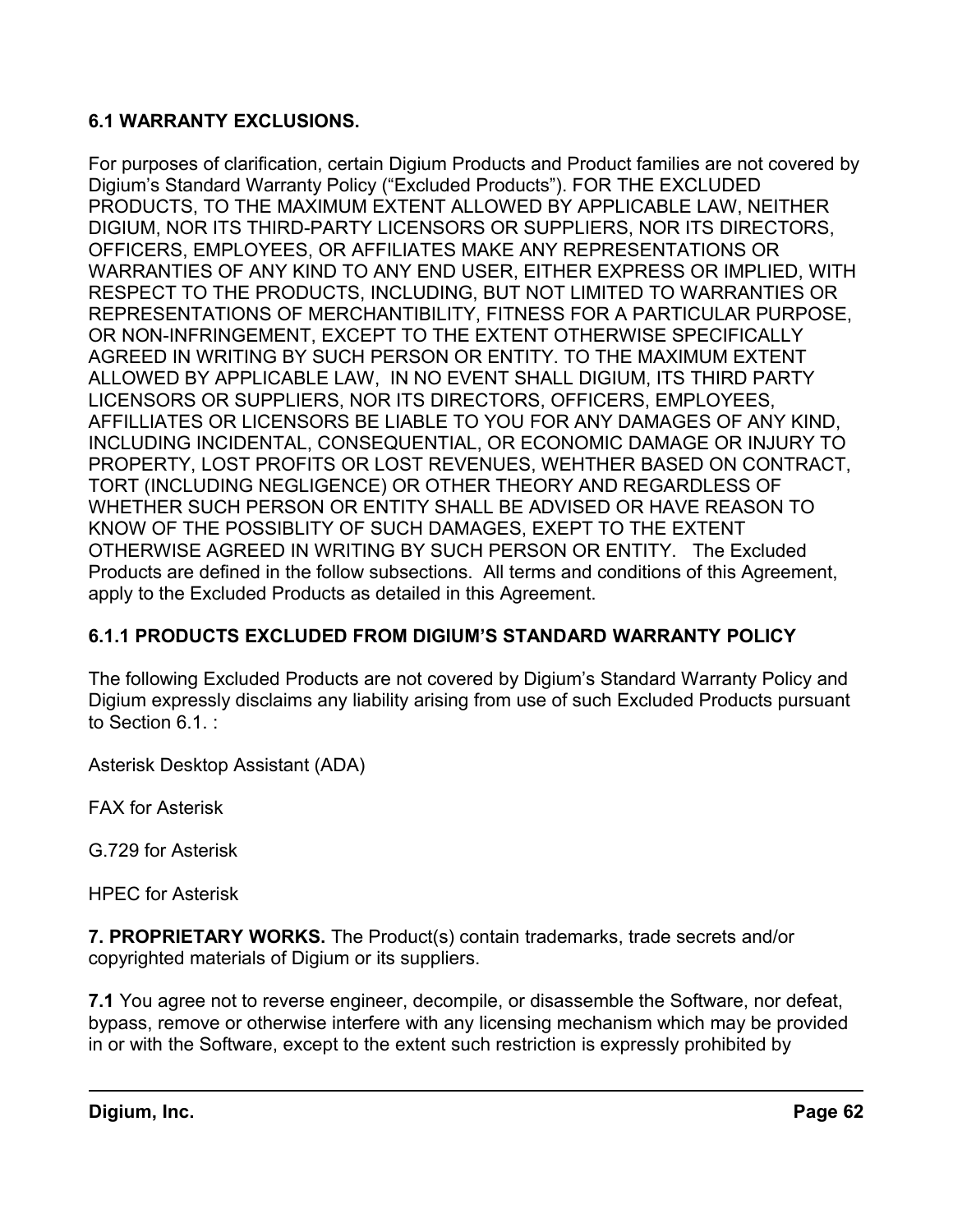### 6.1 WARRANTY EXCLUSIONS.

For purposes of clarification, certain Digium Products and Product families are not covered by Digium's Standard Warranty Policy ("Excluded Products"). FOR THE EXCLUDED PRODUCTS, TO THE MAXIMUM EXTENT ALLOWED BY APPLICABLE LAW, NEITHER DIGIUM, NOR ITS THIRD-PARTY LICENSORS OR SUPPLIERS, NOR ITS DIRECTORS, OFFICERS, EMPLOYEES, OR AFFILIATES MAKE ANY REPRESENTATIONS OR WARRANTIES OF ANY KIND TO ANY END USER, EITHER EXPRESS OR IMPLIED, WITH RESPECT TO THE PRODUCTS, INCLUDING, BUT NOT LIMITED TO WARRANTIES OR REPRESENTATIONS OF MERCHANTIBILITY, FITNESS FOR A PARTICULAR PURPOSE, OR NON-INFRINGEMENT, EXCEPT TO THE EXTENT OTHERWISE SPECIFICALLY AGREED IN WRITING BY SUCH PERSON OR ENTITY. TO THE MAXIMUM EXTENT ALLOWED BY APPLICABLE LAW, IN NO EVENT SHALL DIGIUM, ITS THIRD PARTY LICENSORS OR SUPPLIERS, NOR ITS DIRECTORS, OFFICERS, EMPLOYEES, AFFILLIATES OR LICENSORS BE LIABLE TO YOU FOR ANY DAMAGES OF ANY KIND, INCLUDING INCIDENTAL, CONSEQUENTIAL, OR ECONOMIC DAMAGE OR INJURY TO PROPERTY, LOST PROFITS OR LOST REVENUES, WEHTHER BASED ON CONTRACT, TORT (INCLUDING NEGLIGENCE) OR OTHER THEORY AND REGARDLESS OF WHETHER SUCH PERSON OR ENTITY SHALL BE ADVISED OR HAVE REASON TO KNOW OF THE POSSIBLITY OF SUCH DAMAGES, EXEPT TO THE EXTENT OTHERWISE AGREED IN WRITING BY SUCH PERSON OR ENTITY. The Excluded Products are defined in the follow subsections. All terms and conditions of this Agreement, apply to the Excluded Products as detailed in this Agreement.

### 6.1.1 PRODUCTS EXCLUDED FROM DIGIUM'S STANDARD WARRANTY POLICY

The following Excluded Products are not covered by Digium's Standard Warranty Policy and Digium expressly disclaims any liability arising from use of such Excluded Products pursuant to Section 6.1. :

Asterisk Desktop Assistant (ADA)

FAX for Asterisk

G.729 for Asterisk

HPEC for Asterisk

**7. PROPRIETARY WORKS.** The Product(s) contain trademarks, trade secrets and/or copyrighted materials of Digium or its suppliers.

**7.1** You agree not to reverse engineer, decompile, or disassemble the Software, nor defeat, bypass, remove or otherwise interfere with any licensing mechanism which may be provided in or with the Software, except to the extent such restriction is expressly prohibited by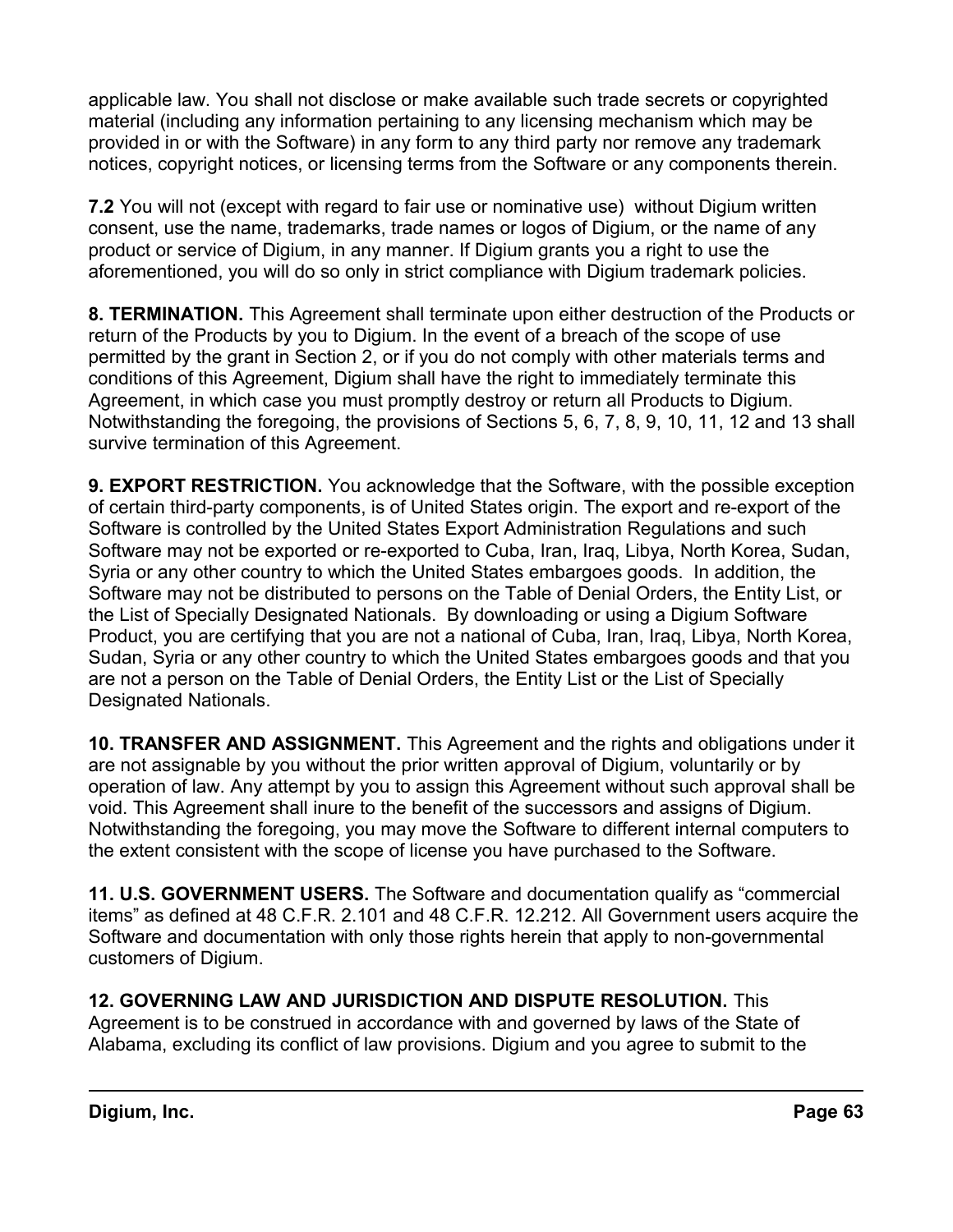applicable law. You shall not disclose or make available such trade secrets or copyrighted material (including any information pertaining to any licensing mechanism which may be provided in or with the Software) in any form to any third party nor remove any trademark notices, copyright notices, or licensing terms from the Software or any components therein.

**7.2** You will not (except with regard to fair use or nominative use) without Digium written consent, use the name, trademarks, trade names or logos of Digium, or the name of any product or service of Digium, in any manner. If Digium grants you a right to use the aforementioned, you will do so only in strict compliance with Digium trademark policies.

**8. TERMINATION.** This Agreement shall terminate upon either destruction of the Products or return of the Products by you to Digium. In the event of a breach of the scope of use permitted by the grant in Section 2, or if you do not comply with other materials terms and conditions of this Agreement, Digium shall have the right to immediately terminate this Agreement, in which case you must promptly destroy or return all Products to Digium. Notwithstanding the foregoing, the provisions of Sections 5, 6, 7, 8, 9, 10, 11, 12 and 13 shall survive termination of this Agreement.

**9. EXPORT RESTRICTION.** You acknowledge that the Software, with the possible exception of certain third-party components, is of United States origin. The export and re-export of the Software is controlled by the United States Export Administration Regulations and such Software may not be exported or re-exported to Cuba, Iran, Iraq, Libya, North Korea, Sudan, Syria or any other country to which the United States embargoes goods. In addition, the Software may not be distributed to persons on the Table of Denial Orders, the Entity List, or the List of Specially Designated Nationals. By downloading or using a Digium Software Product, you are certifying that you are not a national of Cuba, Iran, Iraq, Libya, North Korea, Sudan, Syria or any other country to which the United States embargoes goods and that you are not a person on the Table of Denial Orders, the Entity List or the List of Specially Designated Nationals.

**10. TRANSFER AND ASSIGNMENT.** This Agreement and the rights and obligations under it are not assignable by you without the prior written approval of Digium, voluntarily or by operation of law. Any attempt by you to assign this Agreement without such approval shall be void. This Agreement shall inure to the benefit of the successors and assigns of Digium. Notwithstanding the foregoing, you may move the Software to different internal computers to the extent consistent with the scope of license you have purchased to the Software.

**11. U.S. GOVERNMENT USERS.** The Software and documentation qualify as “commercial items” as defined at 48 C.F.R. 2.101 and 48 C.F.R. 12.212. All Government users acquire the Software and documentation with only those rights herein that apply to non-governmental customers of Digium.

**12. GOVERNING LAW AND JURISDICTION AND DISPUTE RESOLUTION.** This Agreement is to be construed in accordance with and governed by laws of the State of Alabama, excluding its conflict of law provisions. Digium and you agree to submit to the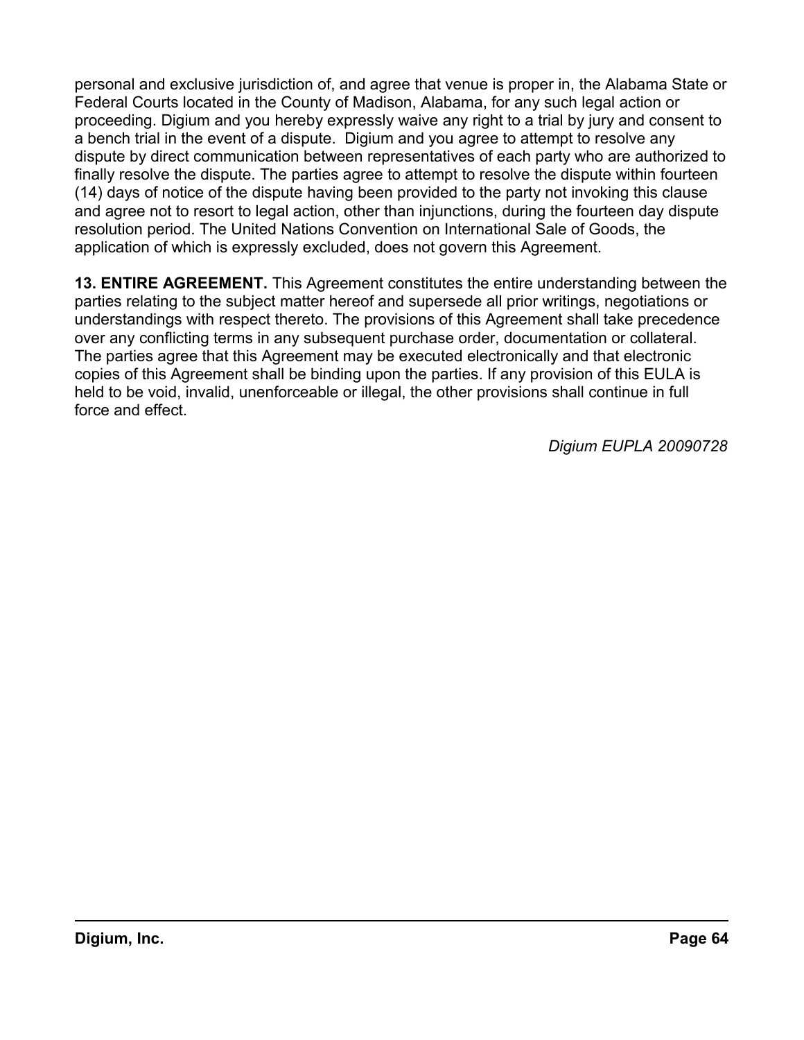personal and exclusive jurisdiction of, and agree that venue is proper in, the Alabama State or Federal Courts located in the County of Madison, Alabama, for any such legal action or proceeding. Digium and you hereby expressly waive any right to a trial by jury and consent to a bench trial in the event of a dispute. Digium and you agree to attempt to resolve any dispute by direct communication between representatives of each party who are authorized to finally resolve the dispute. The parties agree to attempt to resolve the dispute within fourteen (14) days of notice of the dispute having been provided to the party not invoking this clause and agree not to resort to legal action, other than injunctions, during the fourteen day dispute resolution period. The United Nations Convention on International Sale of Goods, the application of which is expressly excluded, does not govern this Agreement.

**13. ENTIRE AGREEMENT.** This Agreement constitutes the entire understanding between the parties relating to the subject matter hereof and supersede all prior writings, negotiations or understandings with respect thereto. The provisions of this Agreement shall take precedence over any conflicting terms in any subsequent purchase order, documentation or collateral. The parties agree that this Agreement may be executed electronically and that electronic copies of this Agreement shall be binding upon the parties. If any provision of this EULA is held to be void, invalid, unenforceable or illegal, the other provisions shall continue in full force and effect.

*Digium EUPLA 20090728*